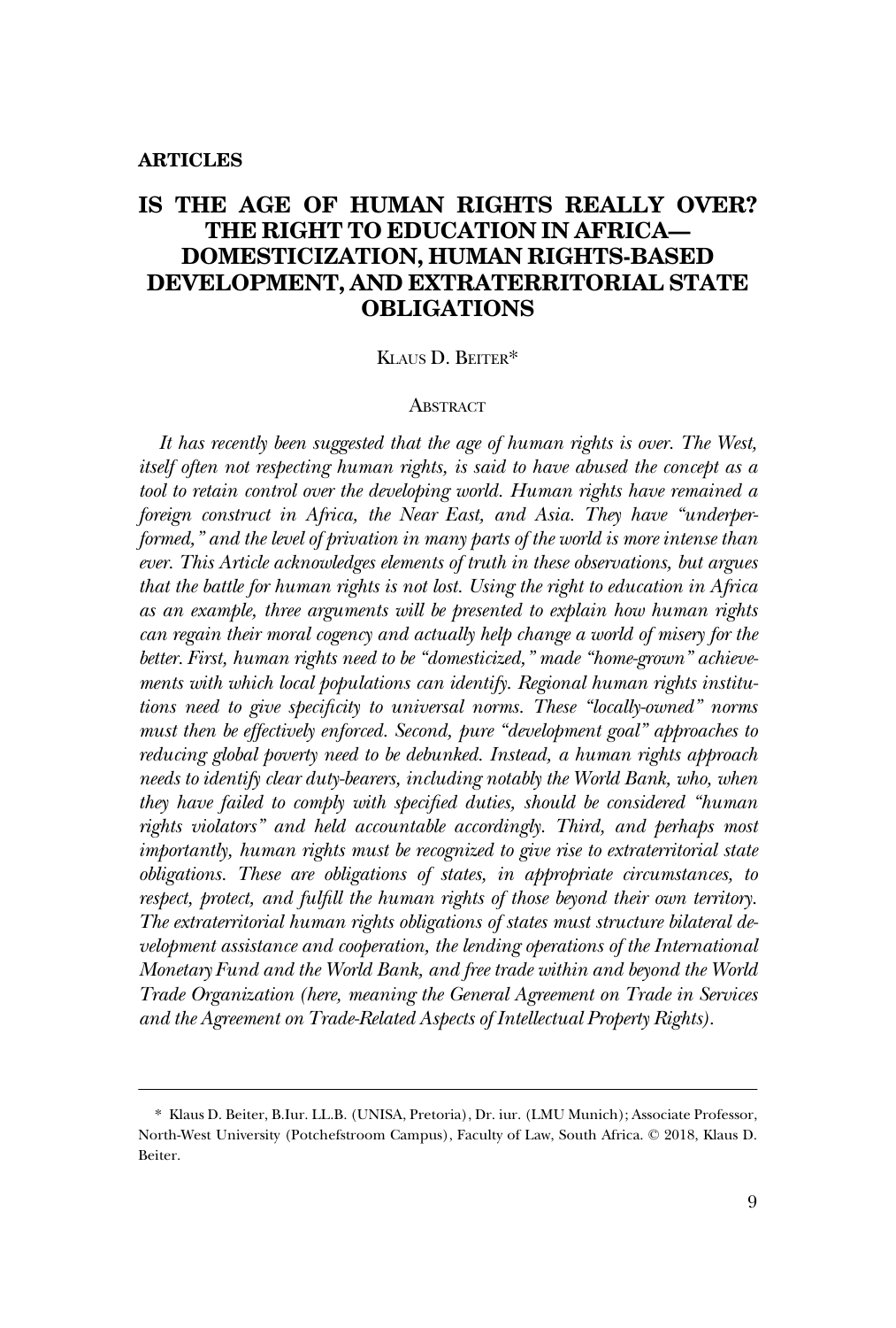**ARTICLES**

# IS THE AGE OF HUMAN RIGHTS REALLY OVER? THE RIGHT TO EDUCATION IN AFRICA—DOMESTICIZATION, HUMAN RIGHTS-BASED DEVELOPMENT, AND EXTRATERRITORIAL STATE OBLIGATIONS

KLAUS D. BEITER*

## ABSTRACT

*It has recently been suggested that the age of human rights is over. The West, itself often not respecting human rights, is said to have abused the concept as a tool to retain control over the developing world. Human rights have remained a foreign construct in Africa, the Near East, and Asia. They have "underperformed," and the level of privation in many parts of the world is more intense than ever. This Article acknowledges elements of truth in these observations, but argues that the battle for human rights is not lost. Using the right to education in Africa as an example, three arguments will be presented to explain how human rights can regain their moral cogency and actually help change a world of misery for the better. First, human rights need to be "domesticized," made "home-grown" achievements with which local populations can identify. Regional human rights institutions need to give specificity to universal norms. These "locally-owned" norms must then be effectively enforced. Second, pure "development goal" approaches to reducing global poverty need to be debunked. Instead, a human rights approach needs to identify clear duty-bearers, including notably the World Bank, who, when they have failed to comply with specified duties, should be considered "human rights violators" and held accountable accordingly. Third, and perhaps most importantly, human rights must be recognized to give rise to extraterritorial state obligations. These are obligations of states, in appropriate circumstances, to respect, protect, and fulfill the human rights of those beyond their own territory. The extraterritorial human rights obligations of states must structure bilateral development assistance and cooperation, the lending operations of the International Monetary Fund and the World Bank, and free trade within and beyond the World Trade Organization (here, meaning the General Agreement on Trade in Services and the Agreement on Trade-Related Aspects of Intellectual Property Rights).*

---

\* Klaus D. Beiter, B.Iur. LL.B. (UNISA, Pretoria), Dr. iur. (LMU Munich); Associate Professor, North-West University (Potchefstroom Campus), Faculty of Law, South Africa. © 2018, Klaus D. Beiter.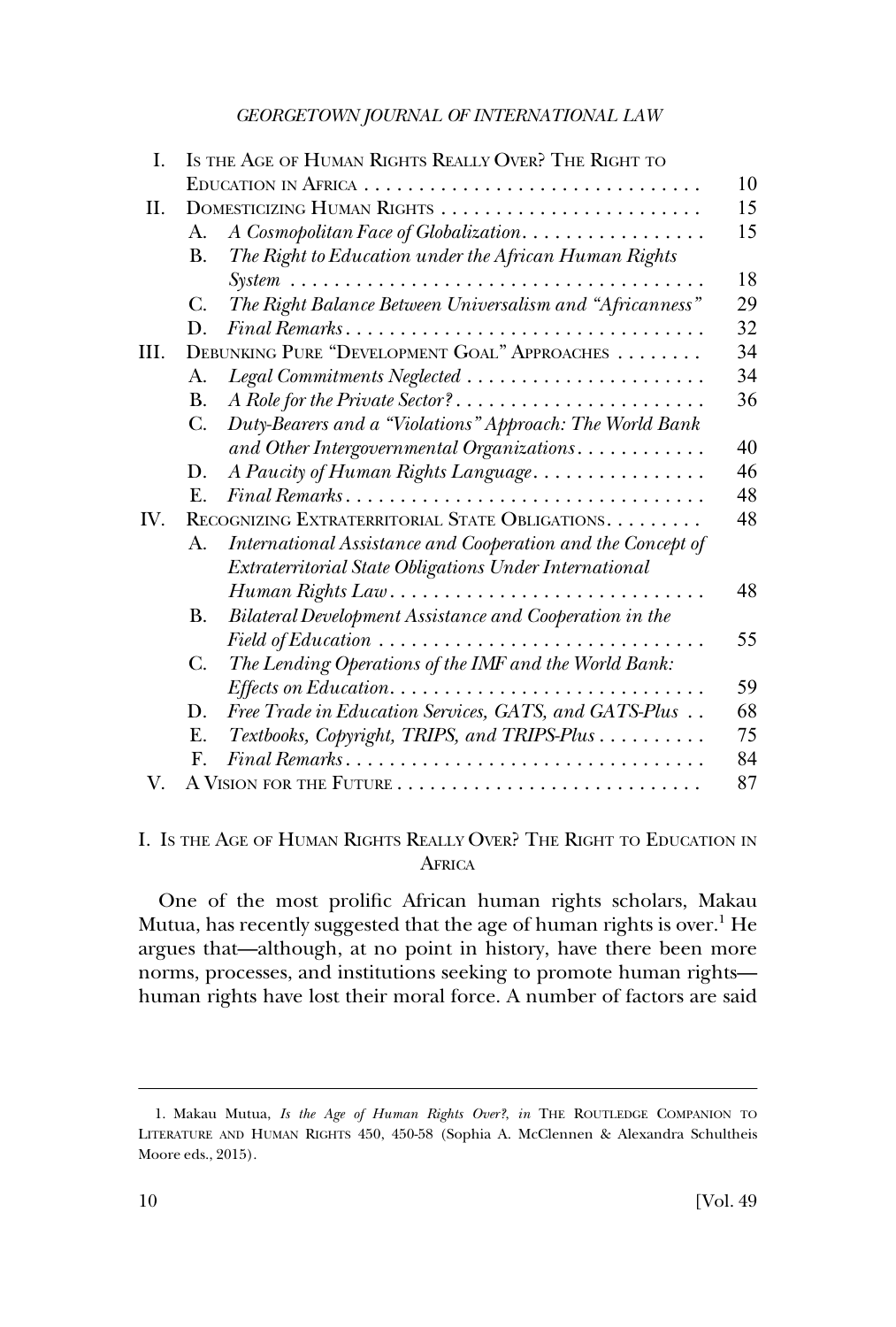| | | |
|---|---|---|
| I. | Is the Age of Human Rights Really Over? The Right to Education in Africa | 10 |
| II. | Domesticizing Human Rights | 15 |
| | A. *A Cosmopolitan Face of Globalization* | 15 |
| | B. *The Right to Education under the African Human Rights System* | 18 |
| | C. *The Right Balance Between Universalism and "Africanness"* | 29 |
| | D. *Final Remarks* | 32 |
| III. | Debunking Pure "Development Goal" Approaches | 34 |
| | A. *Legal Commitments Neglected* | 34 |
| | B. *A Role for the Private Sector?* | 36 |
| | C. *Duty-Bearers and a "Violations" Approach: The World Bank and Other Intergovernmental Organizations* | 40 |
| | D. *A Paucity of Human Rights Language* | 46 |
| | E. *Final Remarks* | 48 |
| IV. | Recognizing Extraterritorial State Obligations | 48 |
| | A. *International Assistance and Cooperation and the Concept of Extraterritorial State Obligations Under International Human Rights Law* | 48 |
| | B. *Bilateral Development Assistance and Cooperation in the Field of Education* | 55 |
| | C. *The Lending Operations of the IMF and the World Bank: Effects on Education* | 59 |
| | D. *Free Trade in Education Services, GATS, and GATS-Plus* | 68 |
| | E. *Textbooks, Copyright, TRIPS, and TRIPS-Plus* | 75 |
| | F. *Final Remarks* | 84 |
| V. | A Vision for the Future | 87 |

## I. Is the Age of Human Rights Really Over? The Right to Education in Africa

One of the most prolific African human rights scholars, Makau Mutua, has recently suggested that the age of human rights is over.[1] He argues that—although, at no point in history, have there been more norms, processes, and institutions seeking to promote human rights—human rights have lost their moral force. A number of factors are said

---

1. Makau Mutua, *Is the Age of Human Rights Over?*, *in* The Routledge Companion to Literature and Human Rights 450, 450-58 (Sophia A. McClennen & Alexandra Schultheis Moore eds., 2015).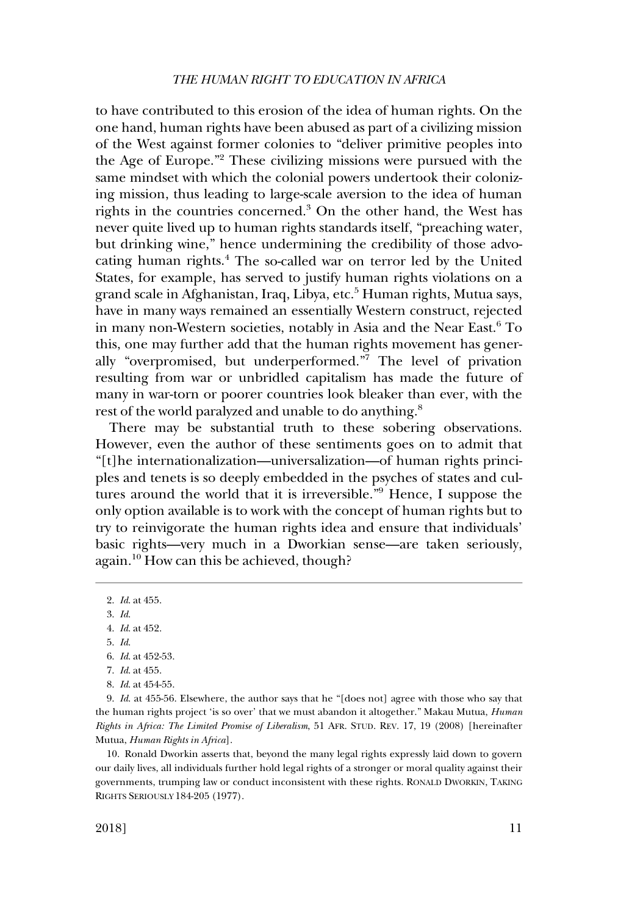to have contributed to this erosion of the idea of human rights. On the one hand, human rights have been abused as part of a civilizing mission of the West against former colonies to "deliver primitive peoples into the Age of Europe."[2] These civilizing missions were pursued with the same mindset with which the colonial powers undertook their colonizing mission, thus leading to large-scale aversion to the idea of human rights in the countries concerned.[3] On the other hand, the West has never quite lived up to human rights standards itself, "preaching water, but drinking wine," hence undermining the credibility of those advocating human rights.[4] The so-called war on terror led by the United States, for example, has served to justify human rights violations on a grand scale in Afghanistan, Iraq, Libya, etc.[5] Human rights, Mutua says, have in many ways remained an essentially Western construct, rejected in many non-Western societies, notably in Asia and the Near East.[6] To this, one may further add that the human rights movement has generally "overpromised, but underperformed."[7] The level of privation resulting from war or unbridled capitalism has made the future of many in war-torn or poorer countries look bleaker than ever, with the rest of the world paralyzed and unable to do anything.[8]

There may be substantial truth to these sobering observations. However, even the author of these sentiments goes on to admit that "[t]he internationalization—universalization—of human rights principles and tenets is so deeply embedded in the psyches of states and cultures around the world that it is irreversible."[9] Hence, I suppose the only option available is to work with the concept of human rights but to try to reinvigorate the human rights idea and ensure that individuals' basic rights—very much in a Dworkian sense—are taken seriously, again.[10] How can this be achieved, though?

---

2. *Id.* at 455.
3. *Id.*
4. *Id.* at 452.
5. *Id.*
6. *Id.* at 452-53.
7. *Id.* at 455.
8. *Id.* at 454-55.
9. *Id.* at 455-56. Elsewhere, the author says that he "[does not] agree with those who say that the human rights project 'is so over' that we must abandon it altogether." Makau Mutua, *Human Rights in Africa: The Limited Promise of Liberalism*, 51 AFR. STUD. REV. 17, 19 (2008) [hereinafter Mutua, *Human Rights in Africa*].
10. Ronald Dworkin asserts that, beyond the many legal rights expressly laid down to govern our daily lives, all individuals further hold legal rights of a stronger or moral quality against their governments, trumping law or conduct inconsistent with these rights. RONALD DWORKIN, TAKING RIGHTS SERIOUSLY 184-205 (1977).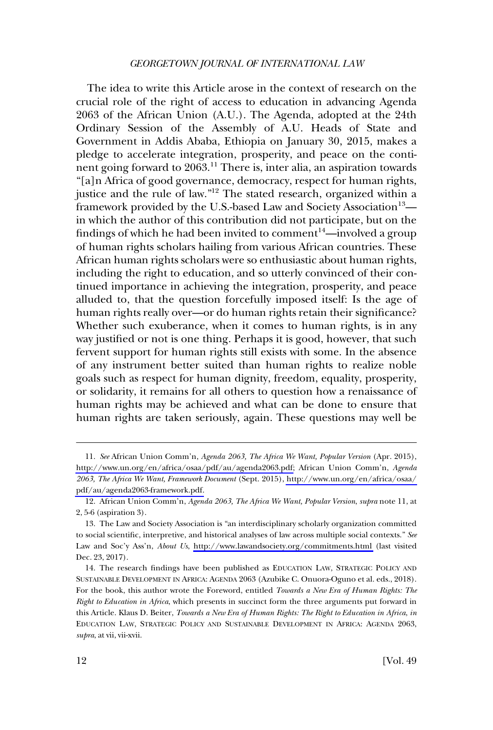The idea to write this Article arose in the context of research on the crucial role of the right of access to education in advancing Agenda 2063 of the African Union (A.U.). The Agenda, adopted at the 24th Ordinary Session of the Assembly of A.U. Heads of State and Government in Addis Ababa, Ethiopia on January 30, 2015, makes a pledge to accelerate integration, prosperity, and peace on the continent going forward to 2063.[11] There is, inter alia, an aspiration towards "[a]n Africa of good governance, democracy, respect for human rights, justice and the rule of law."[12] The stated research, organized within a framework provided by the U.S.-based Law and Society Association[13]—in which the author of this contribution did not participate, but on the findings of which he had been invited to comment[14]—involved a group of human rights scholars hailing from various African countries. These African human rights scholars were so enthusiastic about human rights, including the right to education, and so utterly convinced of their continued importance in achieving the integration, prosperity, and peace alluded to, that the question forcefully imposed itself: Is the age of human rights really over—or do human rights retain their significance? Whether such exuberance, when it comes to human rights, is in any way justified or not is one thing. Perhaps it is good, however, that such fervent support for human rights still exists with some. In the absence of any instrument better suited than human rights to realize noble goals such as respect for human dignity, freedom, equality, prosperity, or solidarity, it remains for all others to question how a renaissance of human rights may be achieved and what can be done to ensure that human rights are taken seriously, again. These questions may well be

---

11. *See* African Union Comm'n, *Agenda 2063, The Africa We Want, Popular Version* (Apr. 2015), http://www.un.org/en/africa/osaa/pdf/au/agenda2063.pdf; African Union Comm'n, *Agenda 2063, The Africa We Want, Framework Document* (Sept. 2015), http://www.un.org/en/africa/osaa/pdf/au/agenda2063-framework.pdf.

12. African Union Comm'n, *Agenda 2063, The Africa We Want, Popular Version*, *supra* note 11, at 2, 5-6 (aspiration 3).

13. The Law and Society Association is "an interdisciplinary scholarly organization committed to social scientific, interpretive, and historical analyses of law across multiple social contexts." *See* Law and Soc'y Ass'n, *About Us*, http://www.lawandsociety.org/commitments.html (last visited Dec. 23, 2017).

14. The research findings have been published as EDUCATION LAW, STRATEGIC POLICY AND SUSTAINABLE DEVELOPMENT IN AFRICA: AGENDA 2063 (Azubike C. Onuora-Oguno et al. eds., 2018). For the book, this author wrote the Foreword, entitled *Towards a New Era of Human Rights: The Right to Education in Africa*, which presents in succinct form the three arguments put forward in this Article. Klaus D. Beiter, *Towards a New Era of Human Rights: The Right to Education in Africa*, *in* EDUCATION LAW, STRATEGIC POLICY AND SUSTAINABLE DEVELOPMENT IN AFRICA: AGENDA 2063, *supra*, at vii, vii-xvii.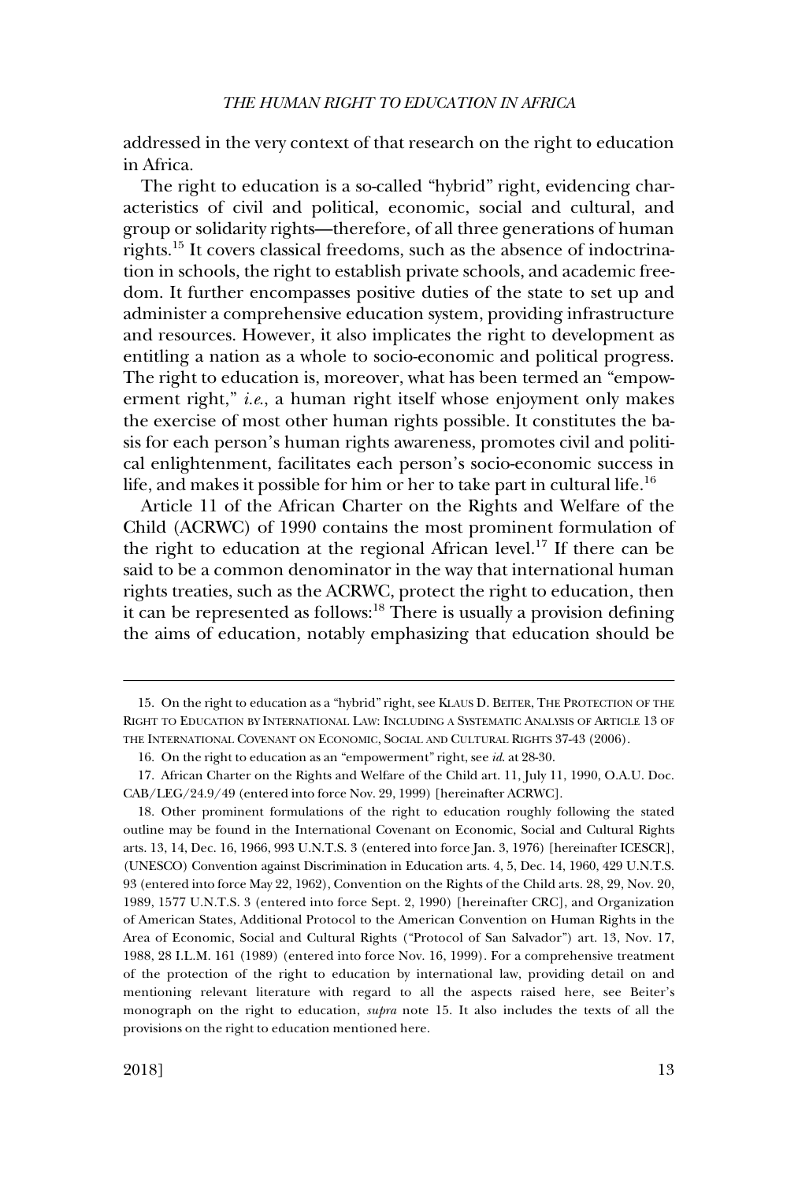addressed in the very context of that research on the right to education in Africa.

The right to education is a so-called "hybrid" right, evidencing characteristics of civil and political, economic, social and cultural, and group or solidarity rights—therefore, of all three generations of human rights.[15] It covers classical freedoms, such as the absence of indoctrination in schools, the right to establish private schools, and academic freedom. It further encompasses positive duties of the state to set up and administer a comprehensive education system, providing infrastructure and resources. However, it also implicates the right to development as entitling a nation as a whole to socio-economic and political progress. The right to education is, moreover, what has been termed an "empowerment right," *i.e.*, a human right itself whose enjoyment only makes the exercise of most other human rights possible. It constitutes the basis for each person's human rights awareness, promotes civil and political enlightenment, facilitates each person's socio-economic success in life, and makes it possible for him or her to take part in cultural life.[16]

Article 11 of the African Charter on the Rights and Welfare of the Child (ACRWC) of 1990 contains the most prominent formulation of the right to education at the regional African level.[17] If there can be said to be a common denominator in the way that international human rights treaties, such as the ACRWC, protect the right to education, then it can be represented as follows:[18] There is usually a provision defining the aims of education, notably emphasizing that education should be

---

15. On the right to education as a "hybrid" right, see KLAUS D. BEITER, THE PROTECTION OF THE RIGHT TO EDUCATION BY INTERNATIONAL LAW: INCLUDING A SYSTEMATIC ANALYSIS OF ARTICLE 13 OF THE INTERNATIONAL COVENANT ON ECONOMIC, SOCIAL AND CULTURAL RIGHTS 37-43 (2006).

16. On the right to education as an "empowerment" right, see *id.* at 28-30.

17. African Charter on the Rights and Welfare of the Child art. 11, July 11, 1990, O.A.U. Doc. CAB/LEG/24.9/49 (entered into force Nov. 29, 1999) [hereinafter ACRWC].

18. Other prominent formulations of the right to education roughly following the stated outline may be found in the International Covenant on Economic, Social and Cultural Rights arts. 13, 14, Dec. 16, 1966, 993 U.N.T.S. 3 (entered into force Jan. 3, 1976) [hereinafter ICESCR], (UNESCO) Convention against Discrimination in Education arts. 4, 5, Dec. 14, 1960, 429 U.N.T.S. 93 (entered into force May 22, 1962), Convention on the Rights of the Child arts. 28, 29, Nov. 20, 1989, 1577 U.N.T.S. 3 (entered into force Sept. 2, 1990) [hereinafter CRC], and Organization of American States, Additional Protocol to the American Convention on Human Rights in the Area of Economic, Social and Cultural Rights ("Protocol of San Salvador") art. 13, Nov. 17, 1988, 28 I.L.M. 161 (1989) (entered into force Nov. 16, 1999). For a comprehensive treatment of the protection of the right to education by international law, providing detail on and mentioning relevant literature with regard to all the aspects raised here, see Beiter's monograph on the right to education, *supra* note 15. It also includes the texts of all the provisions on the right to education mentioned here.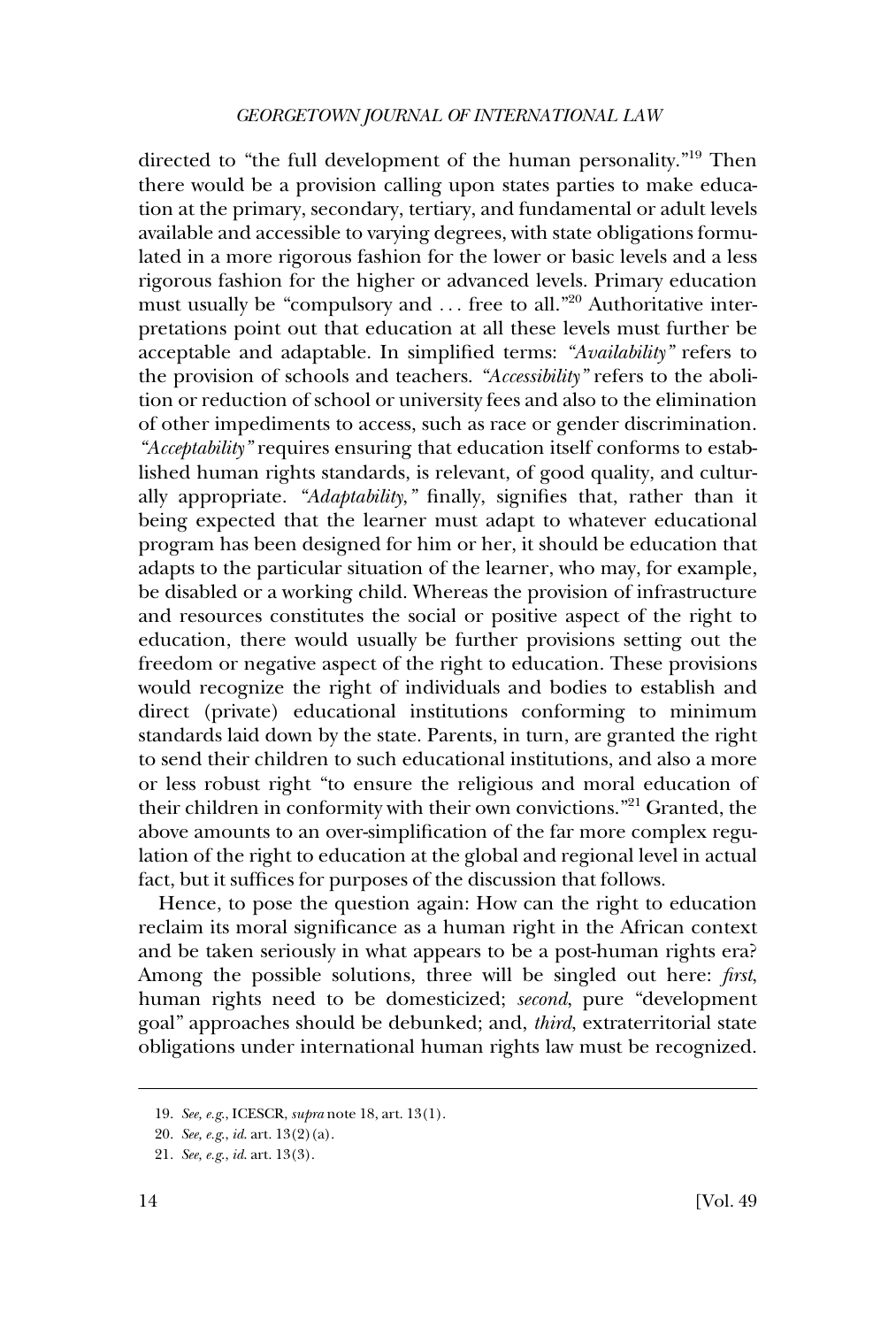directed to "the full development of the human personality."[19] Then there would be a provision calling upon states parties to make education at the primary, secondary, tertiary, and fundamental or adult levels available and accessible to varying degrees, with state obligations formulated in a more rigorous fashion for the lower or basic levels and a less rigorous fashion for the higher or advanced levels. Primary education must usually be "compulsory and . . . free to all."[20] Authoritative interpretations point out that education at all these levels must further be acceptable and adaptable. In simplified terms: *"Availability"* refers to the provision of schools and teachers. *"Accessibility"* refers to the abolition or reduction of school or university fees and also to the elimination of other impediments to access, such as race or gender discrimination. *"Acceptability"* requires ensuring that education itself conforms to established human rights standards, is relevant, of good quality, and culturally appropriate. *"Adaptability,"* finally, signifies that, rather than it being expected that the learner must adapt to whatever educational program has been designed for him or her, it should be education that adapts to the particular situation of the learner, who may, for example, be disabled or a working child. Whereas the provision of infrastructure and resources constitutes the social or positive aspect of the right to education, there would usually be further provisions setting out the freedom or negative aspect of the right to education. These provisions would recognize the right of individuals and bodies to establish and direct (private) educational institutions conforming to minimum standards laid down by the state. Parents, in turn, are granted the right to send their children to such educational institutions, and also a more or less robust right "to ensure the religious and moral education of their children in conformity with their own convictions."[21] Granted, the above amounts to an over-simplification of the far more complex regulation of the right to education at the global and regional level in actual fact, but it suffices for purposes of the discussion that follows.

Hence, to pose the question again: How can the right to education reclaim its moral significance as a human right in the African context and be taken seriously in what appears to be a post-human rights era? Among the possible solutions, three will be singled out here: *first*, human rights need to be domesticized; *second*, pure "development goal" approaches should be debunked; and, *third*, extraterritorial state obligations under international human rights law must be recognized.

---

19. *See, e.g.*, ICESCR, *supra* note 18, art. 13(1).

20. *See, e.g.*, *id.* art. 13(2)(a).

21. *See, e.g.*, *id.* art. 13(3).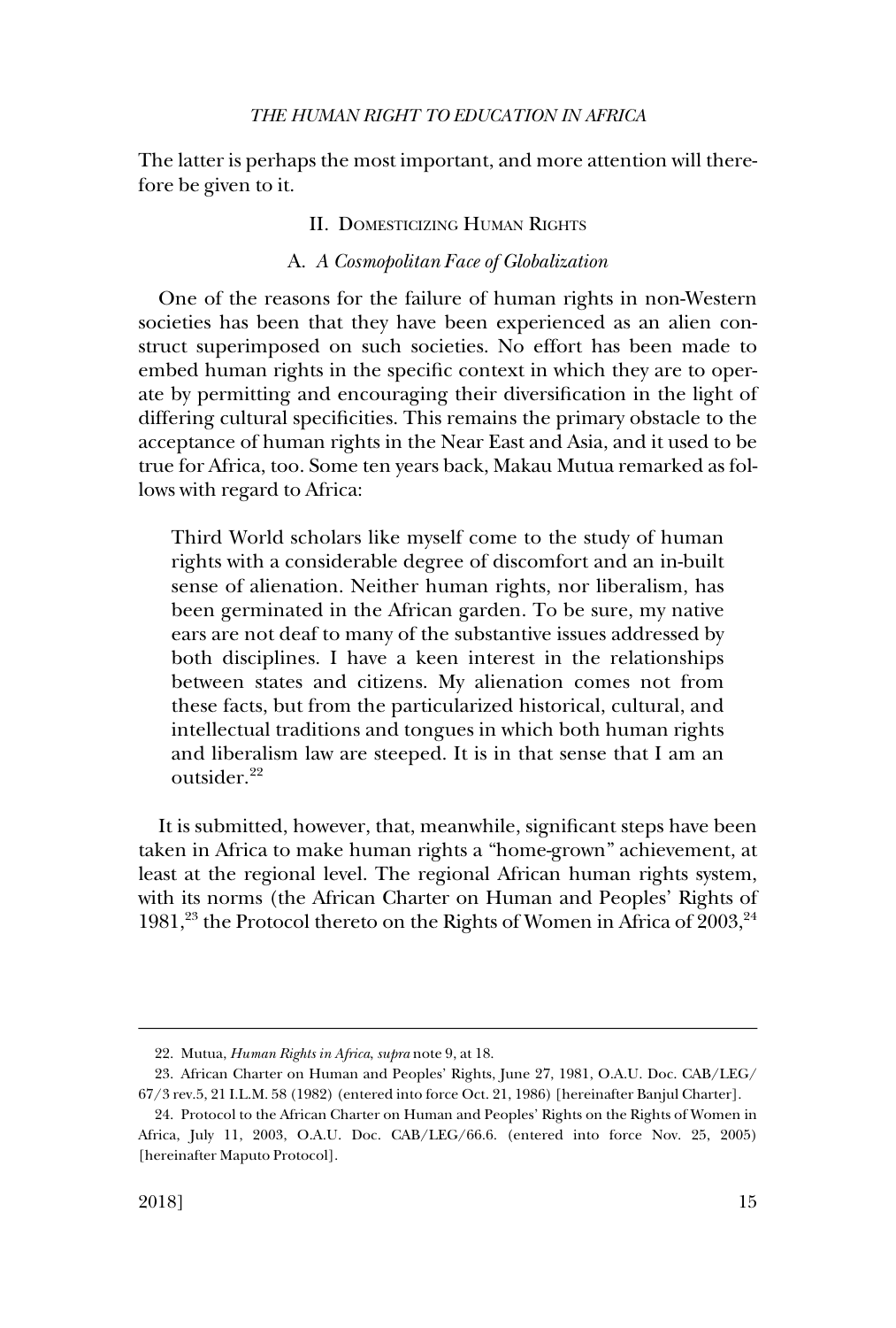The latter is perhaps the most important, and more attention will therefore be given to it.

## II. Domesticizing Human Rights

### A. *A Cosmopolitan Face of Globalization*

One of the reasons for the failure of human rights in non-Western societies has been that they have been experienced as an alien construct superimposed on such societies. No effort has been made to embed human rights in the specific context in which they are to operate by permitting and encouraging their diversification in the light of differing cultural specificities. This remains the primary obstacle to the acceptance of human rights in the Near East and Asia, and it used to be true for Africa, too. Some ten years back, Makau Mutua remarked as follows with regard to Africa:

> Third World scholars like myself come to the study of human rights with a considerable degree of discomfort and an in-built sense of alienation. Neither human rights, nor liberalism, has been germinated in the African garden. To be sure, my native ears are not deaf to many of the substantive issues addressed by both disciplines. I have a keen interest in the relationships between states and citizens. My alienation comes not from these facts, but from the particularized historical, cultural, and intellectual traditions and tongues in which both human rights and liberalism law are steeped. It is in that sense that I am an outsider.[22]

It is submitted, however, that, meanwhile, significant steps have been taken in Africa to make human rights a "home-grown" achievement, at least at the regional level. The regional African human rights system, with its norms (the African Charter on Human and Peoples' Rights of 1981,[23] the Protocol thereto on the Rights of Women in Africa of 2003,[24]

---

22. Mutua, *Human Rights in Africa*, *supra* note 9, at 18.

23. African Charter on Human and Peoples' Rights, June 27, 1981, O.A.U. Doc. CAB/LEG/67/3 rev.5, 21 I.L.M. 58 (1982) (entered into force Oct. 21, 1986) [hereinafter Banjul Charter].

24. Protocol to the African Charter on Human and Peoples' Rights on the Rights of Women in Africa, July 11, 2003, O.A.U. Doc. CAB/LEG/66.6. (entered into force Nov. 25, 2005) [hereinafter Maputo Protocol].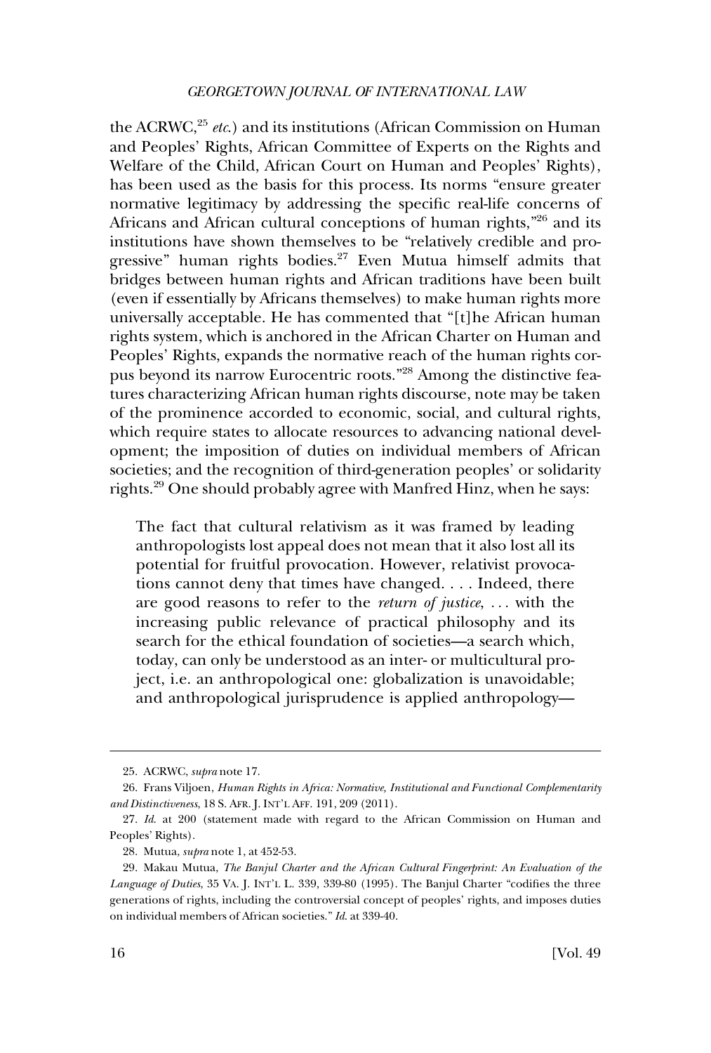the ACRWC,[25] *etc.*) and its institutions (African Commission on Human and Peoples' Rights, African Committee of Experts on the Rights and Welfare of the Child, African Court on Human and Peoples' Rights), has been used as the basis for this process. Its norms "ensure greater normative legitimacy by addressing the specific real-life concerns of Africans and African cultural conceptions of human rights,"[26] and its institutions have shown themselves to be "relatively credible and progressive" human rights bodies.[27] Even Mutua himself admits that bridges between human rights and African traditions have been built (even if essentially by Africans themselves) to make human rights more universally acceptable. He has commented that "[t]he African human rights system, which is anchored in the African Charter on Human and Peoples' Rights, expands the normative reach of the human rights corpus beyond its narrow Eurocentric roots."[28] Among the distinctive features characterizing African human rights discourse, note may be taken of the prominence accorded to economic, social, and cultural rights, which require states to allocate resources to advancing national development; the imposition of duties on individual members of African societies; and the recognition of third-generation peoples' or solidarity rights.[29] One should probably agree with Manfred Hinz, when he says:

> The fact that cultural relativism as it was framed by leading anthropologists lost appeal does not mean that it also lost all its potential for fruitful provocation. However, relativist provocations cannot deny that times have changed. . . . Indeed, there are good reasons to refer to the *return of justice*, . . . with the increasing public relevance of practical philosophy and its search for the ethical foundation of societies—a search which, today, can only be understood as an inter- or multicultural project, i.e. an anthropological one: globalization is unavoidable; and anthropological jurisprudence is applied anthropology—

---

25. ACRWC, *supra* note 17.

26. Frans Viljoen, *Human Rights in Africa: Normative, Institutional and Functional Complementarity and Distinctiveness*, 18 S. AFR. J. INT'L AFF. 191, 209 (2011).

27. *Id.* at 200 (statement made with regard to the African Commission on Human and Peoples' Rights).

28. Mutua, *supra* note 1, at 452-53.

29. Makau Mutua, *The Banjul Charter and the African Cultural Fingerprint: An Evaluation of the Language of Duties*, 35 VA. J. INT'L L. 339, 339-80 (1995). The Banjul Charter "codifies the three generations of rights, including the controversial concept of peoples' rights, and imposes duties on individual members of African societies." *Id.* at 339-40.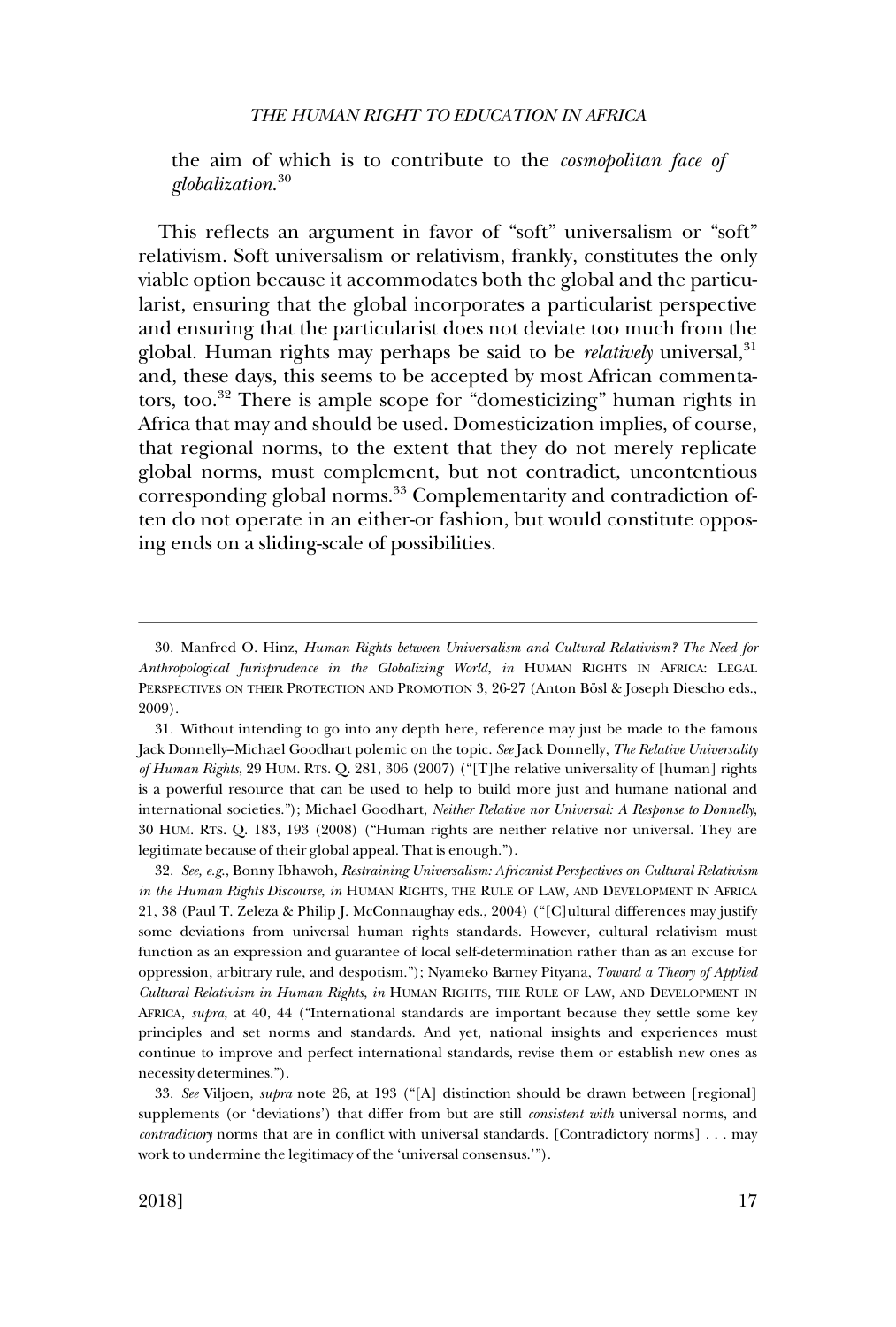the aim of which is to contribute to the *cosmopolitan face of globalization*.[30]

This reflects an argument in favor of "soft" universalism or "soft" relativism. Soft universalism or relativism, frankly, constitutes the only viable option because it accommodates both the global and the particularist, ensuring that the global incorporates a particularist perspective and ensuring that the particularist does not deviate too much from the global. Human rights may perhaps be said to be *relatively* universal,[31] and, these days, this seems to be accepted by most African commentators, too.[32] There is ample scope for "domesticizing" human rights in Africa that may and should be used. Domesticization implies, of course, that regional norms, to the extent that they do not merely replicate global norms, must complement, but not contradict, uncontentious corresponding global norms.[33] Complementarity and contradiction often do not operate in an either-or fashion, but would constitute opposing ends on a sliding-scale of possibilities.

---

30. Manfred O. Hinz, *Human Rights between Universalism and Cultural Relativism? The Need for Anthropological Jurisprudence in the Globalizing World*, *in* HUMAN RIGHTS IN AFRICA: LEGAL PERSPECTIVES ON THEIR PROTECTION AND PROMOTION 3, 26-27 (Anton Bösl & Joseph Diescho eds., 2009).

31. Without intending to go into any depth here, reference may just be made to the famous Jack Donnelly–Michael Goodhart polemic on the topic. *See* Jack Donnelly, *The Relative Universality of Human Rights*, 29 HUM. RTS. Q. 281, 306 (2007) ("[T]he relative universality of [human] rights is a powerful resource that can be used to help to build more just and humane national and international societies."); Michael Goodhart, *Neither Relative nor Universal: A Response to Donnelly*, 30 HUM. RTS. Q. 183, 193 (2008) ("Human rights are neither relative nor universal. They are legitimate because of their global appeal. That is enough.").

32. *See, e.g.*, Bonny Ibhawoh, *Restraining Universalism: Africanist Perspectives on Cultural Relativism in the Human Rights Discourse*, *in* HUMAN RIGHTS, THE RULE OF LAW, AND DEVELOPMENT IN AFRICA 21, 38 (Paul T. Zeleza & Philip J. McConnaughay eds., 2004) ("[C]ultural differences may justify some deviations from universal human rights standards. However, cultural relativism must function as an expression and guarantee of local self-determination rather than as an excuse for oppression, arbitrary rule, and despotism."); Nyameko Barney Pityana, *Toward a Theory of Applied Cultural Relativism in Human Rights*, *in* HUMAN RIGHTS, THE RULE OF LAW, AND DEVELOPMENT IN AFRICA, *supra*, at 40, 44 ("International standards are important because they settle some key principles and set norms and standards. And yet, national insights and experiences must continue to improve and perfect international standards, revise them or establish new ones as necessity determines.").

33. *See* Viljoen, *supra* note 26, at 193 ("[A] distinction should be drawn between [regional] supplements (or 'deviations') that differ from but are still *consistent with* universal norms, and *contradictory* norms that are in conflict with universal standards. [Contradictory norms] . . . may work to undermine the legitimacy of the 'universal consensus.'").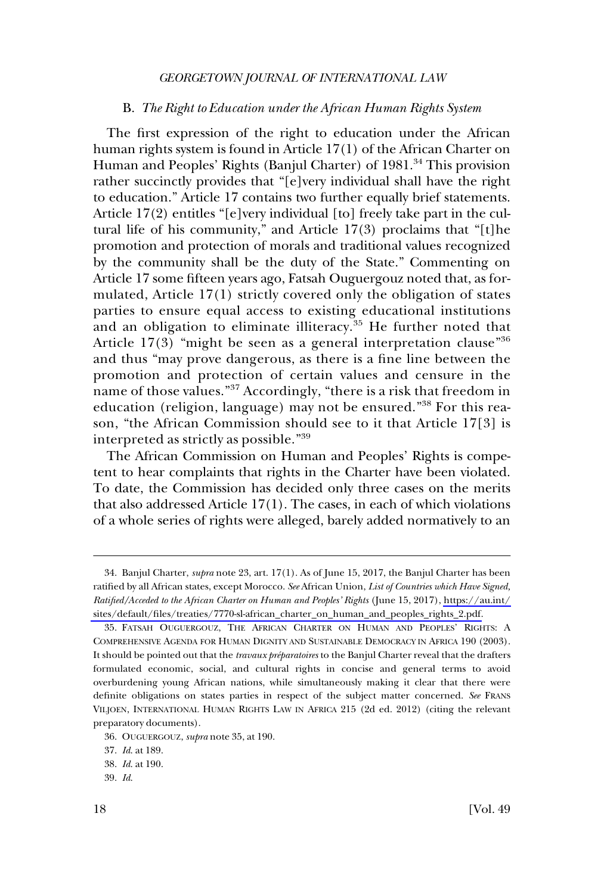### B. *The Right to Education under the African Human Rights System*

The first expression of the right to education under the African human rights system is found in Article 17(1) of the African Charter on Human and Peoples' Rights (Banjul Charter) of 1981.[34] This provision rather succinctly provides that "[e]very individual shall have the right to education." Article 17 contains two further equally brief statements. Article 17(2) entitles "[e]very individual [to] freely take part in the cultural life of his community," and Article 17(3) proclaims that "[t]he promotion and protection of morals and traditional values recognized by the community shall be the duty of the State." Commenting on Article 17 some fifteen years ago, Fatsah Ouguergouz noted that, as formulated, Article 17(1) strictly covered only the obligation of states parties to ensure equal access to existing educational institutions and an obligation to eliminate illiteracy.[35] He further noted that Article 17(3) "might be seen as a general interpretation clause"[36] and thus "may prove dangerous, as there is a fine line between the promotion and protection of certain values and censure in the name of those values."[37] Accordingly, "there is a risk that freedom in education (religion, language) may not be ensured."[38] For this reason, "the African Commission should see to it that Article 17[3] is interpreted as strictly as possible."[39]

The African Commission on Human and Peoples' Rights is competent to hear complaints that rights in the Charter have been violated. To date, the Commission has decided only three cases on the merits that also addressed Article 17(1). The cases, in each of which violations of a whole series of rights were alleged, barely added normatively to an

---

34. Banjul Charter, *supra* note 23, art. 17(1). As of June 15, 2017, the Banjul Charter has been ratified by all African states, except Morocco. *See* African Union, *List of Countries which Have Signed, Ratified/Acceded to the African Charter on Human and Peoples' Rights* (June 15, 2017), https://au.int/sites/default/files/treaties/7770-sl-african_charter_on_human_and_peoples_rights_2.pdf.

35. FATSAH OUGUERGOUZ, THE AFRICAN CHARTER ON HUMAN AND PEOPLES' RIGHTS: A COMPREHENSIVE AGENDA FOR HUMAN DIGNITY AND SUSTAINABLE DEMOCRACY IN AFRICA 190 (2003). It should be pointed out that the *travaux préparatoires* to the Banjul Charter reveal that the drafters formulated economic, social, and cultural rights in concise and general terms to avoid overburdening young African nations, while simultaneously making it clear that there were definite obligations on states parties in respect of the subject matter concerned. *See* FRANS VILJOEN, INTERNATIONAL HUMAN RIGHTS LAW IN AFRICA 215 (2d ed. 2012) (citing the relevant preparatory documents).

36. OUGUERGOUZ, *supra* note 35, at 190.

37. *Id.* at 189.

38. *Id.* at 190.

39. *Id.*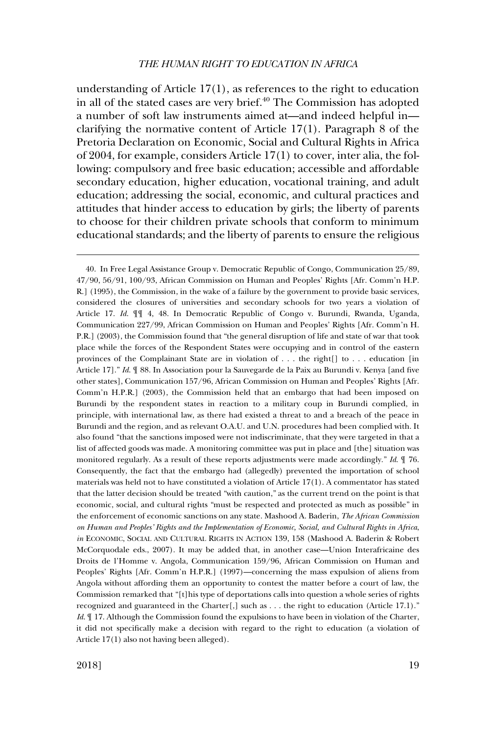understanding of Article 17(1), as references to the right to education in all of the stated cases are very brief.[40] The Commission has adopted a number of soft law instruments aimed at—and indeed helpful in—clarifying the normative content of Article 17(1). Paragraph 8 of the Pretoria Declaration on Economic, Social and Cultural Rights in Africa of 2004, for example, considers Article 17(1) to cover, inter alia, the following: compulsory and free basic education; accessible and affordable secondary education, higher education, vocational training, and adult education; addressing the social, economic, and cultural practices and attitudes that hinder access to education by girls; the liberty of parents to choose for their children private schools that conform to minimum educational standards; and the liberty of parents to ensure the religious

---

40. In Free Legal Assistance Group v. Democratic Republic of Congo, Communication 25/89, 47/90, 56/91, 100/93, African Commission on Human and Peoples' Rights [Afr. Comm'n H.P.R.] (1995), the Commission, in the wake of a failure by the government to provide basic services, considered the closures of universities and secondary schools for two years a violation of Article 17. *Id.* ¶¶ 4, 48. In Democratic Republic of Congo v. Burundi, Rwanda, Uganda, Communication 227/99, African Commission on Human and Peoples' Rights [Afr. Comm'n H.P.R.] (2003), the Commission found that "the general disruption of life and state of war that took place while the forces of the Respondent States were occupying and in control of the eastern provinces of the Complainant State are in violation of . . . the right[] to . . . education [in Article 17]." *Id.* ¶ 88. In Association pour la Sauvegarde de la Paix au Burundi v. Kenya [and five other states], Communication 157/96, African Commission on Human and Peoples' Rights [Afr. Comm'n H.P.R.] (2003), the Commission held that an embargo that had been imposed on Burundi by the respondent states in reaction to a military coup in Burundi complied, in principle, with international law, as there had existed a threat to and a breach of the peace in Burundi and the region, and as relevant O.A.U. and U.N. procedures had been complied with. It also found "that the sanctions imposed were not indiscriminate, that they were targeted in that a list of affected goods was made. A monitoring committee was put in place and [the] situation was monitored regularly. As a result of these reports adjustments were made accordingly." *Id.* ¶ 76. Consequently, the fact that the embargo had (allegedly) prevented the importation of school materials was held not to have constituted a violation of Article 17(1). A commentator has stated that the latter decision should be treated "with caution," as the current trend on the point is that economic, social, and cultural rights "must be respected and protected as much as possible" in the enforcement of economic sanctions on any state. Mashood A. Baderin, *The African Commission on Human and Peoples' Rights and the Implementation of Economic, Social, and Cultural Rights in Africa*, *in* ECONOMIC, SOCIAL AND CULTURAL RIGHTS IN ACTION 139, 158 (Mashood A. Baderin & Robert McCorquodale eds., 2007). It may be added that, in another case—Union Interafricaine des Droits de l'Homme v. Angola, Communication 159/96, African Commission on Human and Peoples' Rights [Afr. Comm'n H.P.R.] (1997)—concerning the mass expulsion of aliens from Angola without affording them an opportunity to contest the matter before a court of law, the Commission remarked that "[t]his type of deportations calls into question a whole series of rights recognized and guaranteed in the Charter[,] such as . . . the right to education (Article 17.1)." *Id.* ¶ 17. Although the Commission found the expulsions to have been in violation of the Charter, it did not specifically make a decision with regard to the right to education (a violation of Article 17(1) also not having been alleged).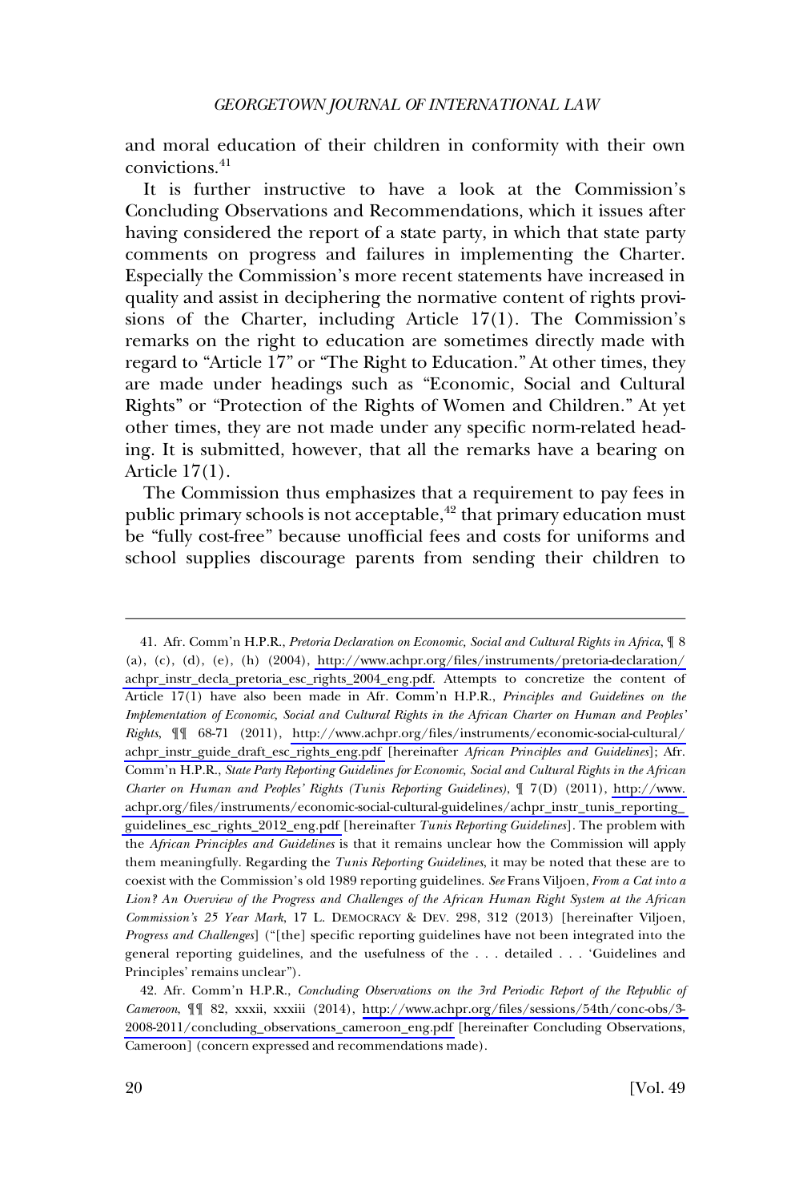and moral education of their children in conformity with their own convictions.[41]

It is further instructive to have a look at the Commission's Concluding Observations and Recommendations, which it issues after having considered the report of a state party, in which that state party comments on progress and failures in implementing the Charter. Especially the Commission's more recent statements have increased in quality and assist in deciphering the normative content of rights provisions of the Charter, including Article 17(1). The Commission's remarks on the right to education are sometimes directly made with regard to "Article 17" or "The Right to Education." At other times, they are made under headings such as "Economic, Social and Cultural Rights" or "Protection of the Rights of Women and Children." At yet other times, they are not made under any specific norm-related heading. It is submitted, however, that all the remarks have a bearing on Article 17(1).

The Commission thus emphasizes that a requirement to pay fees in public primary schools is not acceptable,[42] that primary education must be "fully cost-free" because unofficial fees and costs for uniforms and school supplies discourage parents from sending their children to

---

41. Afr. Comm'n H.P.R., *Pretoria Declaration on Economic, Social and Cultural Rights in Africa*, ¶ 8 (a), (c), (d), (e), (h) (2004), http://www.achpr.org/files/instruments/pretoria-declaration/achpr_instr_decla_pretoria_esc_rights_2004_eng.pdf. Attempts to concretize the content of Article 17(1) have also been made in Afr. Comm'n H.P.R., *Principles and Guidelines on the Implementation of Economic, Social and Cultural Rights in the African Charter on Human and Peoples' Rights*, ¶¶ 68-71 (2011), http://www.achpr.org/files/instruments/economic-social-cultural/achpr_instr_guide_draft_esc_rights_eng.pdf [hereinafter *African Principles and Guidelines*]; Afr. Comm'n H.P.R., *State Party Reporting Guidelines for Economic, Social and Cultural Rights in the African Charter on Human and Peoples' Rights (Tunis Reporting Guidelines)*, ¶ 7(D) (2011), http://www.achpr.org/files/instruments/economic-social-cultural-guidelines/achpr_instr_tunis_reporting_guidelines_esc_rights_2012_eng.pdf [hereinafter *Tunis Reporting Guidelines*]. The problem with the *African Principles and Guidelines* is that it remains unclear how the Commission will apply them meaningfully. Regarding the *Tunis Reporting Guidelines*, it may be noted that these are to coexist with the Commission's old 1989 reporting guidelines. *See* Frans Viljoen, *From a Cat into a Lion? An Overview of the Progress and Challenges of the African Human Right System at the African Commission's 25 Year Mark*, 17 L. DEMOCRACY & DEV. 298, 312 (2013) [hereinafter Viljoen, *Progress and Challenges*] ("[the] specific reporting guidelines have not been integrated into the general reporting guidelines, and the usefulness of the . . . detailed . . . 'Guidelines and Principles' remains unclear").

42. Afr. Comm'n H.P.R., *Concluding Observations on the 3rd Periodic Report of the Republic of Cameroon*, ¶¶ 82, xxxii, xxxiii (2014), http://www.achpr.org/files/sessions/54th/conc-obs/3-2008-2011/concluding_observations_cameroon_eng.pdf [hereinafter Concluding Observations, Cameroon] (concern expressed and recommendations made).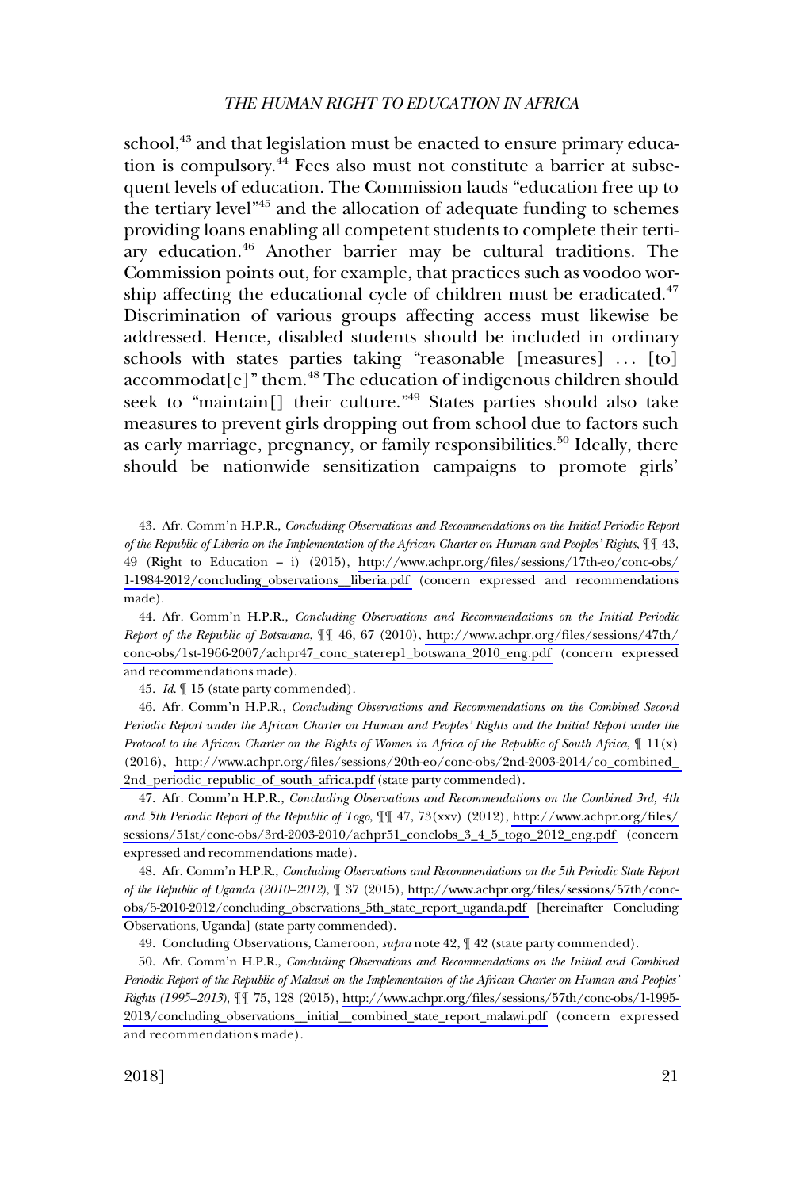school,[43] and that legislation must be enacted to ensure primary education is compulsory.[44] Fees also must not constitute a barrier at subsequent levels of education. The Commission lauds "education free up to the tertiary level"[45] and the allocation of adequate funding to schemes providing loans enabling all competent students to complete their tertiary education.[46] Another barrier may be cultural traditions. The Commission points out, for example, that practices such as voodoo worship affecting the educational cycle of children must be eradicated.[47] Discrimination of various groups affecting access must likewise be addressed. Hence, disabled students should be included in ordinary schools with states parties taking "reasonable [measures] . . . [to] accommodat[e]" them.[48] The education of indigenous children should seek to "maintain[] their culture."[49] States parties should also take measures to prevent girls dropping out from school due to factors such as early marriage, pregnancy, or family responsibilities.[50] Ideally, there should be nationwide sensitization campaigns to promote girls'

---

43. Afr. Comm'n H.P.R., *Concluding Observations and Recommendations on the Initial Periodic Report of the Republic of Liberia on the Implementation of the African Charter on Human and Peoples' Rights*, ¶¶ 43, 49 (Right to Education – i) (2015), http://www.achpr.org/files/sessions/17th-eo/conc-obs/1-1984-2012/concluding_observations__liberia.pdf (concern expressed and recommendations made).

44. Afr. Comm'n H.P.R., *Concluding Observations and Recommendations on the Initial Periodic Report of the Republic of Botswana*, ¶¶ 46, 67 (2010), http://www.achpr.org/files/sessions/47th/conc-obs/1st-1966-2007/achpr47_conc_staterep1_botswana_2010_eng.pdf (concern expressed and recommendations made).

45. *Id.* ¶ 15 (state party commended).

46. Afr. Comm'n H.P.R., *Concluding Observations and Recommendations on the Combined Second Periodic Report under the African Charter on Human and Peoples' Rights and the Initial Report under the Protocol to the African Charter on the Rights of Women in Africa of the Republic of South Africa*, ¶ 11(x) (2016), http://www.achpr.org/files/sessions/20th-eo/conc-obs/2nd-2003-2014/co_combined_2nd_periodic_republic_of_south_africa.pdf (state party commended).

47. Afr. Comm'n H.P.R., *Concluding Observations and Recommendations on the Combined 3rd, 4th and 5th Periodic Report of the Republic of Togo*, ¶¶ 47, 73(xxv) (2012), http://www.achpr.org/files/sessions/51st/conc-obs/3rd-2003-2010/achpr51_conclobs_3_4_5_togo_2012_eng.pdf (concern expressed and recommendations made).

48. Afr. Comm'n H.P.R., *Concluding Observations and Recommendations on the 5th Periodic State Report of the Republic of Uganda (2010–2012)*, ¶ 37 (2015), http://www.achpr.org/files/sessions/57th/conc-obs/5-2010-2012/concluding_observations_5th_state_report_uganda.pdf [hereinafter Concluding Observations, Uganda] (state party commended).

49. Concluding Observations, Cameroon, *supra* note 42, ¶ 42 (state party commended).

50. Afr. Comm'n H.P.R., *Concluding Observations and Recommendations on the Initial and Combined Periodic Report of the Republic of Malawi on the Implementation of the African Charter on Human and Peoples' Rights (1995–2013)*, ¶¶ 75, 128 (2015), http://www.achpr.org/files/sessions/57th/conc-obs/1-1995-2013/concluding_observations__initial__combined_state_report_malawi.pdf (concern expressed and recommendations made).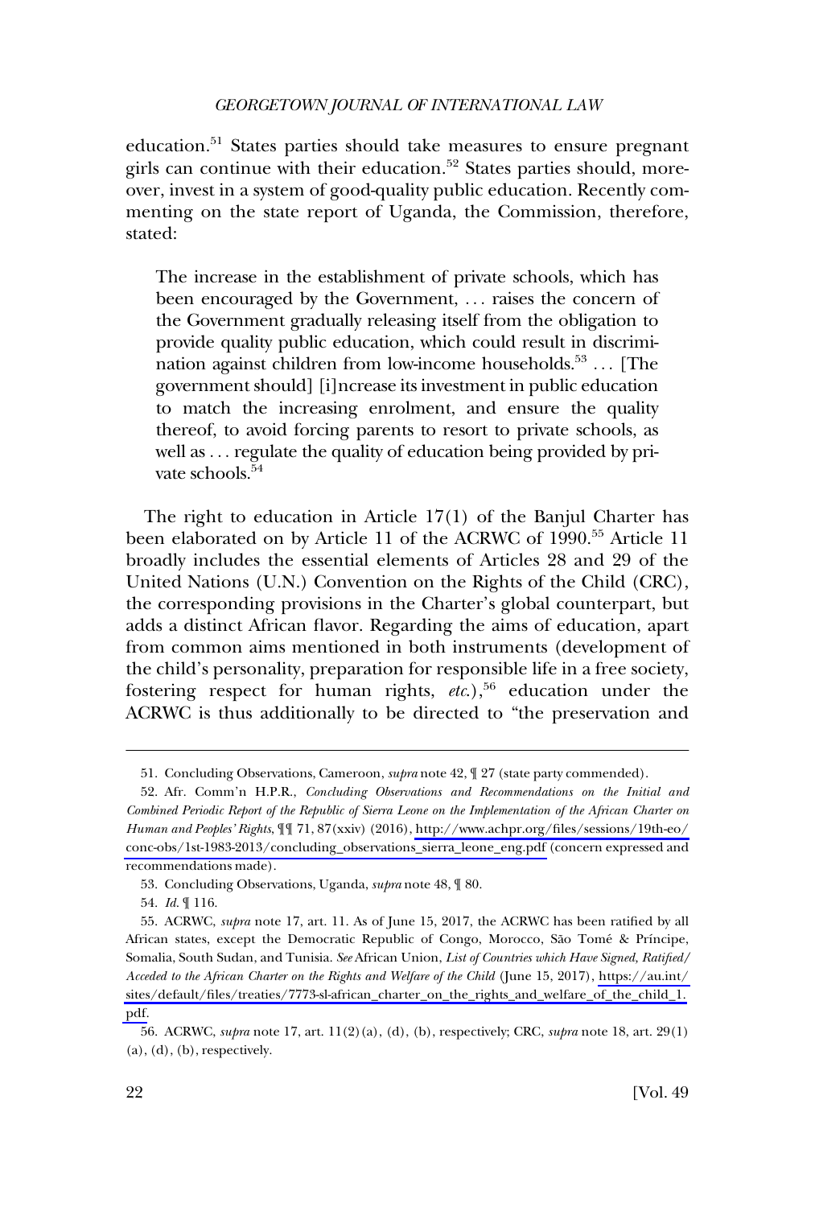education.[51] States parties should take measures to ensure pregnant girls can continue with their education.[52] States parties should, moreover, invest in a system of good-quality public education. Recently commenting on the state report of Uganda, the Commission, therefore, stated:

> The increase in the establishment of private schools, which has been encouraged by the Government, . . . raises the concern of the Government gradually releasing itself from the obligation to provide quality public education, which could result in discrimination against children from low-income households.[53] . . . [The government should] [i]ncrease its investment in public education to match the increasing enrolment, and ensure the quality thereof, to avoid forcing parents to resort to private schools, as well as . . . regulate the quality of education being provided by private schools.[54]

The right to education in Article 17(1) of the Banjul Charter has been elaborated on by Article 11 of the ACRWC of 1990.[55] Article 11 broadly includes the essential elements of Articles 28 and 29 of the United Nations (U.N.) Convention on the Rights of the Child (CRC), the corresponding provisions in the Charter's global counterpart, but adds a distinct African flavor. Regarding the aims of education, apart from common aims mentioned in both instruments (development of the child's personality, preparation for responsible life in a free society, fostering respect for human rights, *etc.*),[56] education under the ACRWC is thus additionally to be directed to "the preservation and

---

51. Concluding Observations, Cameroon, *supra* note 42, ¶ 27 (state party commended).

52. Afr. Comm'n H.P.R., *Concluding Observations and Recommendations on the Initial and Combined Periodic Report of the Republic of Sierra Leone on the Implementation of the African Charter on Human and Peoples' Rights*, ¶¶ 71, 87(xxiv) (2016), http://www.achpr.org/files/sessions/19th-eo/conc-obs/1st-1983-2013/concluding_observations_sierra_leone_eng.pdf (concern expressed and recommendations made).

53. Concluding Observations, Uganda, *supra* note 48, ¶ 80.

54. *Id.* ¶ 116.

55. ACRWC, *supra* note 17, art. 11. As of June 15, 2017, the ACRWC has been ratified by all African states, except the Democratic Republic of Congo, Morocco, São Tomé & Príncipe, Somalia, South Sudan, and Tunisia. *See* African Union, *List of Countries which Have Signed, Ratified/Acceded to the African Charter on the Rights and Welfare of the Child* (June 15, 2017), https://au.int/sites/default/files/treaties/7773-sl-african_charter_on_the_rights_and_welfare_of_the_child_1.pdf.

56. ACRWC, *supra* note 17, art. 11(2)(a), (d), (b), respectively; CRC, *supra* note 18, art. 29(1)(a), (d), (b), respectively.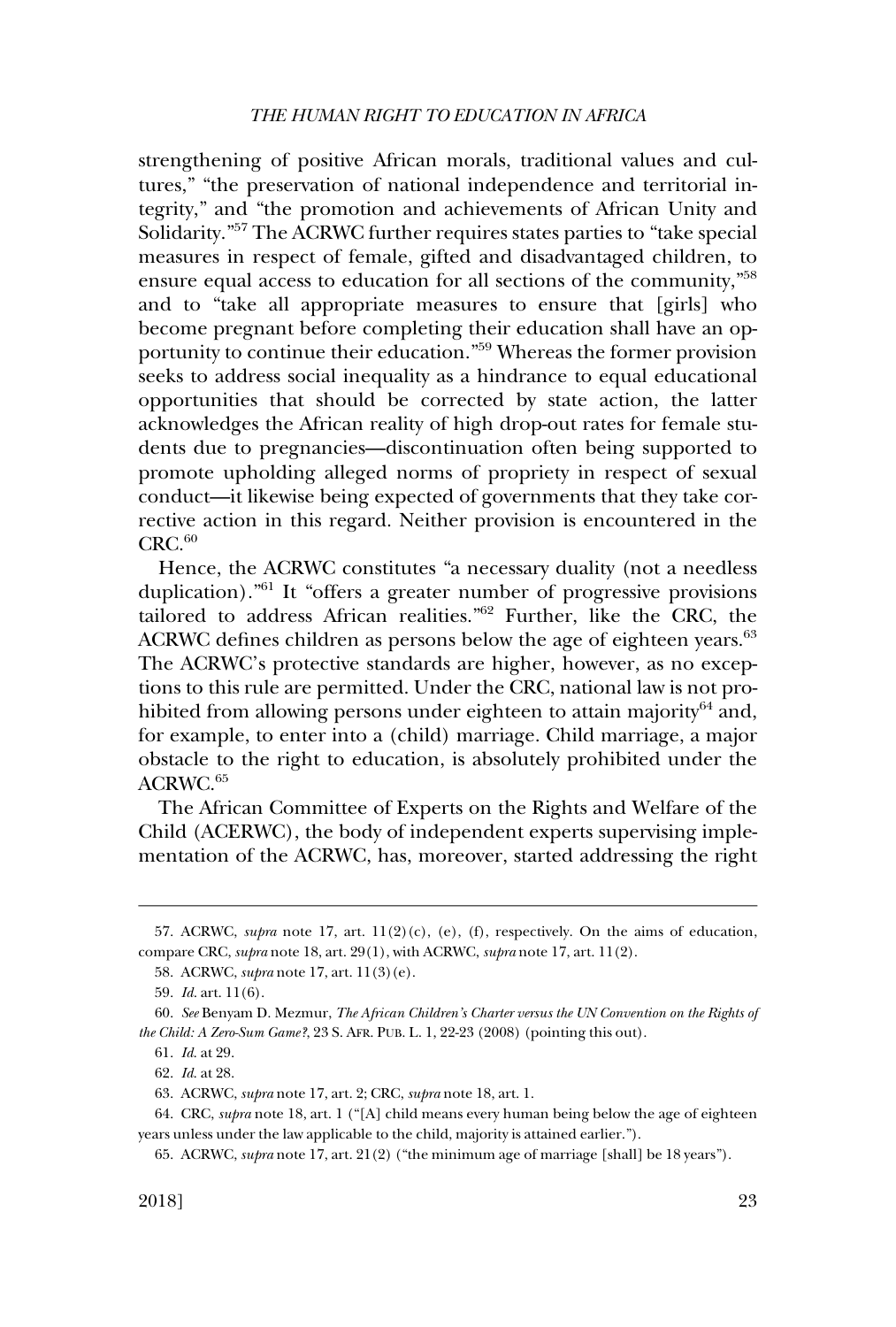strengthening of positive African morals, traditional values and cultures," "the preservation of national independence and territorial integrity," and "the promotion and achievements of African Unity and Solidarity."[57] The ACRWC further requires states parties to "take special measures in respect of female, gifted and disadvantaged children, to ensure equal access to education for all sections of the community,"[58] and to "take all appropriate measures to ensure that [girls] who become pregnant before completing their education shall have an opportunity to continue their education."[59] Whereas the former provision seeks to address social inequality as a hindrance to equal educational opportunities that should be corrected by state action, the latter acknowledges the African reality of high drop-out rates for female students due to pregnancies—discontinuation often being supported to promote upholding alleged norms of propriety in respect of sexual conduct—it likewise being expected of governments that they take corrective action in this regard. Neither provision is encountered in the CRC.[60]

Hence, the ACRWC constitutes "a necessary duality (not a needless duplication)."[61] It "offers a greater number of progressive provisions tailored to address African realities."[62] Further, like the CRC, the ACRWC defines children as persons below the age of eighteen years.[63] The ACRWC's protective standards are higher, however, as no exceptions to this rule are permitted. Under the CRC, national law is not prohibited from allowing persons under eighteen to attain majority[64] and, for example, to enter into a (child) marriage. Child marriage, a major obstacle to the right to education, is absolutely prohibited under the ACRWC.[65]

The African Committee of Experts on the Rights and Welfare of the Child (ACERWC), the body of independent experts supervising implementation of the ACRWC, has, moreover, started addressing the right

---

57. ACRWC, *supra* note 17, art. 11(2)(c), (e), (f), respectively. On the aims of education, compare CRC, *supra* note 18, art. 29(1), with ACRWC, *supra* note 17, art. 11(2).

58. ACRWC, *supra* note 17, art. 11(3)(e).

59. *Id.* art. 11(6).

60. *See* Benyam D. Mezmur, *The African Children's Charter versus the UN Convention on the Rights of the Child: A Zero-Sum Game?*, 23 S. AFR. PUB. L. 1, 22-23 (2008) (pointing this out).

61. *Id.* at 29.

62. *Id.* at 28.

63. ACRWC, *supra* note 17, art. 2; CRC, *supra* note 18, art. 1.

64. CRC, *supra* note 18, art. 1 ("[A] child means every human being below the age of eighteen years unless under the law applicable to the child, majority is attained earlier.").

65. ACRWC, *supra* note 17, art. 21(2) ("the minimum age of marriage [shall] be 18 years").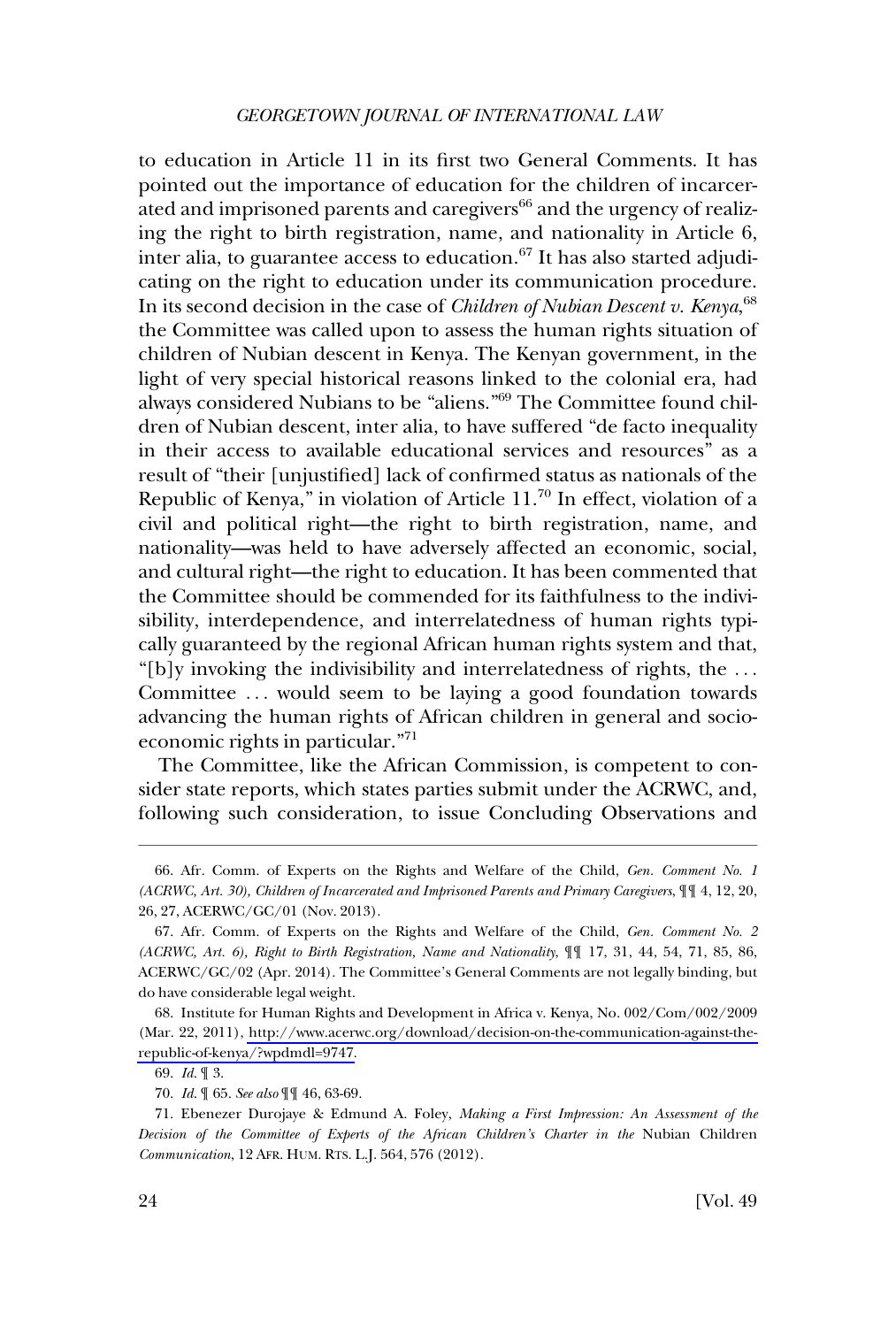to education in Article 11 in its first two General Comments. It has pointed out the importance of education for the children of incarcerated and imprisoned parents and caregivers[66] and the urgency of realizing the right to birth registration, name, and nationality in Article 6, inter alia, to guarantee access to education.[67] It has also started adjudicating on the right to education under its communication procedure. In its second decision in the case of *Children of Nubian Descent v. Kenya*,[68] the Committee was called upon to assess the human rights situation of children of Nubian descent in Kenya. The Kenyan government, in the light of very special historical reasons linked to the colonial era, had always considered Nubians to be "aliens."[69] The Committee found children of Nubian descent, inter alia, to have suffered "de facto inequality in their access to available educational services and resources" as a result of "their [unjustified] lack of confirmed status as nationals of the Republic of Kenya," in violation of Article 11.[70] In effect, violation of a civil and political right—the right to birth registration, name, and nationality—was held to have adversely affected an economic, social, and cultural right—the right to education. It has been commented that the Committee should be commended for its faithfulness to the indivisibility, interdependence, and interrelatedness of human rights typically guaranteed by the regional African human rights system and that, "[b]y invoking the indivisibility and interrelatedness of rights, the . . . Committee . . . would seem to be laying a good foundation towards advancing the human rights of African children in general and socio-economic rights in particular."[71]

The Committee, like the African Commission, is competent to consider state reports, which states parties submit under the ACRWC, and, following such consideration, to issue Concluding Observations and

---

66. Afr. Comm. of Experts on the Rights and Welfare of the Child, *Gen. Comment No. 1 (ACRWC, Art. 30), Children of Incarcerated and Imprisoned Parents and Primary Caregivers*, ¶¶ 4, 12, 20, 26, 27, ACERWC/GC/01 (Nov. 2013).

67. Afr. Comm. of Experts on the Rights and Welfare of the Child, *Gen. Comment No. 2 (ACRWC, Art. 6), Right to Birth Registration, Name and Nationality*, ¶¶ 17, 31, 44, 54, 71, 85, 86, ACERWC/GC/02 (Apr. 2014). The Committee's General Comments are not legally binding, but do have considerable legal weight.

68. Institute for Human Rights and Development in Africa v. Kenya, No. 002/Com/002/2009 (Mar. 22, 2011), http://www.acerwc.org/download/decision-on-the-communication-against-the-republic-of-kenya/?wpdmdl=9747.

69. *Id.* ¶ 3.

70. *Id.* ¶ 65. *See also* ¶¶ 46, 63-69.

71. Ebenezer Durojaye & Edmund A. Foley, *Making a First Impression: An Assessment of the Decision of the Committee of Experts of the African Children's Charter in the* Nubian Children *Communication*, 12 AFR. HUM. RTS. L.J. 564, 576 (2012).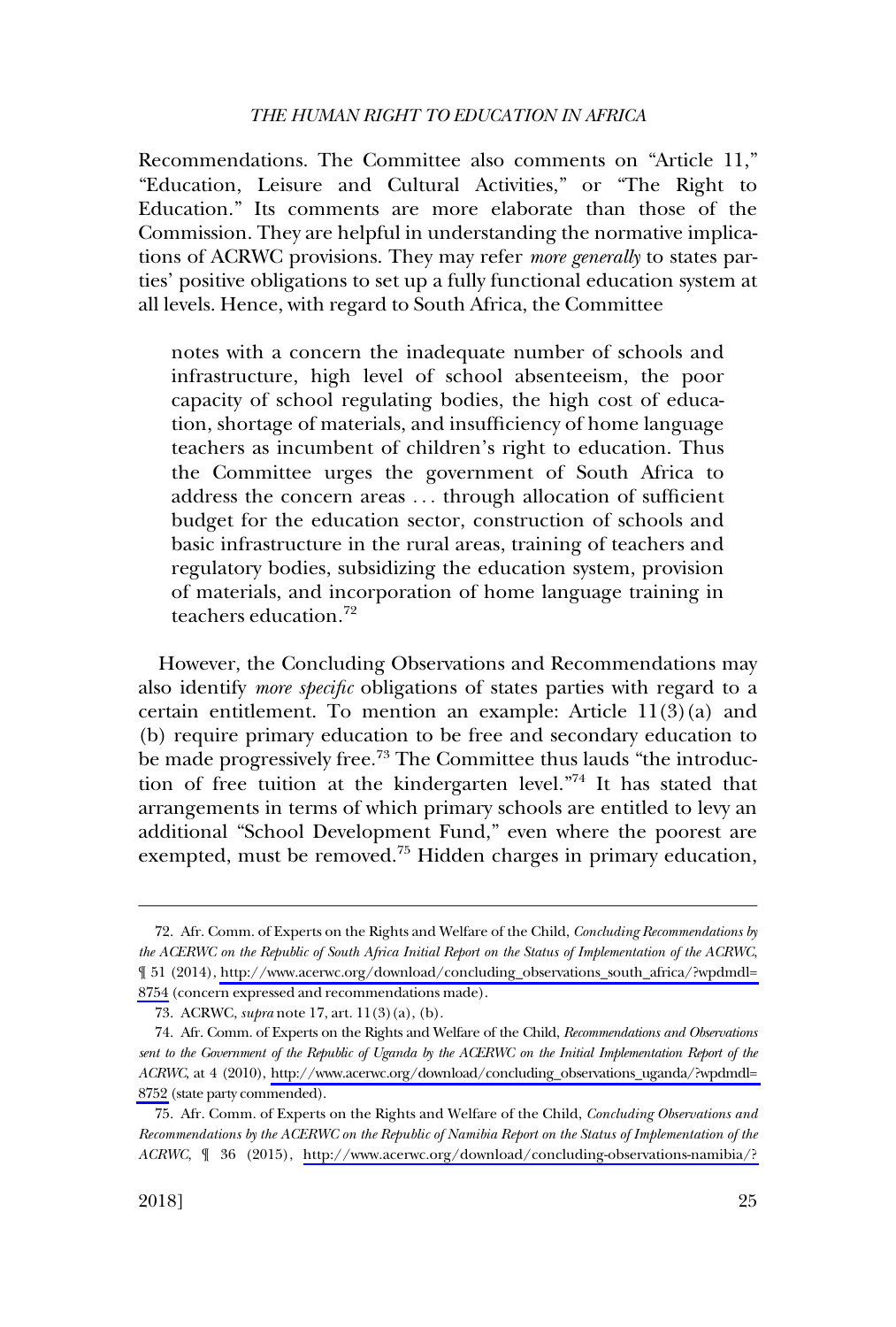Recommendations. The Committee also comments on "Article 11," "Education, Leisure and Cultural Activities," or "The Right to Education." Its comments are more elaborate than those of the Commission. They are helpful in understanding the normative implications of ACRWC provisions. They may refer *more generally* to states parties' positive obligations to set up a fully functional education system at all levels. Hence, with regard to South Africa, the Committee

> notes with a concern the inadequate number of schools and infrastructure, high level of school absenteeism, the poor capacity of school regulating bodies, the high cost of education, shortage of materials, and insufficiency of home language teachers as incumbent of children's right to education. Thus the Committee urges the government of South Africa to address the concern areas . . . through allocation of sufficient budget for the education sector, construction of schools and basic infrastructure in the rural areas, training of teachers and regulatory bodies, subsidizing the education system, provision of materials, and incorporation of home language training in teachers education.[72]

However, the Concluding Observations and Recommendations may also identify *more specific* obligations of states parties with regard to a certain entitlement. To mention an example: Article 11(3)(a) and (b) require primary education to be free and secondary education to be made progressively free.[73] The Committee thus lauds "the introduction of free tuition at the kindergarten level."[74] It has stated that arrangements in terms of which primary schools are entitled to levy an additional "School Development Fund," even where the poorest are exempted, must be removed.[75] Hidden charges in primary education,

---

72. Afr. Comm. of Experts on the Rights and Welfare of the Child, *Concluding Recommendations by the ACERWC on the Republic of South Africa Initial Report on the Status of Implementation of the ACRWC*, ¶ 51 (2014), http://www.acerwc.org/download/concluding_observations_south_africa/?wpdmdl=8754 (concern expressed and recommendations made).

73. ACRWC, *supra* note 17, art. 11(3)(a), (b).

74. Afr. Comm. of Experts on the Rights and Welfare of the Child, *Recommendations and Observations sent to the Government of the Republic of Uganda by the ACERWC on the Initial Implementation Report of the ACRWC*, at 4 (2010), http://www.acerwc.org/download/concluding_observations_uganda/?wpdmdl=8752 (state party commended).

75. Afr. Comm. of Experts on the Rights and Welfare of the Child, *Concluding Observations and Recommendations by the ACERWC on the Republic of Namibia Report on the Status of Implementation of the ACRWC*, ¶ 36 (2015), http://www.acerwc.org/download/concluding-observations-namibia/?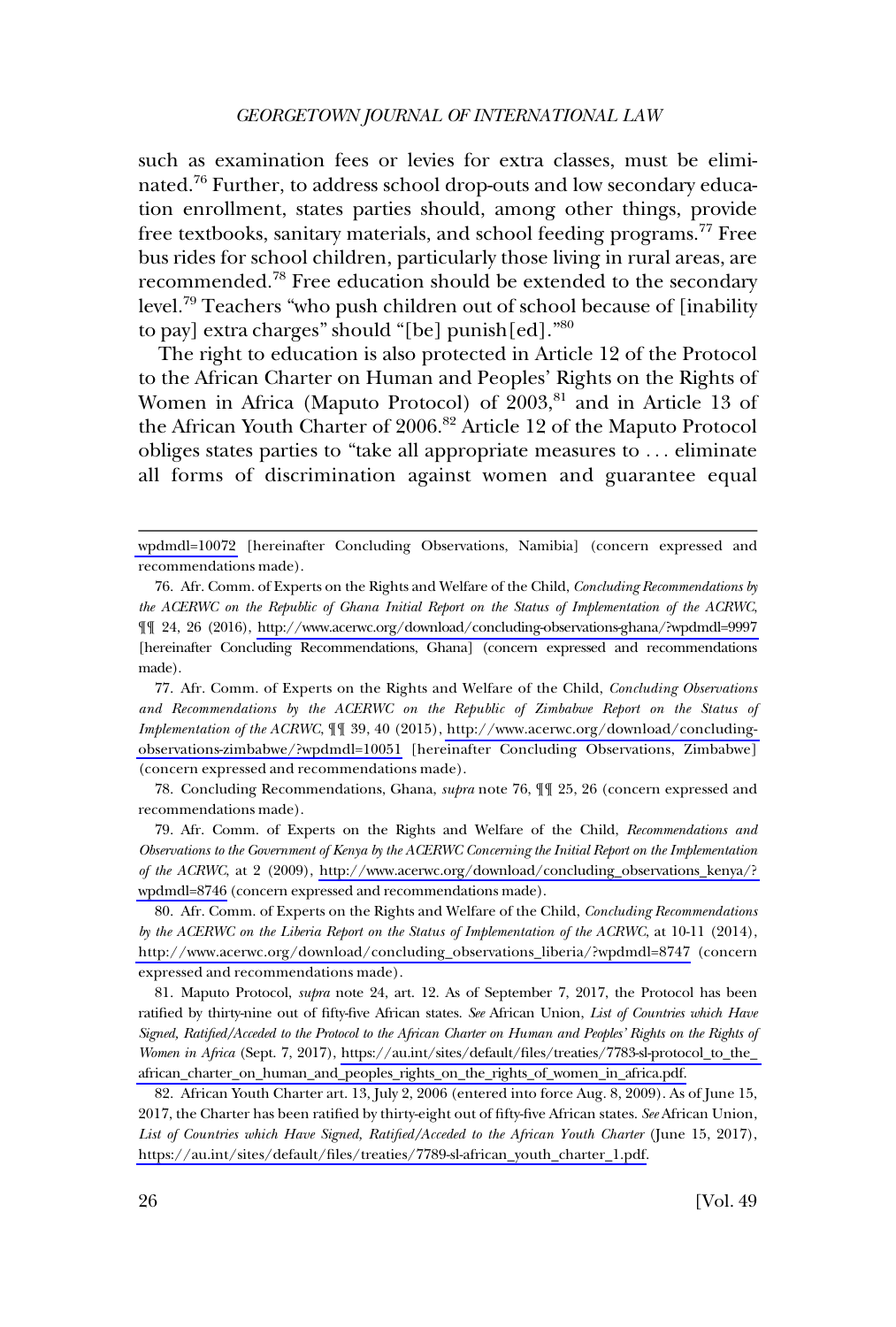such as examination fees or levies for extra classes, must be eliminated.[76] Further, to address school drop-outs and low secondary education enrollment, states parties should, among other things, provide free textbooks, sanitary materials, and school feeding programs.[77] Free bus rides for school children, particularly those living in rural areas, are recommended.[78] Free education should be extended to the secondary level.[79] Teachers "who push children out of school because of [inability to pay] extra charges" should "[be] punish[ed]."[80]

The right to education is also protected in Article 12 of the Protocol to the African Charter on Human and Peoples' Rights on the Rights of Women in Africa (Maputo Protocol) of 2003,[81] and in Article 13 of the African Youth Charter of 2006.[82] Article 12 of the Maputo Protocol obliges states parties to "take all appropriate measures to . . . eliminate all forms of discrimination against women and guarantee equal

---

wpdmdl=10072 [hereinafter Concluding Observations, Namibia] (concern expressed and recommendations made).

76. Afr. Comm. of Experts on the Rights and Welfare of the Child, *Concluding Recommendations by the ACERWC on the Republic of Ghana Initial Report on the Status of Implementation of the ACRWC*, ¶¶ 24, 26 (2016), http://www.acerwc.org/download/concluding-observations-ghana/?wpdmdl=9997 [hereinafter Concluding Recommendations, Ghana] (concern expressed and recommendations made).

77. Afr. Comm. of Experts on the Rights and Welfare of the Child, *Concluding Observations and Recommendations by the ACERWC on the Republic of Zimbabwe Report on the Status of Implementation of the ACRWC*, ¶¶ 39, 40 (2015), http://www.acerwc.org/download/concluding-observations-zimbabwe/?wpdmdl=10051 [hereinafter Concluding Observations, Zimbabwe] (concern expressed and recommendations made).

78. Concluding Recommendations, Ghana, *supra* note 76, ¶¶ 25, 26 (concern expressed and recommendations made).

79. Afr. Comm. of Experts on the Rights and Welfare of the Child, *Recommendations and Observations to the Government of Kenya by the ACERWC Concerning the Initial Report on the Implementation of the ACRWC*, at 2 (2009), http://www.acerwc.org/download/concluding_observations_kenya/?wpdmdl=8746 (concern expressed and recommendations made).

80. Afr. Comm. of Experts on the Rights and Welfare of the Child, *Concluding Recommendations by the ACERWC on the Liberia Report on the Status of Implementation of the ACRWC*, at 10-11 (2014), http://www.acerwc.org/download/concluding_observations_liberia/?wpdmdl=8747 (concern expressed and recommendations made).

81. Maputo Protocol, *supra* note 24, art. 12. As of September 7, 2017, the Protocol has been ratified by thirty-nine out of fifty-five African states. *See* African Union, *List of Countries which Have Signed, Ratified/Acceded to the Protocol to the African Charter on Human and Peoples' Rights on the Rights of Women in Africa* (Sept. 7, 2017), https://au.int/sites/default/files/treaties/7783-sl-protocol_to_the_african_charter_on_human_and_peoples_rights_on_the_rights_of_women_in_africa.pdf.

82. African Youth Charter art. 13, July 2, 2006 (entered into force Aug. 8, 2009). As of June 15, 2017, the Charter has been ratified by thirty-eight out of fifty-five African states. *See* African Union, *List of Countries which Have Signed, Ratified/Acceded to the African Youth Charter* (June 15, 2017), https://au.int/sites/default/files/treaties/7789-sl-african_youth_charter_1.pdf.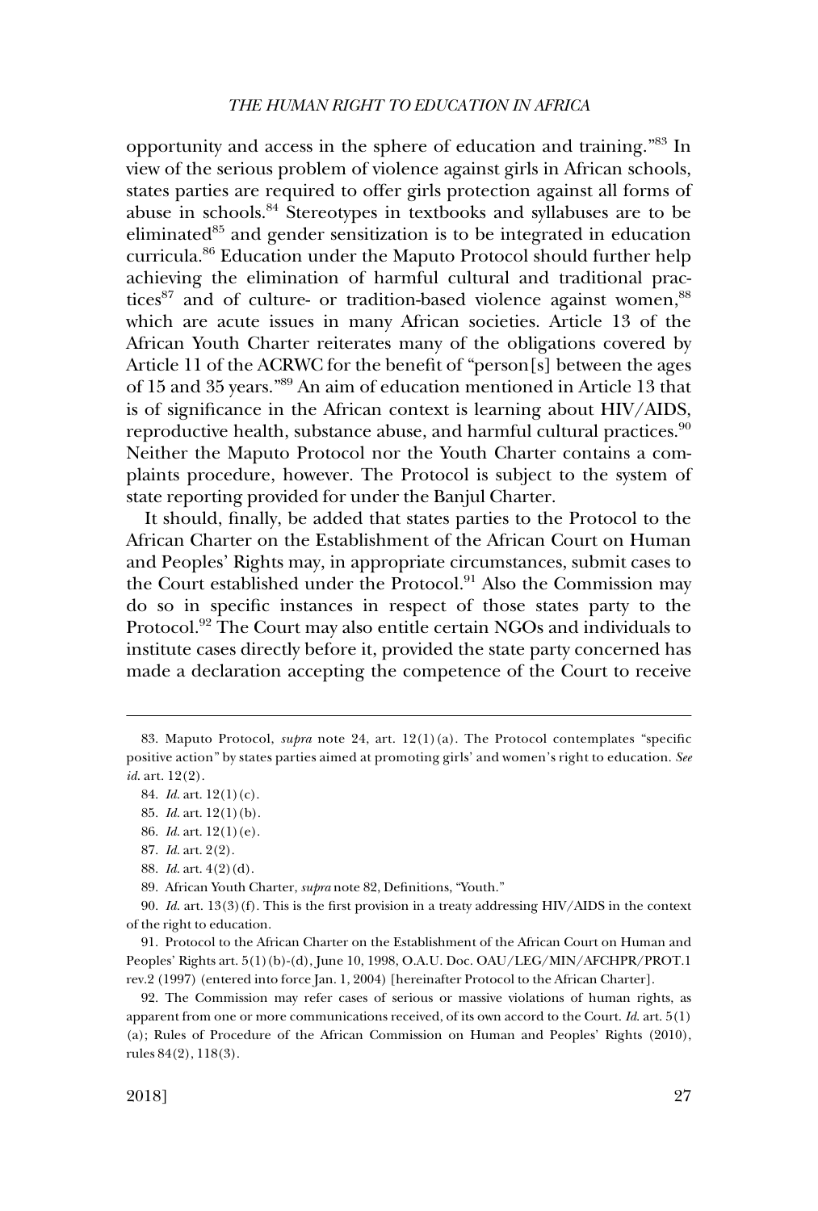opportunity and access in the sphere of education and training."[83] In view of the serious problem of violence against girls in African schools, states parties are required to offer girls protection against all forms of abuse in schools.[84] Stereotypes in textbooks and syllabuses are to be eliminated[85] and gender sensitization is to be integrated in education curricula.[86] Education under the Maputo Protocol should further help achieving the elimination of harmful cultural and traditional practices[87] and of culture- or tradition-based violence against women,[88] which are acute issues in many African societies. Article 13 of the African Youth Charter reiterates many of the obligations covered by Article 11 of the ACRWC for the benefit of "person[s] between the ages of 15 and 35 years."[89] An aim of education mentioned in Article 13 that is of significance in the African context is learning about HIV/AIDS, reproductive health, substance abuse, and harmful cultural practices.[90] Neither the Maputo Protocol nor the Youth Charter contains a complaints procedure, however. The Protocol is subject to the system of state reporting provided for under the Banjul Charter.

It should, finally, be added that states parties to the Protocol to the African Charter on the Establishment of the African Court on Human and Peoples' Rights may, in appropriate circumstances, submit cases to the Court established under the Protocol.[91] Also the Commission may do so in specific instances in respect of those states party to the Protocol.[92] The Court may also entitle certain NGOs and individuals to institute cases directly before it, provided the state party concerned has made a declaration accepting the competence of the Court to receive

---

83. Maputo Protocol, *supra* note 24, art. 12(1)(a). The Protocol contemplates "specific positive action" by states parties aimed at promoting girls' and women's right to education. *See id.* art. 12(2).

84. *Id.* art. 12(1)(c).

85. *Id.* art. 12(1)(b).

86. *Id.* art. 12(1)(e).

87. *Id.* art. 2(2).

88. *Id.* art. 4(2)(d).

89. African Youth Charter, *supra* note 82, Definitions, "Youth."

90. *Id.* art. 13(3)(f). This is the first provision in a treaty addressing HIV/AIDS in the context of the right to education.

91. Protocol to the African Charter on the Establishment of the African Court on Human and Peoples' Rights art. 5(1)(b)-(d), June 10, 1998, O.A.U. Doc. OAU/LEG/MIN/AFCHPR/PROT.1 rev.2 (1997) (entered into force Jan. 1, 2004) [hereinafter Protocol to the African Charter].

92. The Commission may refer cases of serious or massive violations of human rights, as apparent from one or more communications received, of its own accord to the Court. *Id.* art. 5(1)(a); Rules of Procedure of the African Commission on Human and Peoples' Rights (2010), rules 84(2), 118(3).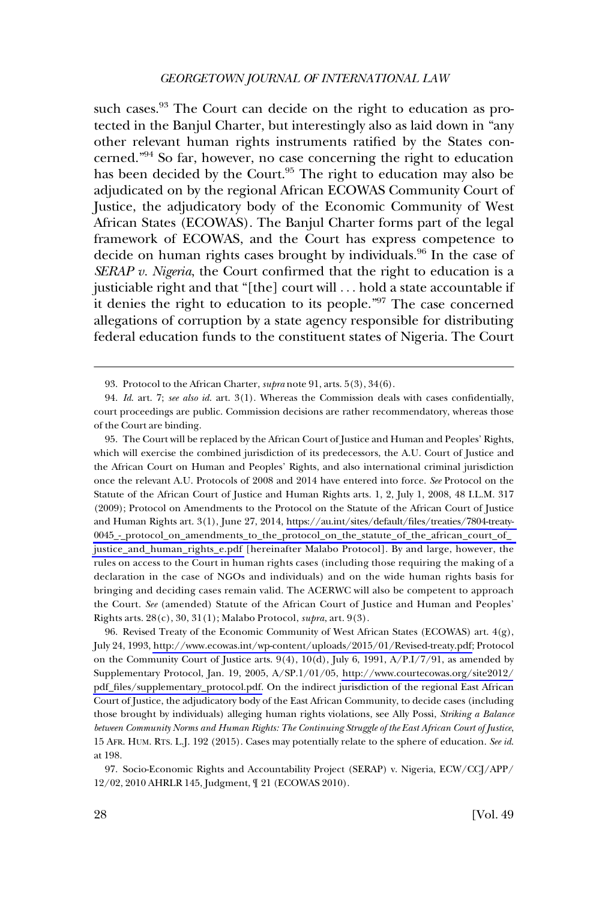such cases.[93] The Court can decide on the right to education as protected in the Banjul Charter, but interestingly also as laid down in "any other relevant human rights instruments ratified by the States concerned."[94] So far, however, no case concerning the right to education has been decided by the Court.[95] The right to education may also be adjudicated on by the regional African ECOWAS Community Court of Justice, the adjudicatory body of the Economic Community of West African States (ECOWAS). The Banjul Charter forms part of the legal framework of ECOWAS, and the Court has express competence to decide on human rights cases brought by individuals.[96] In the case of *SERAP v. Nigeria*, the Court confirmed that the right to education is a justiciable right and that "[the] court will . . . hold a state accountable if it denies the right to education to its people."[97] The case concerned allegations of corruption by a state agency responsible for distributing federal education funds to the constituent states of Nigeria. The Court

---

93. Protocol to the African Charter, *supra* note 91, arts. 5(3), 34(6).

94. *Id.* art. 7; *see also id.* art. 3(1). Whereas the Commission deals with cases confidentially, court proceedings are public. Commission decisions are rather recommendatory, whereas those of the Court are binding.

95. The Court will be replaced by the African Court of Justice and Human and Peoples' Rights, which will exercise the combined jurisdiction of its predecessors, the A.U. Court of Justice and the African Court on Human and Peoples' Rights, and also international criminal jurisdiction once the relevant A.U. Protocols of 2008 and 2014 have entered into force. *See* Protocol on the Statute of the African Court of Justice and Human Rights arts. 1, 2, July 1, 2008, 48 I.L.M. 317 (2009); Protocol on Amendments to the Protocol on the Statute of the African Court of Justice and Human Rights art. 3(1), June 27, 2014, https://au.int/sites/default/files/treaties/7804-treaty-0045_-_protocol_on_amendments_to_the_protocol_on_the_statute_of_the_african_court_of_justice_and_human_rights_e.pdf [hereinafter Malabo Protocol]. By and large, however, the rules on access to the Court in human rights cases (including those requiring the making of a declaration in the case of NGOs and individuals) and on the wide human rights basis for bringing and deciding cases remain valid. The ACERWC will also be competent to approach the Court. *See* (amended) Statute of the African Court of Justice and Human and Peoples' Rights arts. 28(c), 30, 31(1); Malabo Protocol, *supra*, art. 9(3).

96. Revised Treaty of the Economic Community of West African States (ECOWAS) art. 4(g), July 24, 1993, http://www.ecowas.int/wp-content/uploads/2015/01/Revised-treaty.pdf; Protocol on the Community Court of Justice arts. 9(4), 10(d), July 6, 1991, A/P.I/7/91, as amended by Supplementary Protocol, Jan. 19, 2005, A/SP.1/01/05, http://www.courtecowas.org/site2012/pdf_files/supplementary_protocol.pdf. On the indirect jurisdiction of the regional East African Court of Justice, the adjudicatory body of the East African Community, to decide cases (including those brought by individuals) alleging human rights violations, see Ally Possi, *Striking a Balance between Community Norms and Human Rights: The Continuing Struggle of the East African Court of Justice*, 15 AFR. HUM. RTS. L.J. 192 (2015). Cases may potentially relate to the sphere of education. *See id.* at 198.

97. Socio-Economic Rights and Accountability Project (SERAP) v. Nigeria, ECW/CCJ/APP/12/02, 2010 AHRLR 145, Judgment, ¶ 21 (ECOWAS 2010).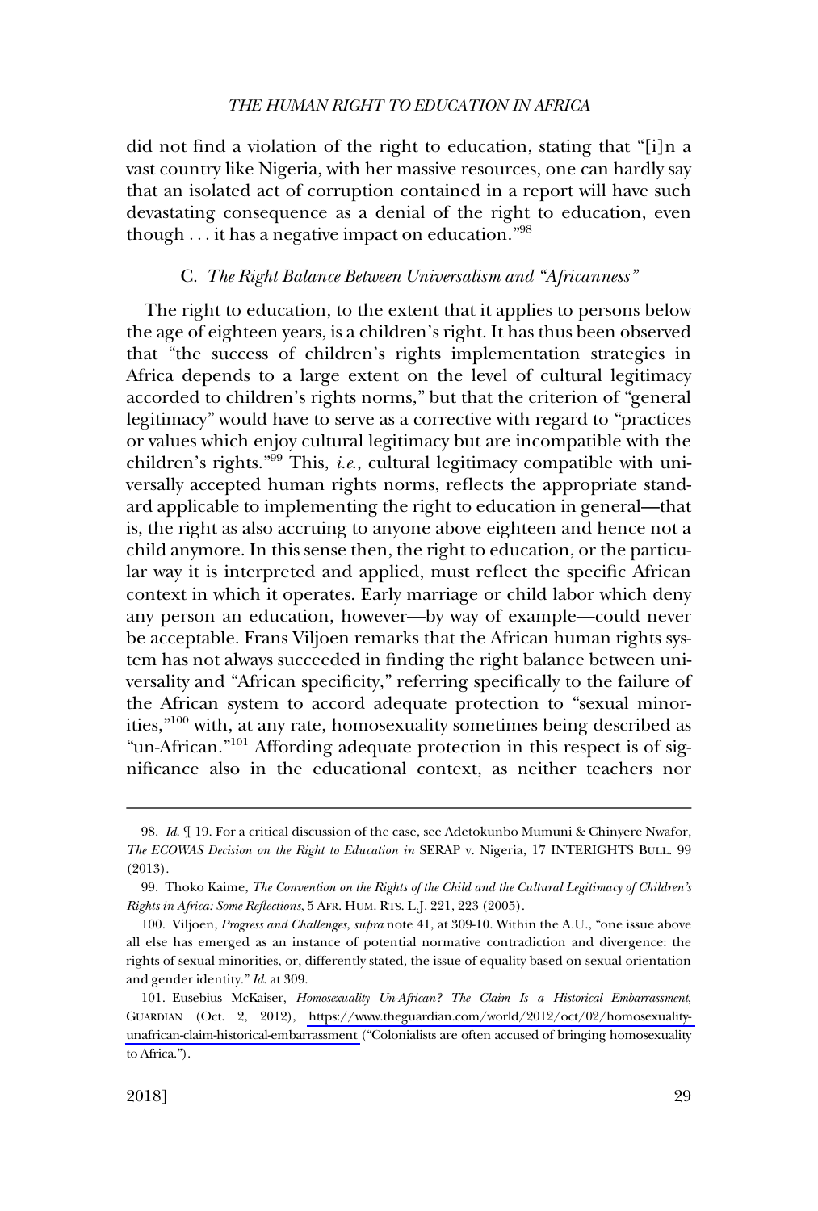did not find a violation of the right to education, stating that "[i]n a vast country like Nigeria, with her massive resources, one can hardly say that an isolated act of corruption contained in a report will have such devastating consequence as a denial of the right to education, even though . . . it has a negative impact on education."[98]

### C. *The Right Balance Between Universalism and "Africanness"*

The right to education, to the extent that it applies to persons below the age of eighteen years, is a children's right. It has thus been observed that "the success of children's rights implementation strategies in Africa depends to a large extent on the level of cultural legitimacy accorded to children's rights norms," but that the criterion of "general legitimacy" would have to serve as a corrective with regard to "practices or values which enjoy cultural legitimacy but are incompatible with the children's rights."[99] This, *i.e.*, cultural legitimacy compatible with universally accepted human rights norms, reflects the appropriate standard applicable to implementing the right to education in general—that is, the right as also accruing to anyone above eighteen and hence not a child anymore. In this sense then, the right to education, or the particular way it is interpreted and applied, must reflect the specific African context in which it operates. Early marriage or child labor which deny any person an education, however—by way of example—could never be acceptable. Frans Viljoen remarks that the African human rights system has not always succeeded in finding the right balance between universality and "African specificity," referring specifically to the failure of the African system to accord adequate protection to "sexual minorities,"[100] with, at any rate, homosexuality sometimes being described as "un-African."[101] Affording adequate protection in this respect is of significance also in the educational context, as neither teachers nor

---

98. *Id.* ¶ 19. For a critical discussion of the case, see Adetokunbo Mumuni & Chinyere Nwafor, *The ECOWAS Decision on the Right to Education in* SERAP v. Nigeria, 17 INTERIGHTS BULL. 99 (2013).

99. Thoko Kaime, *The Convention on the Rights of the Child and the Cultural Legitimacy of Children's Rights in Africa: Some Reflections*, 5 AFR. HUM. RTS. L.J. 221, 223 (2005).

100. Viljoen, *Progress and Challenges*, *supra* note 41, at 309-10. Within the A.U., "one issue above all else has emerged as an instance of potential normative contradiction and divergence: the rights of sexual minorities, or, differently stated, the issue of equality based on sexual orientation and gender identity." *Id.* at 309.

101. Eusebius McKaiser, *Homosexuality Un-African? The Claim Is a Historical Embarrassment*, GUARDIAN (Oct. 2, 2012), https://www.theguardian.com/world/2012/oct/02/homosexuality-unafrican-claim-historical-embarrassment ("Colonialists are often accused of bringing homosexuality to Africa.").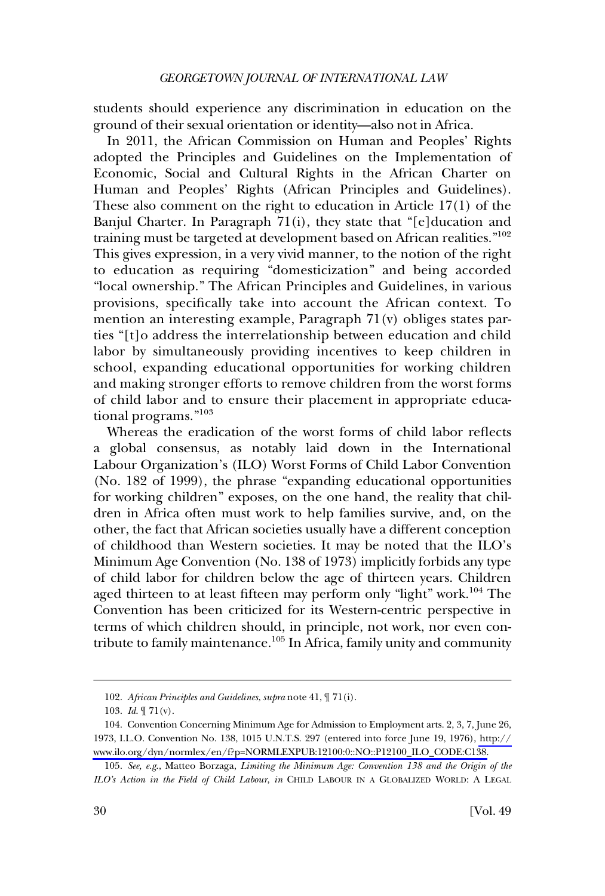students should experience any discrimination in education on the ground of their sexual orientation or identity—also not in Africa.

In 2011, the African Commission on Human and Peoples' Rights adopted the Principles and Guidelines on the Implementation of Economic, Social and Cultural Rights in the African Charter on Human and Peoples' Rights (African Principles and Guidelines). These also comment on the right to education in Article 17(1) of the Banjul Charter. In Paragraph 71(i), they state that "[e]ducation and training must be targeted at development based on African realities."[102] This gives expression, in a very vivid manner, to the notion of the right to education as requiring "domesticization" and being accorded "local ownership." The African Principles and Guidelines, in various provisions, specifically take into account the African context. To mention an interesting example, Paragraph 71(v) obliges states parties "[t]o address the interrelationship between education and child labor by simultaneously providing incentives to keep children in school, expanding educational opportunities for working children and making stronger efforts to remove children from the worst forms of child labor and to ensure their placement in appropriate educational programs."[103]

Whereas the eradication of the worst forms of child labor reflects a global consensus, as notably laid down in the International Labour Organization's (ILO) Worst Forms of Child Labor Convention (No. 182 of 1999), the phrase "expanding educational opportunities for working children" exposes, on the one hand, the reality that children in Africa often must work to help families survive, and, on the other, the fact that African societies usually have a different conception of childhood than Western societies. It may be noted that the ILO's Minimum Age Convention (No. 138 of 1973) implicitly forbids any type of child labor for children below the age of thirteen years. Children aged thirteen to at least fifteen may perform only "light" work.[104] The Convention has been criticized for its Western-centric perspective in terms of which children should, in principle, not work, nor even contribute to family maintenance.[105] In Africa, family unity and community

---

102. *African Principles and Guidelines*, *supra* note 41, ¶ 71(i).

103. *Id.* ¶ 71(v).

104. Convention Concerning Minimum Age for Admission to Employment arts. 2, 3, 7, June 26, 1973, I.L.O. Convention No. 138, 1015 U.N.T.S. 297 (entered into force June 19, 1976), http://www.ilo.org/dyn/normlex/en/f?p=NORMLEXPUB:12100:0::NO::P12100_ILO_CODE:C138.

105. *See, e.g.*, Matteo Borzaga, *Limiting the Minimum Age: Convention 138 and the Origin of the ILO's Action in the Field of Child Labour*, *in* CHILD LABOUR IN A GLOBALIZED WORLD: A LEGAL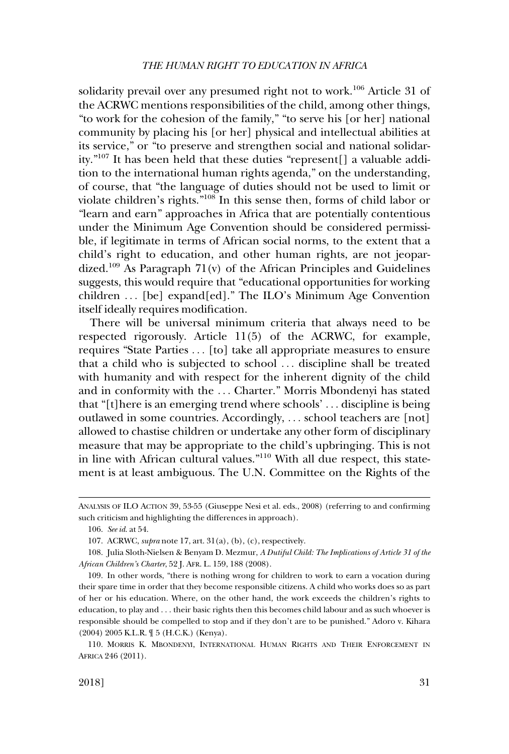solidarity prevail over any presumed right not to work.[106] Article 31 of the ACRWC mentions responsibilities of the child, among other things, "to work for the cohesion of the family," "to serve his [or her] national community by placing his [or her] physical and intellectual abilities at its service," or "to preserve and strengthen social and national solidarity."[107] It has been held that these duties "represent[] a valuable addition to the international human rights agenda," on the understanding, of course, that "the language of duties should not be used to limit or violate children's rights."[108] In this sense then, forms of child labor or "learn and earn" approaches in Africa that are potentially contentious under the Minimum Age Convention should be considered permissible, if legitimate in terms of African social norms, to the extent that a child's right to education, and other human rights, are not jeopardized.[109] As Paragraph 71(v) of the African Principles and Guidelines suggests, this would require that "educational opportunities for working children . . . [be] expand[ed]." The ILO's Minimum Age Convention itself ideally requires modification.

There will be universal minimum criteria that always need to be respected rigorously. Article 11(5) of the ACRWC, for example, requires "State Parties . . . [to] take all appropriate measures to ensure that a child who is subjected to school . . . discipline shall be treated with humanity and with respect for the inherent dignity of the child and in conformity with the . . . Charter." Morris Mbondenyi has stated that "[t]here is an emerging trend where schools' . . . discipline is being outlawed in some countries. Accordingly, . . . school teachers are [not] allowed to chastise children or undertake any other form of disciplinary measure that may be appropriate to the child's upbringing. This is not in line with African cultural values."[110] With all due respect, this statement is at least ambiguous. The U.N. Committee on the Rights of the

---

ANALYSIS OF ILO ACTION 39, 53-55 (Giuseppe Nesi et al. eds., 2008) (referring to and confirming such criticism and highlighting the differences in approach).

106. *See id.* at 54.

107. ACRWC, *supra* note 17, art. 31(a), (b), (c), respectively.

108. Julia Sloth-Nielsen & Benyam D. Mezmur, *A Dutiful Child: The Implications of Article 31 of the African Children's Charter*, 52 J. AFR. L. 159, 188 (2008).

109. In other words, "there is nothing wrong for children to work to earn a vocation during their spare time in order that they become responsible citizens. A child who works does so as part of her or his education. Where, on the other hand, the work exceeds the children's rights to education, to play and . . . their basic rights then this becomes child labour and as such whoever is responsible should be compelled to stop and if they don't are to be punished." Adoro v. Kihara (2004) 2005 K.L.R. ¶ 5 (H.C.K.) (Kenya).

110. MORRIS K. MBONDENYI, INTERNATIONAL HUMAN RIGHTS AND THEIR ENFORCEMENT IN AFRICA 246 (2011).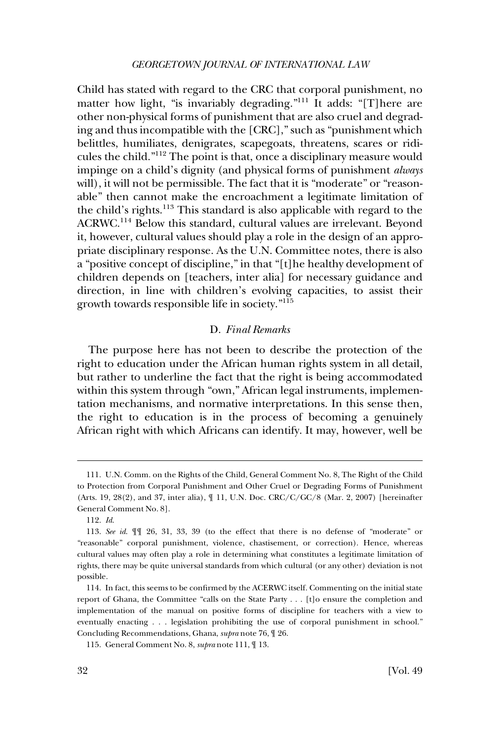Child has stated with regard to the CRC that corporal punishment, no matter how light, "is invariably degrading."[111] It adds: "[T]here are other non-physical forms of punishment that are also cruel and degrading and thus incompatible with the [CRC]," such as "punishment which belittles, humiliates, denigrates, scapegoats, threatens, scares or ridicules the child."[112] The point is that, once a disciplinary measure would impinge on a child's dignity (and physical forms of punishment *always* will), it will not be permissible. The fact that it is "moderate" or "reasonable" then cannot make the encroachment a legitimate limitation of the child's rights.[113] This standard is also applicable with regard to the ACRWC.[114] Below this standard, cultural values are irrelevant. Beyond it, however, cultural values should play a role in the design of an appropriate disciplinary response. As the U.N. Committee notes, there is also a "positive concept of discipline," in that "[t]he healthy development of children depends on [teachers, inter alia] for necessary guidance and direction, in line with children's evolving capacities, to assist their growth towards responsible life in society."[115]

### D. *Final Remarks*

The purpose here has not been to describe the protection of the right to education under the African human rights system in all detail, but rather to underline the fact that the right is being accommodated within this system through "own," African legal instruments, implementation mechanisms, and normative interpretations. In this sense then, the right to education is in the process of becoming a genuinely African right with which Africans can identify. It may, however, well be

---

111. U.N. Comm. on the Rights of the Child, General Comment No. 8, The Right of the Child to Protection from Corporal Punishment and Other Cruel or Degrading Forms of Punishment (Arts. 19, 28(2), and 37, inter alia), ¶ 11, U.N. Doc. CRC/C/GC/8 (Mar. 2, 2007) [hereinafter General Comment No. 8].

112. *Id.*

113. *See id.* ¶¶ 26, 31, 33, 39 (to the effect that there is no defense of "moderate" or "reasonable" corporal punishment, violence, chastisement, or correction). Hence, whereas cultural values may often play a role in determining what constitutes a legitimate limitation of rights, there may be quite universal standards from which cultural (or any other) deviation is not possible.

114. In fact, this seems to be confirmed by the ACERWC itself. Commenting on the initial state report of Ghana, the Committee "calls on the State Party . . . [t]o ensure the completion and implementation of the manual on positive forms of discipline for teachers with a view to eventually enacting . . . legislation prohibiting the use of corporal punishment in school." Concluding Recommendations, Ghana, *supra* note 76, ¶ 26.

115. General Comment No. 8, *supra* note 111, ¶ 13.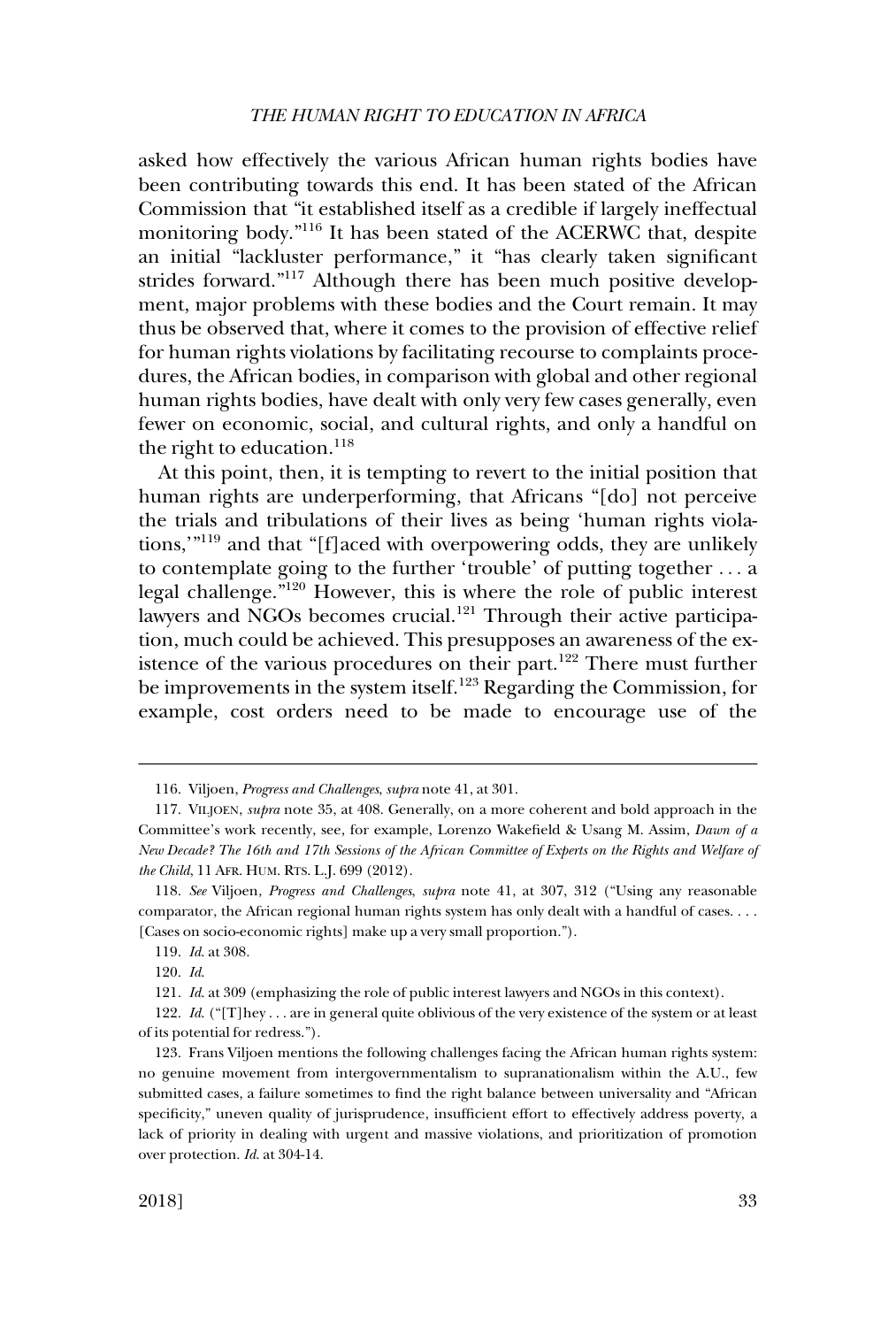asked how effectively the various African human rights bodies have been contributing towards this end. It has been stated of the African Commission that "it established itself as a credible if largely ineffectual monitoring body."[116] It has been stated of the ACERWC that, despite an initial "lackluster performance," it "has clearly taken significant strides forward."[117] Although there has been much positive development, major problems with these bodies and the Court remain. It may thus be observed that, where it comes to the provision of effective relief for human rights violations by facilitating recourse to complaints procedures, the African bodies, in comparison with global and other regional human rights bodies, have dealt with only very few cases generally, even fewer on economic, social, and cultural rights, and only a handful on the right to education.[118]

At this point, then, it is tempting to revert to the initial position that human rights are underperforming, that Africans "[do] not perceive the trials and tribulations of their lives as being 'human rights violations,'"[119] and that "[f]aced with overpowering odds, they are unlikely to contemplate going to the further 'trouble' of putting together . . . a legal challenge."[120] However, this is where the role of public interest lawyers and NGOs becomes crucial.[121] Through their active participation, much could be achieved. This presupposes an awareness of the existence of the various procedures on their part.[122] There must further be improvements in the system itself.[123] Regarding the Commission, for example, cost orders need to be made to encourage use of the

---

116. Viljoen, *Progress and Challenges*, *supra* note 41, at 301.

117. VILJOEN, *supra* note 35, at 408. Generally, on a more coherent and bold approach in the Committee's work recently, see, for example, Lorenzo Wakefield & Usang M. Assim, *Dawn of a New Decade? The 16th and 17th Sessions of the African Committee of Experts on the Rights and Welfare of the Child*, 11 AFR. HUM. RTS. L.J. 699 (2012).

118. *See* Viljoen, *Progress and Challenges*, *supra* note 41, at 307, 312 ("Using any reasonable comparator, the African regional human rights system has only dealt with a handful of cases. . . . [Cases on socio-economic rights] make up a very small proportion.").

119. *Id.* at 308.

120. *Id.*

121. *Id.* at 309 (emphasizing the role of public interest lawyers and NGOs in this context).

122. *Id.* ("[T]hey . . . are in general quite oblivious of the very existence of the system or at least of its potential for redress.").

123. Frans Viljoen mentions the following challenges facing the African human rights system: no genuine movement from intergovernmentalism to supranationalism within the A.U., few submitted cases, a failure sometimes to find the right balance between universality and "African specificity," uneven quality of jurisprudence, insufficient effort to effectively address poverty, a lack of priority in dealing with urgent and massive violations, and prioritization of promotion over protection. *Id.* at 304-14.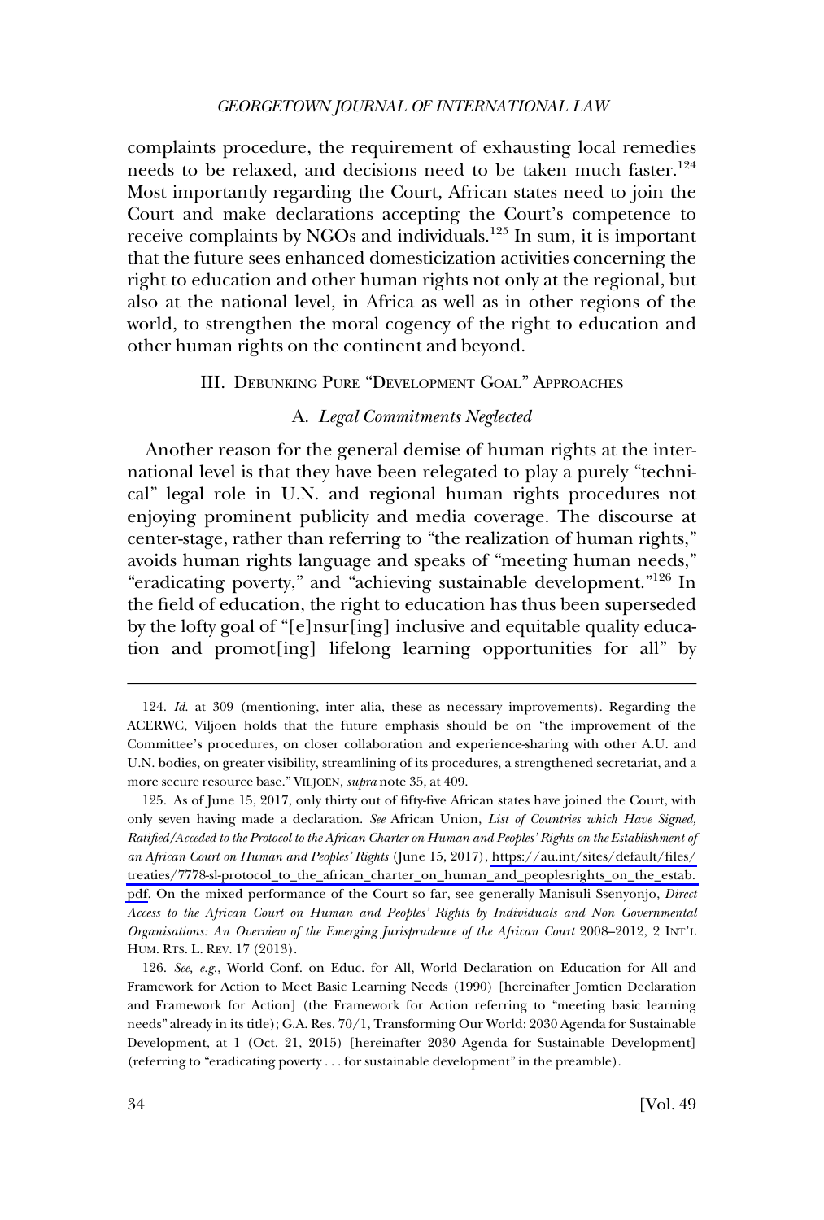complaints procedure, the requirement of exhausting local remedies needs to be relaxed, and decisions need to be taken much faster.[124] Most importantly regarding the Court, African states need to join the Court and make declarations accepting the Court's competence to receive complaints by NGOs and individuals.[125] In sum, it is important that the future sees enhanced domesticization activities concerning the right to education and other human rights not only at the regional, but also at the national level, in Africa as well as in other regions of the world, to strengthen the moral cogency of the right to education and other human rights on the continent and beyond.

## III. Debunking Pure "Development Goal" Approaches

### A. *Legal Commitments Neglected*

Another reason for the general demise of human rights at the international level is that they have been relegated to play a purely "technical" legal role in U.N. and regional human rights procedures not enjoying prominent publicity and media coverage. The discourse at center-stage, rather than referring to "the realization of human rights," avoids human rights language and speaks of "meeting human needs," "eradicating poverty," and "achieving sustainable development."[126] In the field of education, the right to education has thus been superseded by the lofty goal of "[e]nsur[ing] inclusive and equitable quality education and promot[ing] lifelong learning opportunities for all" by

---

124. *Id.* at 309 (mentioning, inter alia, these as necessary improvements). Regarding the ACERWC, Viljoen holds that the future emphasis should be on "the improvement of the Committee's procedures, on closer collaboration and experience-sharing with other A.U. and U.N. bodies, on greater visibility, streamlining of its procedures, a strengthened secretariat, and a more secure resource base." VILJOEN, *supra* note 35, at 409.

125. As of June 15, 2017, only thirty out of fifty-five African states have joined the Court, with only seven having made a declaration. *See* African Union, *List of Countries which Have Signed, Ratified/Acceded to the Protocol to the African Charter on Human and Peoples' Rights on the Establishment of an African Court on Human and Peoples' Rights* (June 15, 2017), https://au.int/sites/default/files/treaties/7778-sl-protocol_to_the_african_charter_on_human_and_peoplesrights_on_the_estab.pdf. On the mixed performance of the Court so far, see generally Manisuli Ssenyonjo, *Direct Access to the African Court on Human and Peoples' Rights by Individuals and Non Governmental Organisations: An Overview of the Emerging Jurisprudence of the African Court* 2008–2012, 2 INT'L HUM. RTS. L. REV. 17 (2013).

126. *See, e.g.*, World Conf. on Educ. for All, World Declaration on Education for All and Framework for Action to Meet Basic Learning Needs (1990) [hereinafter Jomtien Declaration and Framework for Action] (the Framework for Action referring to "meeting basic learning needs" already in its title); G.A. Res. 70/1, Transforming Our World: 2030 Agenda for Sustainable Development, at 1 (Oct. 21, 2015) [hereinafter 2030 Agenda for Sustainable Development] (referring to "eradicating poverty . . . for sustainable development" in the preamble).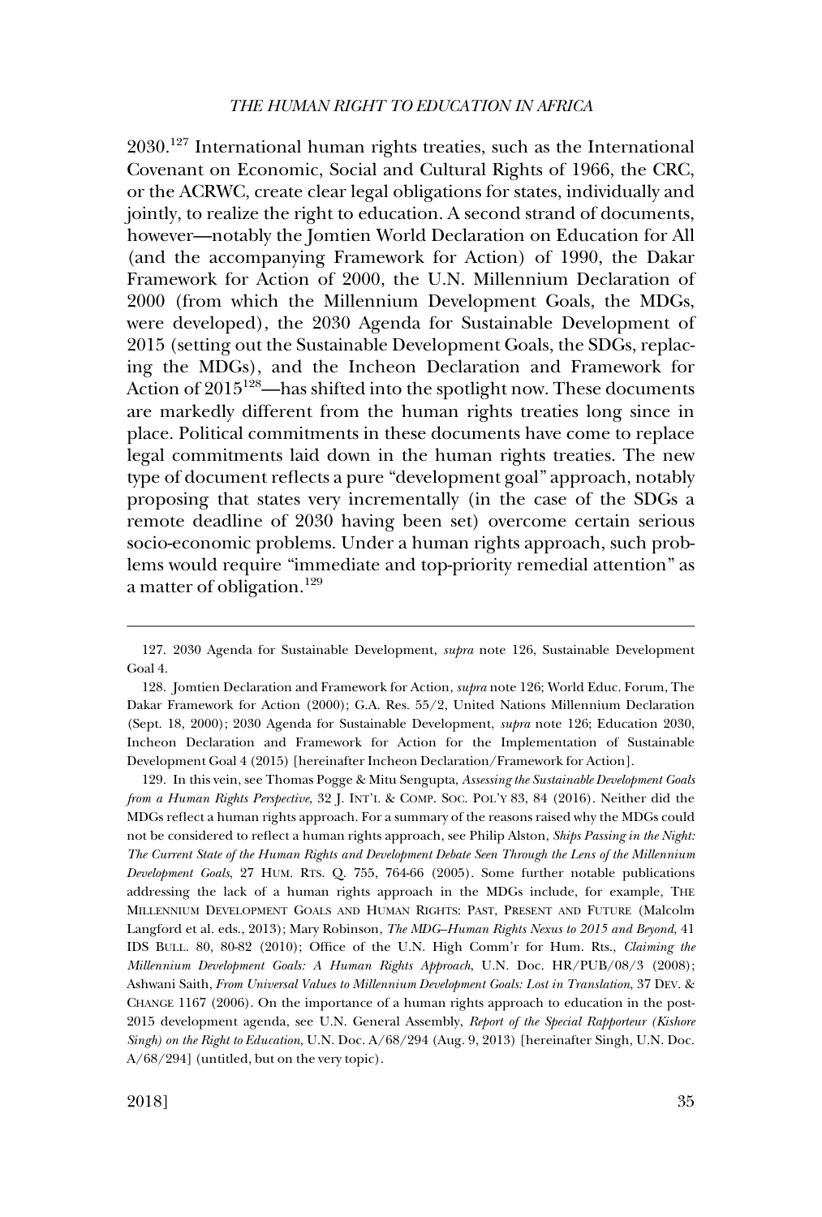2030.[127] International human rights treaties, such as the International Covenant on Economic, Social and Cultural Rights of 1966, the CRC, or the ACRWC, create clear legal obligations for states, individually and jointly, to realize the right to education. A second strand of documents, however—notably the Jomtien World Declaration on Education for All (and the accompanying Framework for Action) of 1990, the Dakar Framework for Action of 2000, the U.N. Millennium Declaration of 2000 (from which the Millennium Development Goals, the MDGs, were developed), the 2030 Agenda for Sustainable Development of 2015 (setting out the Sustainable Development Goals, the SDGs, replacing the MDGs), and the Incheon Declaration and Framework for Action of 2015[128]—has shifted into the spotlight now. These documents are markedly different from the human rights treaties long since in place. Political commitments in these documents have come to replace legal commitments laid down in the human rights treaties. The new type of document reflects a pure "development goal" approach, notably proposing that states very incrementally (in the case of the SDGs a remote deadline of 2030 having been set) overcome certain serious socio-economic problems. Under a human rights approach, such problems would require "immediate and top-priority remedial attention" as a matter of obligation.[129]

---

127. 2030 Agenda for Sustainable Development, *supra* note 126, Sustainable Development Goal 4.

128. Jomtien Declaration and Framework for Action, *supra* note 126; World Educ. Forum, The Dakar Framework for Action (2000); G.A. Res. 55/2, United Nations Millennium Declaration (Sept. 18, 2000); 2030 Agenda for Sustainable Development, *supra* note 126; Education 2030, Incheon Declaration and Framework for Action for the Implementation of Sustainable Development Goal 4 (2015) [hereinafter Incheon Declaration/Framework for Action].

129. In this vein, see Thomas Pogge & Mitu Sengupta, *Assessing the Sustainable Development Goals from a Human Rights Perspective*, 32 J. INT'L & COMP. SOC. POL'Y 83, 84 (2016). Neither did the MDGs reflect a human rights approach. For a summary of the reasons raised why the MDGs could not be considered to reflect a human rights approach, see Philip Alston, *Ships Passing in the Night: The Current State of the Human Rights and Development Debate Seen Through the Lens of the Millennium Development Goals*, 27 HUM. RTS. Q. 755, 764-66 (2005). Some further notable publications addressing the lack of a human rights approach in the MDGs include, for example, THE MILLENNIUM DEVELOPMENT GOALS AND HUMAN RIGHTS: PAST, PRESENT AND FUTURE (Malcolm Langford et al. eds., 2013); Mary Robinson, *The MDG–Human Rights Nexus to 2015 and Beyond*, 41 IDS BULL. 80, 80-82 (2010); Office of the U.N. High Comm'r for Hum. Rts., *Claiming the Millennium Development Goals: A Human Rights Approach*, U.N. Doc. HR/PUB/08/3 (2008); Ashwani Saith, *From Universal Values to Millennium Development Goals: Lost in Translation*, 37 DEV. & CHANGE 1167 (2006). On the importance of a human rights approach to education in the post-2015 development agenda, see U.N. General Assembly, *Report of the Special Rapporteur (Kishore Singh) on the Right to Education*, U.N. Doc. A/68/294 (Aug. 9, 2013) [hereinafter Singh, U.N. Doc. A/68/294] (untitled, but on the very topic).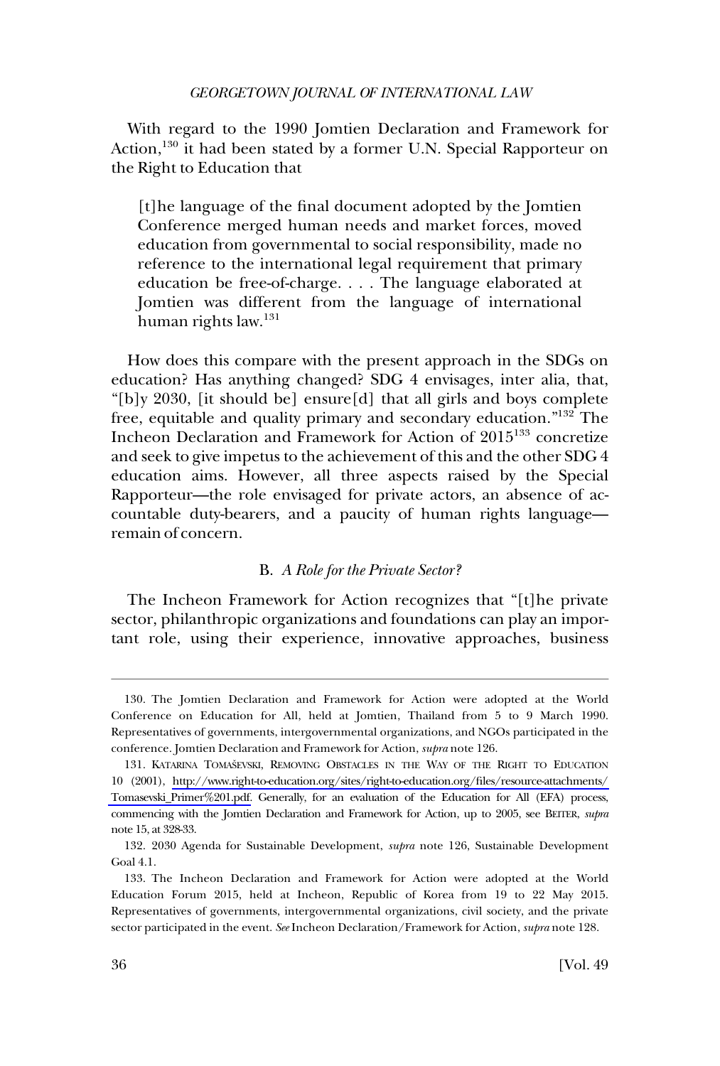With regard to the 1990 Jomtien Declaration and Framework for Action,[130] it had been stated by a former U.N. Special Rapporteur on the Right to Education that

> [t]he language of the final document adopted by the Jomtien Conference merged human needs and market forces, moved education from governmental to social responsibility, made no reference to the international legal requirement that primary education be free-of-charge. . . . The language elaborated at Jomtien was different from the language of international human rights law.[131]

How does this compare with the present approach in the SDGs on education? Has anything changed? SDG 4 envisages, inter alia, that, "[b]y 2030, [it should be] ensure[d] that all girls and boys complete free, equitable and quality primary and secondary education."[132] The Incheon Declaration and Framework for Action of 2015[133] concretize and seek to give impetus to the achievement of this and the other SDG 4 education aims. However, all three aspects raised by the Special Rapporteur—the role envisaged for private actors, an absence of accountable duty-bearers, and a paucity of human rights language—remain of concern.

### B. *A Role for the Private Sector?*

The Incheon Framework for Action recognizes that "[t]he private sector, philanthropic organizations and foundations can play an important role, using their experience, innovative approaches, business

---

130. The Jomtien Declaration and Framework for Action were adopted at the World Conference on Education for All, held at Jomtien, Thailand from 5 to 9 March 1990. Representatives of governments, intergovernmental organizations, and NGOs participated in the conference. Jomtien Declaration and Framework for Action, *supra* note 126.

131. KATARINA TOMAŠEVSKI, REMOVING OBSTACLES IN THE WAY OF THE RIGHT TO EDUCATION 10 (2001), http://www.right-to-education.org/sites/right-to-education.org/files/resource-attachments/Tomasevski_Primer%201.pdf. Generally, for an evaluation of the Education for All (EFA) process, commencing with the Jomtien Declaration and Framework for Action, up to 2005, see BEITER, *supra* note 15, at 328-33.

132. 2030 Agenda for Sustainable Development, *supra* note 126, Sustainable Development Goal 4.1.

133. The Incheon Declaration and Framework for Action were adopted at the World Education Forum 2015, held at Incheon, Republic of Korea from 19 to 22 May 2015. Representatives of governments, intergovernmental organizations, civil society, and the private sector participated in the event. *See* Incheon Declaration/Framework for Action, *supra* note 128.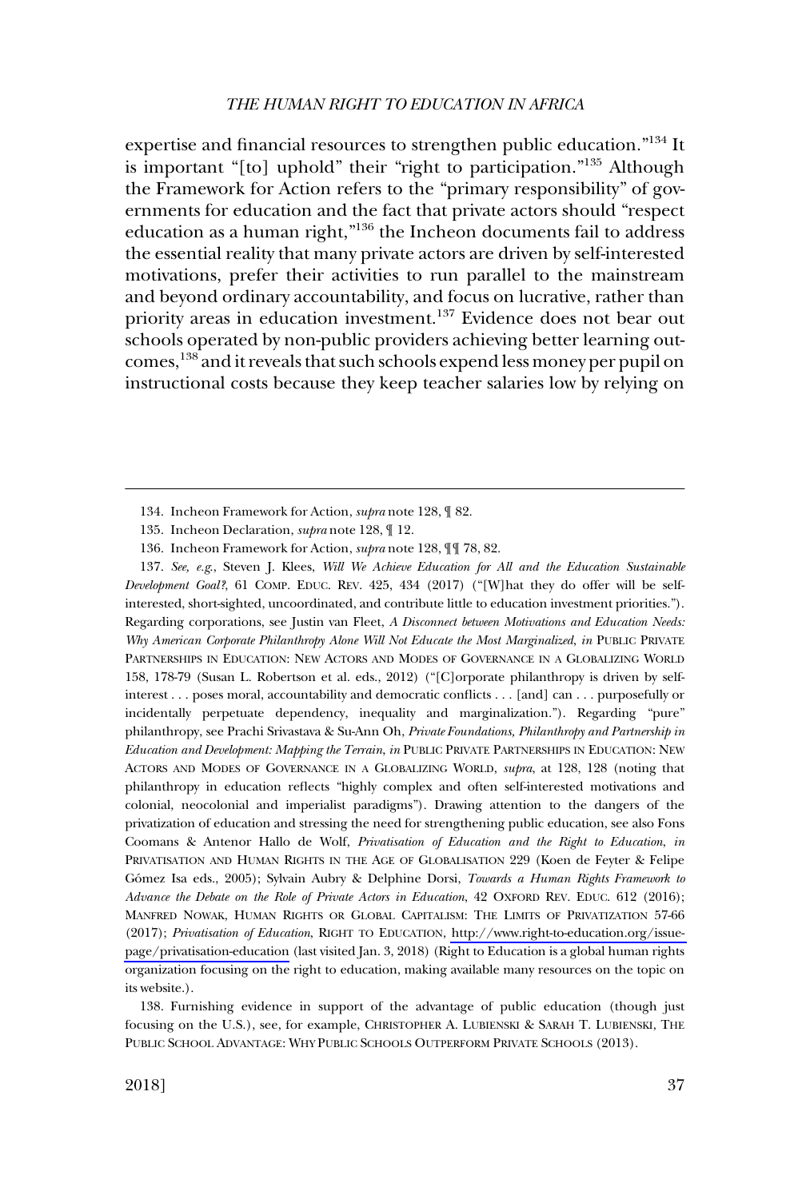expertise and financial resources to strengthen public education."[134] It is important "[to] uphold" their "right to participation."[135] Although the Framework for Action refers to the "primary responsibility" of governments for education and the fact that private actors should "respect education as a human right,"[136] the Incheon documents fail to address the essential reality that many private actors are driven by self-interested motivations, prefer their activities to run parallel to the mainstream and beyond ordinary accountability, and focus on lucrative, rather than priority areas in education investment.[137] Evidence does not bear out schools operated by non-public providers achieving better learning outcomes,[138] and it reveals that such schools expend less money per pupil on instructional costs because they keep teacher salaries low by relying on

---

134. Incheon Framework for Action, *supra* note 128, ¶ 82.

135. Incheon Declaration, *supra* note 128, ¶ 12.

136. Incheon Framework for Action, *supra* note 128, ¶¶ 78, 82.

137. *See, e.g.*, Steven J. Klees, *Will We Achieve Education for All and the Education Sustainable Development Goal?*, 61 COMP. EDUC. REV. 425, 434 (2017) ("[W]hat they do offer will be self-interested, short-sighted, uncoordinated, and contribute little to education investment priorities."). Regarding corporations, see Justin van Fleet, *A Disconnect between Motivations and Education Needs: Why American Corporate Philanthropy Alone Will Not Educate the Most Marginalized*, *in* PUBLIC PRIVATE PARTNERSHIPS IN EDUCATION: NEW ACTORS AND MODES OF GOVERNANCE IN A GLOBALIZING WORLD 158, 178-79 (Susan L. Robertson et al. eds., 2012) ("[C]orporate philanthropy is driven by self-interest . . . poses moral, accountability and democratic conflicts . . . [and] can . . . purposefully or incidentally perpetuate dependency, inequality and marginalization."). Regarding "pure" philanthropy, see Prachi Srivastava & Su-Ann Oh, *Private Foundations, Philanthropy and Partnership in Education and Development: Mapping the Terrain*, *in* PUBLIC PRIVATE PARTNERSHIPS IN EDUCATION: NEW ACTORS AND MODES OF GOVERNANCE IN A GLOBALIZING WORLD, *supra*, at 128, 128 (noting that philanthropy in education reflects "highly complex and often self-interested motivations and colonial, neocolonial and imperialist paradigms"). Drawing attention to the dangers of the privatization of education and stressing the need for strengthening public education, see also Fons Coomans & Antenor Hallo de Wolf, *Privatisation of Education and the Right to Education*, *in* PRIVATISATION AND HUMAN RIGHTS IN THE AGE OF GLOBALISATION 229 (Koen de Feyter & Felipe Gómez Isa eds., 2005); Sylvain Aubry & Delphine Dorsi, *Towards a Human Rights Framework to Advance the Debate on the Role of Private Actors in Education*, 42 OXFORD REV. EDUC. 612 (2016); MANFRED NOWAK, HUMAN RIGHTS OR GLOBAL CAPITALISM: THE LIMITS OF PRIVATIZATION 57-66 (2017); *Privatisation of Education*, RIGHT TO EDUCATION, http://www.right-to-education.org/issue-page/privatisation-education (last visited Jan. 3, 2018) (Right to Education is a global human rights organization focusing on the right to education, making available many resources on the topic on its website.).

138. Furnishing evidence in support of the advantage of public education (though just focusing on the U.S.), see, for example, CHRISTOPHER A. LUBIENSKI & SARAH T. LUBIENSKI, THE PUBLIC SCHOOL ADVANTAGE: WHY PUBLIC SCHOOLS OUTPERFORM PRIVATE SCHOOLS (2013).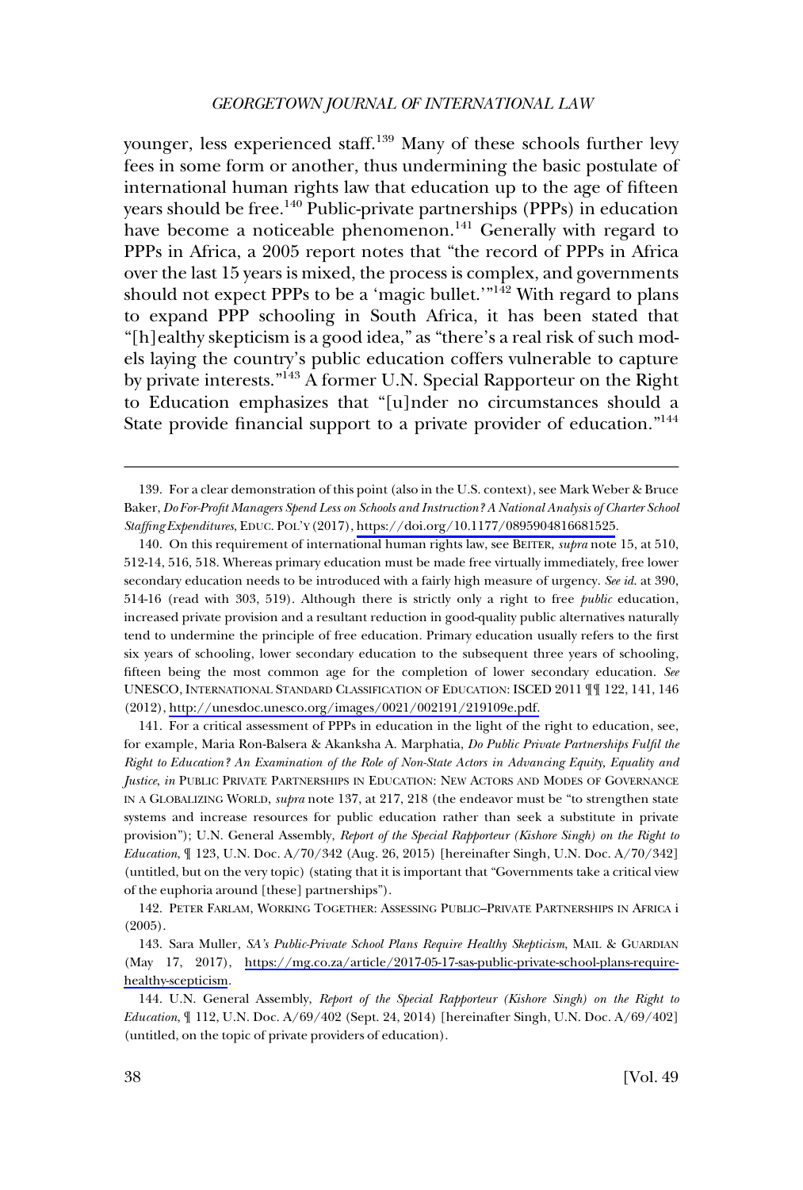younger, less experienced staff.[139] Many of these schools further levy fees in some form or another, thus undermining the basic postulate of international human rights law that education up to the age of fifteen years should be free.[140] Public-private partnerships (PPPs) in education have become a noticeable phenomenon.[141] Generally with regard to PPPs in Africa, a 2005 report notes that "the record of PPPs in Africa over the last 15 years is mixed, the process is complex, and governments should not expect PPPs to be a 'magic bullet.'"[142] With regard to plans to expand PPP schooling in South Africa, it has been stated that "[h]ealthy skepticism is a good idea," as "there's a real risk of such models laying the country's public education coffers vulnerable to capture by private interests."[143] A former U.N. Special Rapporteur on the Right to Education emphasizes that "[u]nder no circumstances should a State provide financial support to a private provider of education."[144]

---

139. For a clear demonstration of this point (also in the U.S. context), see Mark Weber & Bruce Baker, *Do For-Profit Managers Spend Less on Schools and Instruction? A National Analysis of Charter School Staffing Expenditures*, EDUC. POL'Y (2017), https://doi.org/10.1177/0895904816681525.

140. On this requirement of international human rights law, see BEITER, *supra* note 15, at 510, 512-14, 516, 518. Whereas primary education must be made free virtually immediately, free lower secondary education needs to be introduced with a fairly high measure of urgency. *See id.* at 390, 514-16 (read with 303, 519). Although there is strictly only a right to free *public* education, increased private provision and a resultant reduction in good-quality public alternatives naturally tend to undermine the principle of free education. Primary education usually refers to the first six years of schooling, lower secondary education to the subsequent three years of schooling, fifteen being the most common age for the completion of lower secondary education. *See* UNESCO, INTERNATIONAL STANDARD CLASSIFICATION OF EDUCATION: ISCED 2011 ¶¶ 122, 141, 146 (2012), http://unesdoc.unesco.org/images/0021/002191/219109e.pdf.

141. For a critical assessment of PPPs in education in the light of the right to education, see, for example, Maria Ron-Balsera & Akanksha A. Marphatia, *Do Public Private Partnerships Fulfil the Right to Education? An Examination of the Role of Non-State Actors in Advancing Equity, Equality and Justice*, *in* PUBLIC PRIVATE PARTNERSHIPS IN EDUCATION: NEW ACTORS AND MODES OF GOVERNANCE IN A GLOBALIZING WORLD, *supra* note 137, at 217, 218 (the endeavor must be "to strengthen state systems and increase resources for public education rather than seek a substitute in private provision"); U.N. General Assembly, *Report of the Special Rapporteur (Kishore Singh) on the Right to Education*, ¶ 123, U.N. Doc. A/70/342 (Aug. 26, 2015) [hereinafter Singh, U.N. Doc. A/70/342] (untitled, but on the very topic) (stating that it is important that "Governments take a critical view of the euphoria around [these] partnerships").

142. PETER FARLAM, WORKING TOGETHER: ASSESSING PUBLIC–PRIVATE PARTNERSHIPS IN AFRICA i (2005).

143. Sara Muller, *SA's Public-Private School Plans Require Healthy Skepticism*, MAIL & GUARDIAN (May 17, 2017), https://mg.co.za/article/2017-05-17-sas-public-private-school-plans-require-healthy-scepticism.

144. U.N. General Assembly, *Report of the Special Rapporteur (Kishore Singh) on the Right to Education*, ¶ 112, U.N. Doc. A/69/402 (Sept. 24, 2014) [hereinafter Singh, U.N. Doc. A/69/402] (untitled, on the topic of private providers of education).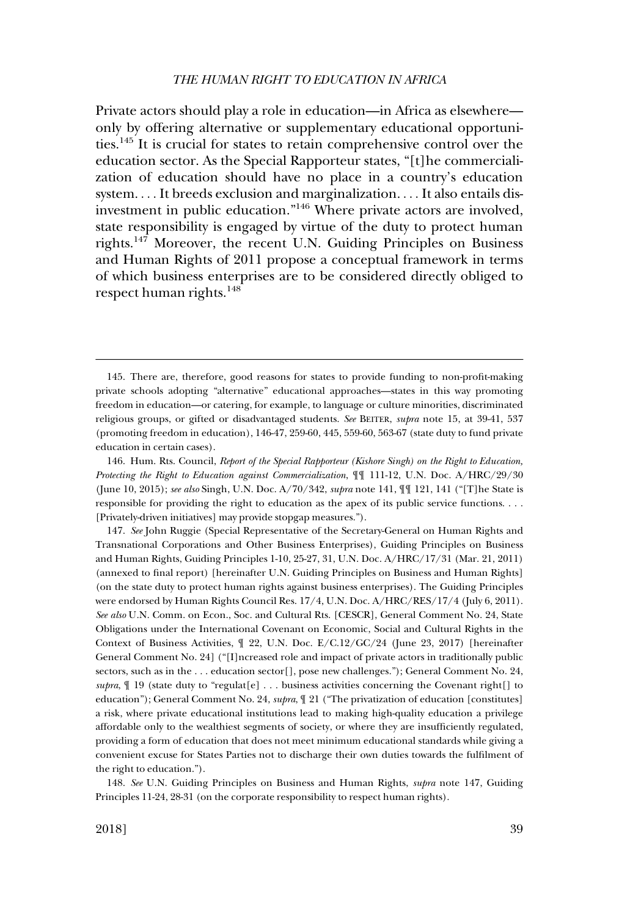Private actors should play a role in education—in Africa as elsewhere—only by offering alternative or supplementary educational opportunities.[145] It is crucial for states to retain comprehensive control over the education sector. As the Special Rapporteur states, "[t]he commercialization of education should have no place in a country's education system. . . . It breeds exclusion and marginalization. . . . It also entails disinvestment in public education."[146] Where private actors are involved, state responsibility is engaged by virtue of the duty to protect human rights.[147] Moreover, the recent U.N. Guiding Principles on Business and Human Rights of 2011 propose a conceptual framework in terms of which business enterprises are to be considered directly obliged to respect human rights.[148]

---

145. There are, therefore, good reasons for states to provide funding to non-profit-making private schools adopting "alternative" educational approaches—states in this way promoting freedom in education—or catering, for example, to language or culture minorities, discriminated religious groups, or gifted or disadvantaged students. *See* BEITER, *supra* note 15, at 39-41, 537 (promoting freedom in education), 146-47, 259-60, 445, 559-60, 563-67 (state duty to fund private education in certain cases).

146. Hum. Rts. Council, *Report of the Special Rapporteur (Kishore Singh) on the Right to Education, Protecting the Right to Education against Commercialization*, ¶¶ 111-12, U.N. Doc. A/HRC/29/30 (June 10, 2015); *see also* Singh, U.N. Doc. A/70/342, *supra* note 141, ¶¶ 121, 141 ("[T]he State is responsible for providing the right to education as the apex of its public service functions. . . . [Privately-driven initiatives] may provide stopgap measures.").

147. *See* John Ruggie (Special Representative of the Secretary-General on Human Rights and Transnational Corporations and Other Business Enterprises), Guiding Principles on Business and Human Rights, Guiding Principles 1-10, 25-27, 31, U.N. Doc. A/HRC/17/31 (Mar. 21, 2011) (annexed to final report) [hereinafter U.N. Guiding Principles on Business and Human Rights] (on the state duty to protect human rights against business enterprises). The Guiding Principles were endorsed by Human Rights Council Res. 17/4, U.N. Doc. A/HRC/RES/17/4 (July 6, 2011). *See also* U.N. Comm. on Econ., Soc. and Cultural Rts. [CESCR], General Comment No. 24, State Obligations under the International Covenant on Economic, Social and Cultural Rights in the Context of Business Activities, ¶ 22, U.N. Doc. E/C.12/GC/24 (June 23, 2017) [hereinafter General Comment No. 24] ("[I]ncreased role and impact of private actors in traditionally public sectors, such as in the . . . education sector[], pose new challenges."); General Comment No. 24, *supra*, ¶ 19 (state duty to "regulat[e] . . . business activities concerning the Covenant right[] to education"); General Comment No. 24, *supra*, ¶ 21 ("The privatization of education [constitutes] a risk, where private educational institutions lead to making high-quality education a privilege affordable only to the wealthiest segments of society, or where they are insufficiently regulated, providing a form of education that does not meet minimum educational standards while giving a convenient excuse for States Parties not to discharge their own duties towards the fulfilment of the right to education.").

148. *See* U.N. Guiding Principles on Business and Human Rights, *supra* note 147, Guiding Principles 11-24, 28-31 (on the corporate responsibility to respect human rights).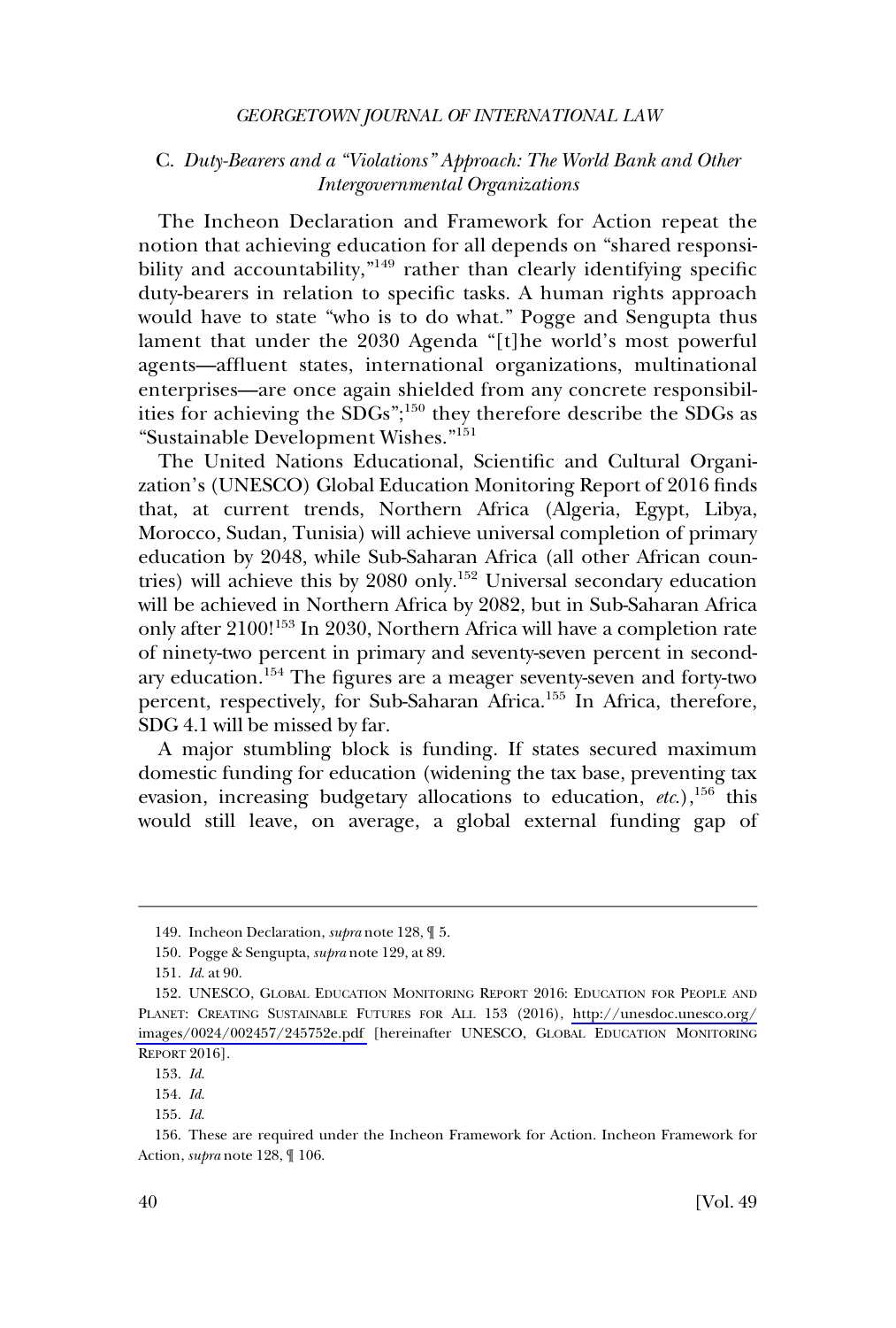### C. *Duty-Bearers and a "Violations" Approach: The World Bank and Other Intergovernmental Organizations*

The Incheon Declaration and Framework for Action repeat the notion that achieving education for all depends on "shared responsibility and accountability,"[149] rather than clearly identifying specific duty-bearers in relation to specific tasks. A human rights approach would have to state "who is to do what." Pogge and Sengupta thus lament that under the 2030 Agenda "[t]he world's most powerful agents—affluent states, international organizations, multinational enterprises—are once again shielded from any concrete responsibilities for achieving the SDGs";[150] they therefore describe the SDGs as "Sustainable Development Wishes."[151]

The United Nations Educational, Scientific and Cultural Organization's (UNESCO) Global Education Monitoring Report of 2016 finds that, at current trends, Northern Africa (Algeria, Egypt, Libya, Morocco, Sudan, Tunisia) will achieve universal completion of primary education by 2048, while Sub-Saharan Africa (all other African countries) will achieve this by 2080 only.[152] Universal secondary education will be achieved in Northern Africa by 2082, but in Sub-Saharan Africa only after 2100![153] In 2030, Northern Africa will have a completion rate of ninety-two percent in primary and seventy-seven percent in secondary education.[154] The figures are a meager seventy-seven and forty-two percent, respectively, for Sub-Saharan Africa.[155] In Africa, therefore, SDG 4.1 will be missed by far.

A major stumbling block is funding. If states secured maximum domestic funding for education (widening the tax base, preventing tax evasion, increasing budgetary allocations to education, *etc.*),[156] this would still leave, on average, a global external funding gap of

---

149. Incheon Declaration, *supra* note 128, ¶ 5.

150. Pogge & Sengupta, *supra* note 129, at 89.

151. *Id.* at 90.

152. UNESCO, GLOBAL EDUCATION MONITORING REPORT 2016: EDUCATION FOR PEOPLE AND PLANET: CREATING SUSTAINABLE FUTURES FOR ALL 153 (2016), http://unesdoc.unesco.org/images/0024/002457/245752e.pdf [hereinafter UNESCO, GLOBAL EDUCATION MONITORING REPORT 2016].

153. *Id.*

154. *Id.*

155. *Id.*

156. These are required under the Incheon Framework for Action. Incheon Framework for Action, *supra* note 128, ¶ 106.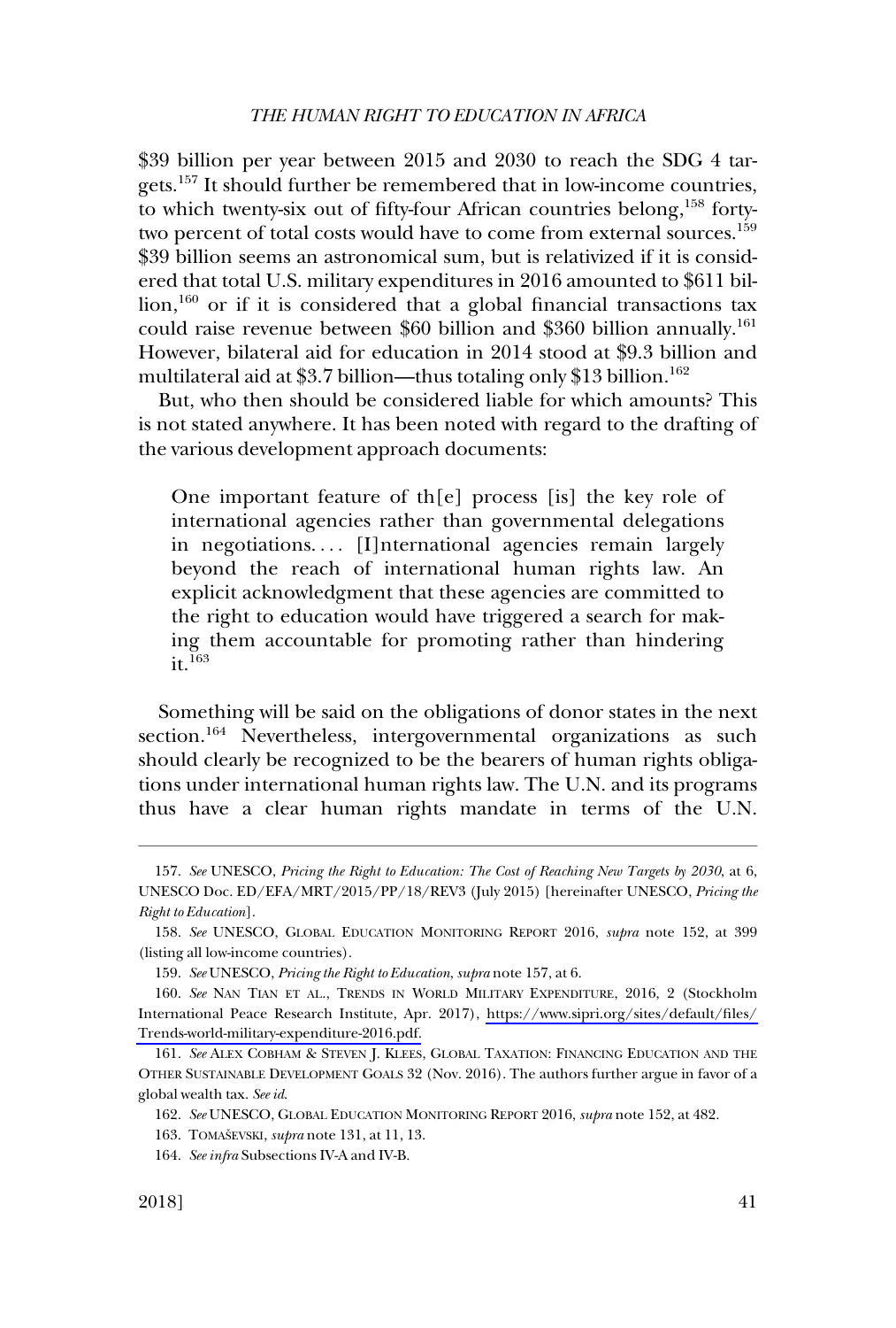$39 billion per year between 2015 and 2030 to reach the SDG 4 targets.[157] It should further be remembered that in low-income countries, to which twenty-six out of fifty-four African countries belong,[158] forty-two percent of total costs would have to come from external sources.[159] $39 billion seems an astronomical sum, but is relativized if it is considered that total U.S. military expenditures in 2016 amounted to $611 billion,[160] or if it is considered that a global financial transactions tax could raise revenue between $60 billion and $360 billion annually.[161] However, bilateral aid for education in 2014 stood at $9.3 billion and multilateral aid at $3.7 billion—thus totaling only $13 billion.[162]

But, who then should be considered liable for which amounts? This is not stated anywhere. It has been noted with regard to the drafting of the various development approach documents:

> One important feature of th[e] process [is] the key role of international agencies rather than governmental delegations in negotiations. . . . [I]nternational agencies remain largely beyond the reach of international human rights law. An explicit acknowledgment that these agencies are committed to the right to education would have triggered a search for making them accountable for promoting rather than hindering it.[163]

Something will be said on the obligations of donor states in the next section.[164] Nevertheless, intergovernmental organizations as such should clearly be recognized to be the bearers of human rights obligations under international human rights law. The U.N. and its programs thus have a clear human rights mandate in terms of the U.N.

---

157. *See* UNESCO, *Pricing the Right to Education: The Cost of Reaching New Targets by 2030*, at 6, UNESCO Doc. ED/EFA/MRT/2015/PP/18/REV3 (July 2015) [hereinafter UNESCO, *Pricing the Right to Education*].

158. *See* UNESCO, GLOBAL EDUCATION MONITORING REPORT 2016, *supra* note 152, at 399 (listing all low-income countries).

159. *See* UNESCO, *Pricing the Right to Education*, *supra* note 157, at 6.

160. *See* NAN TIAN ET AL., TRENDS IN WORLD MILITARY EXPENDITURE, 2016, 2 (Stockholm International Peace Research Institute, Apr. 2017), https://www.sipri.org/sites/default/files/Trends-world-military-expenditure-2016.pdf.

161. *See* ALEX COBHAM & STEVEN J. KLEES, GLOBAL TAXATION: FINANCING EDUCATION AND THE OTHER SUSTAINABLE DEVELOPMENT GOALS 32 (Nov. 2016). The authors further argue in favor of a global wealth tax. *See id.*

162. *See* UNESCO, GLOBAL EDUCATION MONITORING REPORT 2016, *supra* note 152, at 482.

163. TOMAŠEVSKI, *supra* note 131, at 11, 13.

164. *See infra* Subsections IV-A and IV-B.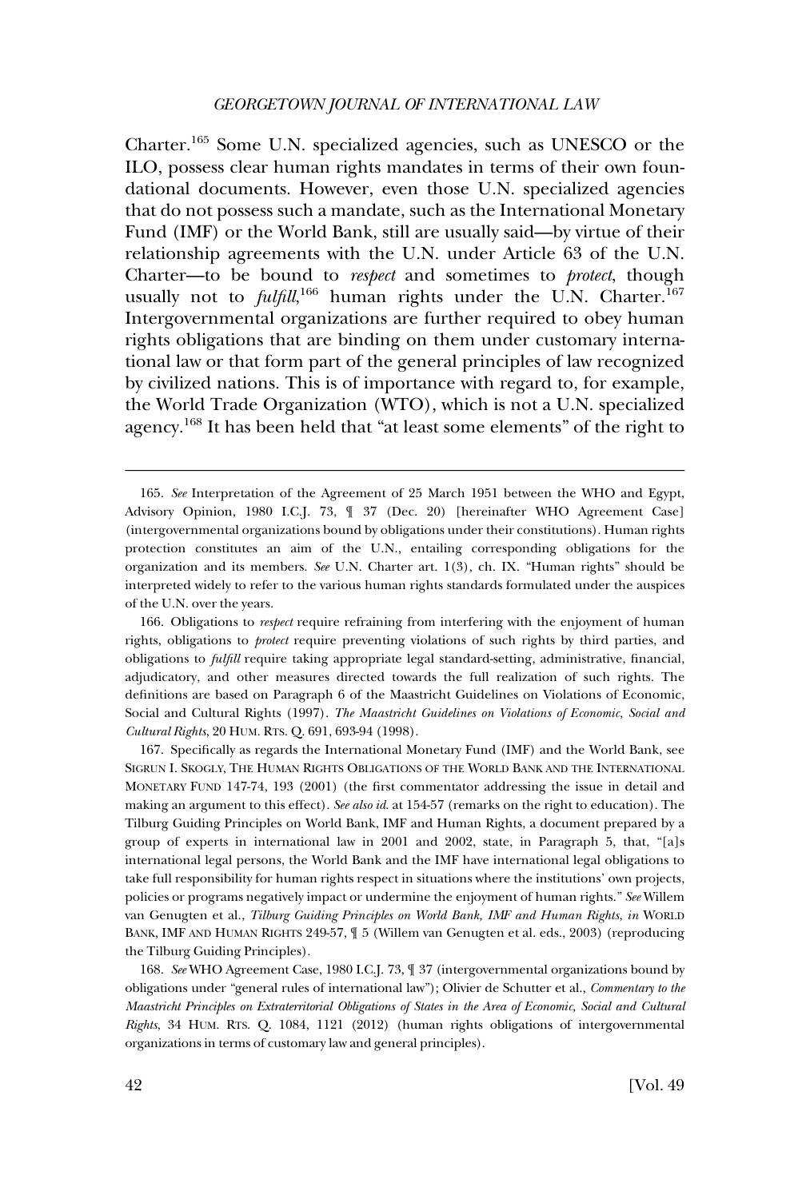Charter.[165] Some U.N. specialized agencies, such as UNESCO or the ILO, possess clear human rights mandates in terms of their own foundational documents. However, even those U.N. specialized agencies that do not possess such a mandate, such as the International Monetary Fund (IMF) or the World Bank, still are usually said—by virtue of their relationship agreements with the U.N. under Article 63 of the U.N. Charter—to be bound to *respect* and sometimes to *protect*, though usually not to *fulfill*,[166] human rights under the U.N. Charter.[167] Intergovernmental organizations are further required to obey human rights obligations that are binding on them under customary international law or that form part of the general principles of law recognized by civilized nations. This is of importance with regard to, for example, the World Trade Organization (WTO), which is not a U.N. specialized agency.[168] It has been held that "at least some elements" of the right to

---

165. *See* Interpretation of the Agreement of 25 March 1951 between the WHO and Egypt, Advisory Opinion, 1980 I.C.J. 73, ¶ 37 (Dec. 20) [hereinafter WHO Agreement Case] (intergovernmental organizations bound by obligations under their constitutions). Human rights protection constitutes an aim of the U.N., entailing corresponding obligations for the organization and its members. *See* U.N. Charter art. 1(3), ch. IX. "Human rights" should be interpreted widely to refer to the various human rights standards formulated under the auspices of the U.N. over the years.

166. Obligations to *respect* require refraining from interfering with the enjoyment of human rights, obligations to *protect* require preventing violations of such rights by third parties, and obligations to *fulfill* require taking appropriate legal standard-setting, administrative, financial, adjudicatory, and other measures directed towards the full realization of such rights. The definitions are based on Paragraph 6 of the Maastricht Guidelines on Violations of Economic, Social and Cultural Rights (1997). *The Maastricht Guidelines on Violations of Economic, Social and Cultural Rights*, 20 HUM. RTS. Q. 691, 693-94 (1998).

167. Specifically as regards the International Monetary Fund (IMF) and the World Bank, see SIGRUN I. SKOGLY, THE HUMAN RIGHTS OBLIGATIONS OF THE WORLD BANK AND THE INTERNATIONAL MONETARY FUND 147-74, 193 (2001) (the first commentator addressing the issue in detail and making an argument to this effect). *See also id.* at 154-57 (remarks on the right to education). The Tilburg Guiding Principles on World Bank, IMF and Human Rights, a document prepared by a group of experts in international law in 2001 and 2002, state, in Paragraph 5, that, "[a]s international legal persons, the World Bank and the IMF have international legal obligations to take full responsibility for human rights respect in situations where the institutions' own projects, policies or programs negatively impact or undermine the enjoyment of human rights." *See* Willem van Genugten et al., *Tilburg Guiding Principles on World Bank, IMF and Human Rights*, *in* WORLD BANK, IMF AND HUMAN RIGHTS 249-57, ¶ 5 (Willem van Genugten et al. eds., 2003) (reproducing the Tilburg Guiding Principles).

168. *See* WHO Agreement Case, 1980 I.C.J. 73, ¶ 37 (intergovernmental organizations bound by obligations under "general rules of international law"); Olivier de Schutter et al., *Commentary to the Maastricht Principles on Extraterritorial Obligations of States in the Area of Economic, Social and Cultural Rights*, 34 HUM. RTS. Q. 1084, 1121 (2012) (human rights obligations of intergovernmental organizations in terms of customary law and general principles).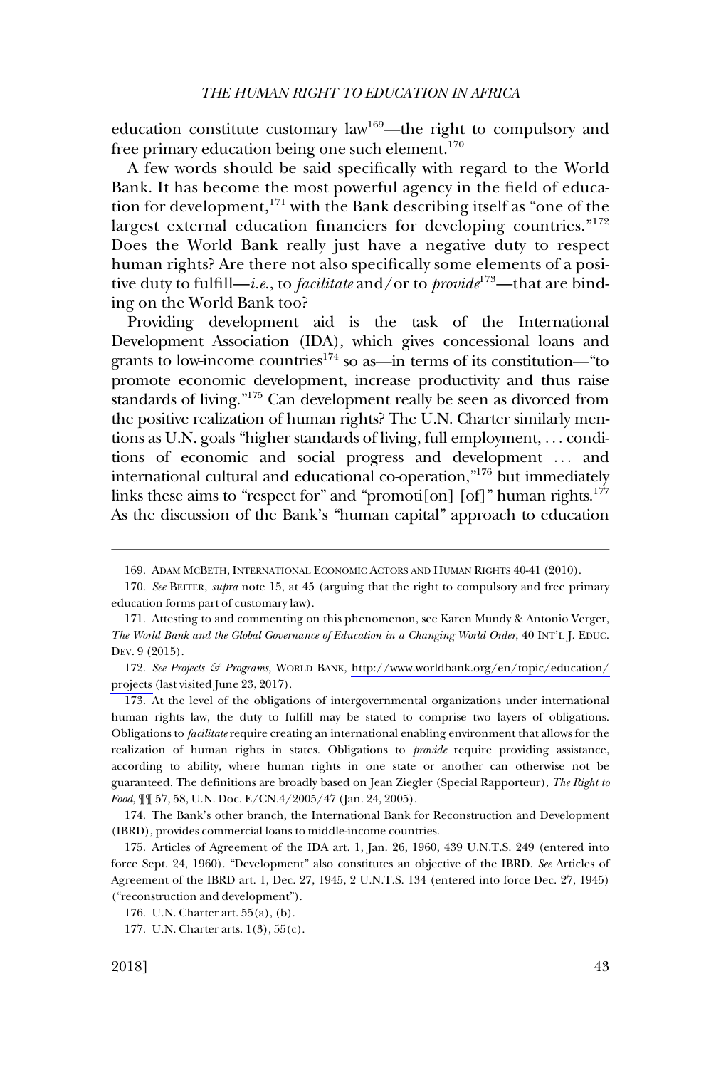education constitute customary law[169]—the right to compulsory and free primary education being one such element.[170]

A few words should be said specifically with regard to the World Bank. It has become the most powerful agency in the field of education for development,[171] with the Bank describing itself as "one of the largest external education financiers for developing countries."[172] Does the World Bank really just have a negative duty to respect human rights? Are there not also specifically some elements of a positive duty to fulfill—*i.e.*, to *facilitate* and/or to *provide*[173]—that are binding on the World Bank too?

Providing development aid is the task of the International Development Association (IDA), which gives concessional loans and grants to low-income countries[174] so as—in terms of its constitution—"to promote economic development, increase productivity and thus raise standards of living."[175] Can development really be seen as divorced from the positive realization of human rights? The U.N. Charter similarly mentions as U.N. goals "higher standards of living, full employment, . . . conditions of economic and social progress and development . . . and international cultural and educational co-operation,"[176] but immediately links these aims to "respect for" and "promoti[on] [of]" human rights.[177] As the discussion of the Bank's "human capital" approach to education

---

169. ADAM MCBETH, INTERNATIONAL ECONOMIC ACTORS AND HUMAN RIGHTS 40-41 (2010).

170. *See* BEITER, *supra* note 15, at 45 (arguing that the right to compulsory and free primary education forms part of customary law).

171. Attesting to and commenting on this phenomenon, see Karen Mundy & Antonio Verger, *The World Bank and the Global Governance of Education in a Changing World Order*, 40 INT'L J. EDUC. DEV. 9 (2015).

172. *See Projects & Programs*, WORLD BANK, http://www.worldbank.org/en/topic/education/projects (last visited June 23, 2017).

173. At the level of the obligations of intergovernmental organizations under international human rights law, the duty to fulfill may be stated to comprise two layers of obligations. Obligations to *facilitate* require creating an international enabling environment that allows for the realization of human rights in states. Obligations to *provide* require providing assistance, according to ability, where human rights in one state or another can otherwise not be guaranteed. The definitions are broadly based on Jean Ziegler (Special Rapporteur), *The Right to Food*, ¶¶ 57, 58, U.N. Doc. E/CN.4/2005/47 (Jan. 24, 2005).

174. The Bank's other branch, the International Bank for Reconstruction and Development (IBRD), provides commercial loans to middle-income countries.

175. Articles of Agreement of the IDA art. 1, Jan. 26, 1960, 439 U.N.T.S. 249 (entered into force Sept. 24, 1960). "Development" also constitutes an objective of the IBRD. *See* Articles of Agreement of the IBRD art. 1, Dec. 27, 1945, 2 U.N.T.S. 134 (entered into force Dec. 27, 1945) ("reconstruction and development").

176. U.N. Charter art. 55(a), (b).

177. U.N. Charter arts. 1(3), 55(c).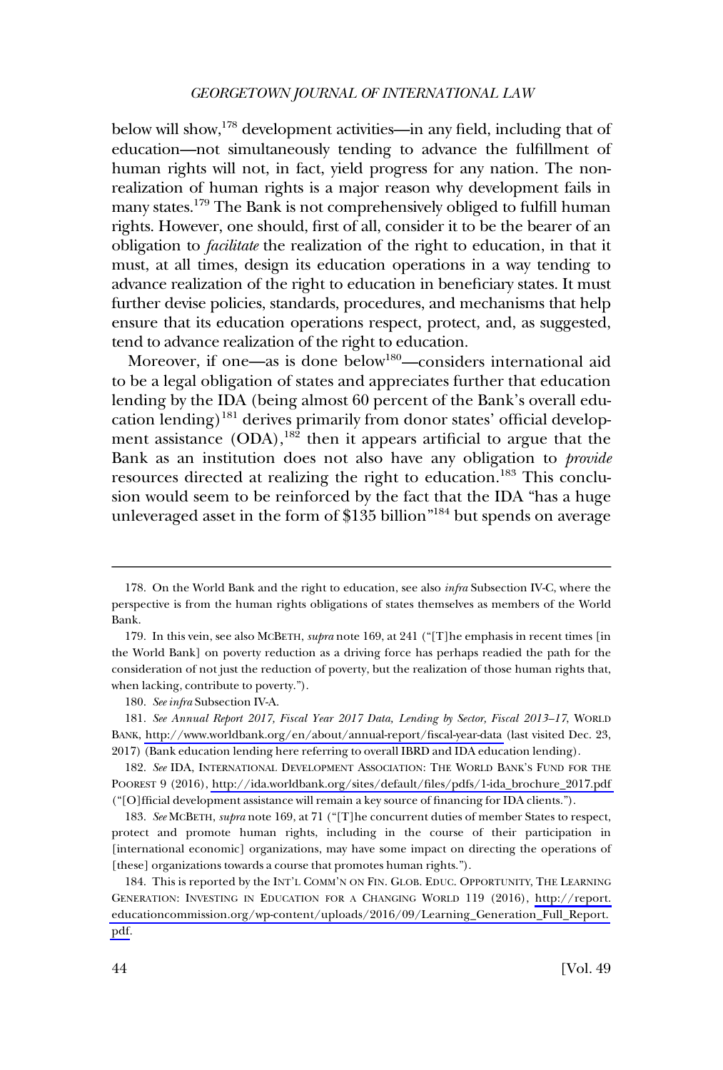below will show,[178] development activities—in any field, including that of education—not simultaneously tending to advance the fulfillment of human rights will not, in fact, yield progress for any nation. The non-realization of human rights is a major reason why development fails in many states.[179] The Bank is not comprehensively obliged to fulfill human rights. However, one should, first of all, consider it to be the bearer of an obligation to *facilitate* the realization of the right to education, in that it must, at all times, design its education operations in a way tending to advance realization of the right to education in beneficiary states. It must further devise policies, standards, procedures, and mechanisms that help ensure that its education operations respect, protect, and, as suggested, tend to advance realization of the right to education.

Moreover, if one—as is done below[180]—considers international aid to be a legal obligation of states and appreciates further that education lending by the IDA (being almost 60 percent of the Bank's overall education lending)[181] derives primarily from donor states' official development assistance (ODA),[182] then it appears artificial to argue that the Bank as an institution does not also have any obligation to *provide* resources directed at realizing the right to education.[183] This conclusion would seem to be reinforced by the fact that the IDA "has a huge unleveraged asset in the form of $135 billion"[184] but spends on average

---

178. On the World Bank and the right to education, see also *infra* Subsection IV-C, where the perspective is from the human rights obligations of states themselves as members of the World Bank.

179. In this vein, see also MCBETH, *supra* note 169, at 241 ("[T]he emphasis in recent times [in the World Bank] on poverty reduction as a driving force has perhaps readied the path for the consideration of not just the reduction of poverty, but the realization of those human rights that, when lacking, contribute to poverty.").

180. *See infra* Subsection IV-A.

181. *See Annual Report 2017, Fiscal Year 2017 Data, Lending by Sector, Fiscal 2013–17*, WORLD BANK, http://www.worldbank.org/en/about/annual-report/fiscal-year-data (last visited Dec. 23, 2017) (Bank education lending here referring to overall IBRD and IDA education lending).

182. *See* IDA, INTERNATIONAL DEVELOPMENT ASSOCIATION: THE WORLD BANK'S FUND FOR THE POOREST 9 (2016), http://ida.worldbank.org/sites/default/files/pdfs/1-ida_brochure_2017.pdf ("[O]fficial development assistance will remain a key source of financing for IDA clients.").

183. *See* MCBETH, *supra* note 169, at 71 ("[T]he concurrent duties of member States to respect, protect and promote human rights, including in the course of their participation in [international economic] organizations, may have some impact on directing the operations of [these] organizations towards a course that promotes human rights.").

184. This is reported by the INT'L COMM'N ON FIN. GLOB. EDUC. OPPORTUNITY, THE LEARNING GENERATION: INVESTING IN EDUCATION FOR A CHANGING WORLD 119 (2016), http://report.educationcommission.org/wp-content/uploads/2016/09/Learning_Generation_Full_Report.pdf.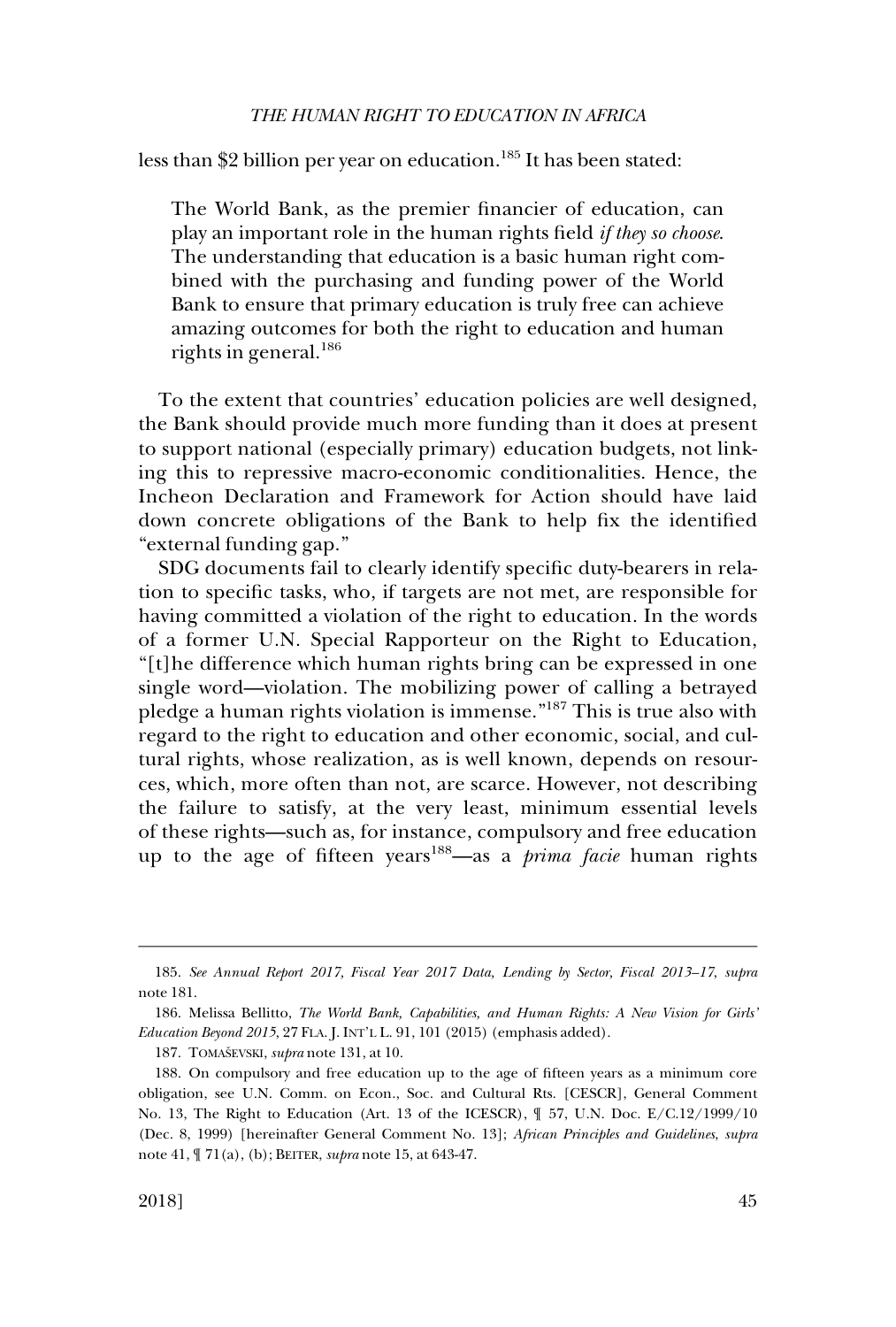less than $2 billion per year on education.[185] It has been stated:

> The World Bank, as the premier financier of education, can play an important role in the human rights field *if they so choose*. The understanding that education is a basic human right combined with the purchasing and funding power of the World Bank to ensure that primary education is truly free can achieve amazing outcomes for both the right to education and human rights in general.[186]

To the extent that countries' education policies are well designed, the Bank should provide much more funding than it does at present to support national (especially primary) education budgets, not linking this to repressive macro-economic conditionalities. Hence, the Incheon Declaration and Framework for Action should have laid down concrete obligations of the Bank to help fix the identified "external funding gap."

SDG documents fail to clearly identify specific duty-bearers in relation to specific tasks, who, if targets are not met, are responsible for having committed a violation of the right to education. In the words of a former U.N. Special Rapporteur on the Right to Education, "[t]he difference which human rights bring can be expressed in one single word—violation. The mobilizing power of calling a betrayed pledge a human rights violation is immense."[187] This is true also with regard to the right to education and other economic, social, and cultural rights, whose realization, as is well known, depends on resources, which, more often than not, are scarce. However, not describing the failure to satisfy, at the very least, minimum essential levels of these rights—such as, for instance, compulsory and free education up to the age of fifteen years[188]—as a *prima facie* human rights

---

185. *See Annual Report 2017, Fiscal Year 2017 Data, Lending by Sector, Fiscal 2013–17*, *supra* note 181.

186. Melissa Bellitto, *The World Bank, Capabilities, and Human Rights: A New Vision for Girls' Education Beyond 2015*, 27 FLA. J. INT'L L. 91, 101 (2015) (emphasis added).

187. TOMAŠEVSKI, *supra* note 131, at 10.

188. On compulsory and free education up to the age of fifteen years as a minimum core obligation, see U.N. Comm. on Econ., Soc. and Cultural Rts. [CESCR], General Comment No. 13, The Right to Education (Art. 13 of the ICESCR), ¶ 57, U.N. Doc. E/C.12/1999/10 (Dec. 8, 1999) [hereinafter General Comment No. 13]; *African Principles and Guidelines*, *supra* note 41, ¶ 71(a), (b); BEITER, *supra* note 15, at 643-47.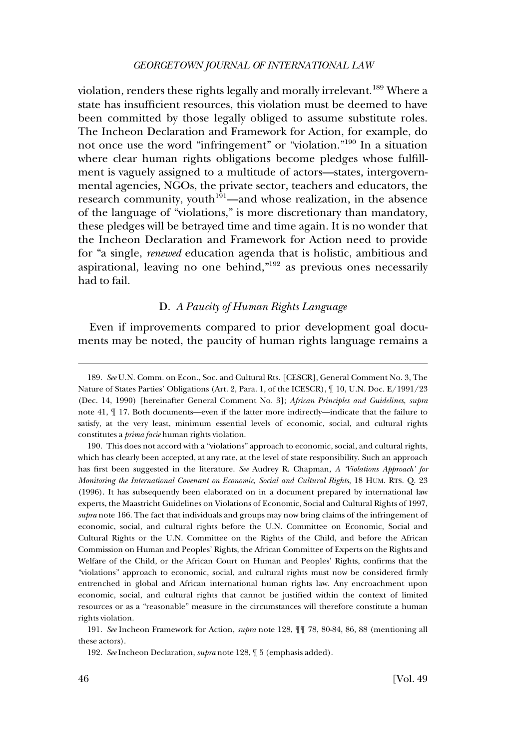violation, renders these rights legally and morally irrelevant.[189] Where a state has insufficient resources, this violation must be deemed to have been committed by those legally obliged to assume substitute roles. The Incheon Declaration and Framework for Action, for example, do not once use the word "infringement" or "violation."[190] In a situation where clear human rights obligations become pledges whose fulfillment is vaguely assigned to a multitude of actors—states, intergovernmental agencies, NGOs, the private sector, teachers and educators, the research community, youth[191]—and whose realization, in the absence of the language of "violations," is more discretionary than mandatory, these pledges will be betrayed time and time again. It is no wonder that the Incheon Declaration and Framework for Action need to provide for "a single, *renewed* education agenda that is holistic, ambitious and aspirational, leaving no one behind,"[192] as previous ones necessarily had to fail.

### D. *A Paucity of Human Rights Language*

Even if improvements compared to prior development goal documents may be noted, the paucity of human rights language remains a

---

189. *See* U.N. Comm. on Econ., Soc. and Cultural Rts. [CESCR], General Comment No. 3, The Nature of States Parties' Obligations (Art. 2, Para. 1, of the ICESCR), ¶ 10, U.N. Doc. E/1991/23 (Dec. 14, 1990) [hereinafter General Comment No. 3]; *African Principles and Guidelines*, *supra* note 41, ¶ 17. Both documents—even if the latter more indirectly—indicate that the failure to satisfy, at the very least, minimum essential levels of economic, social, and cultural rights constitutes a *prima facie* human rights violation.

190. This does not accord with a "violations" approach to economic, social, and cultural rights, which has clearly been accepted, at any rate, at the level of state responsibility. Such an approach has first been suggested in the literature. *See* Audrey R. Chapman, *A 'Violations Approach' for Monitoring the International Covenant on Economic, Social and Cultural Rights*, 18 HUM. RTS. Q. 23 (1996). It has subsequently been elaborated on in a document prepared by international law experts, the Maastricht Guidelines on Violations of Economic, Social and Cultural Rights of 1997, *supra* note 166. The fact that individuals and groups may now bring claims of the infringement of economic, social, and cultural rights before the U.N. Committee on Economic, Social and Cultural Rights or the U.N. Committee on the Rights of the Child, and before the African Commission on Human and Peoples' Rights, the African Committee of Experts on the Rights and Welfare of the Child, or the African Court on Human and Peoples' Rights, confirms that the "violations" approach to economic, social, and cultural rights must now be considered firmly entrenched in global and African international human rights law. Any encroachment upon economic, social, and cultural rights that cannot be justified within the context of limited resources or as a "reasonable" measure in the circumstances will therefore constitute a human rights violation.

191. *See* Incheon Framework for Action, *supra* note 128, ¶¶ 78, 80-84, 86, 88 (mentioning all these actors).

192. *See* Incheon Declaration, *supra* note 128, ¶ 5 (emphasis added).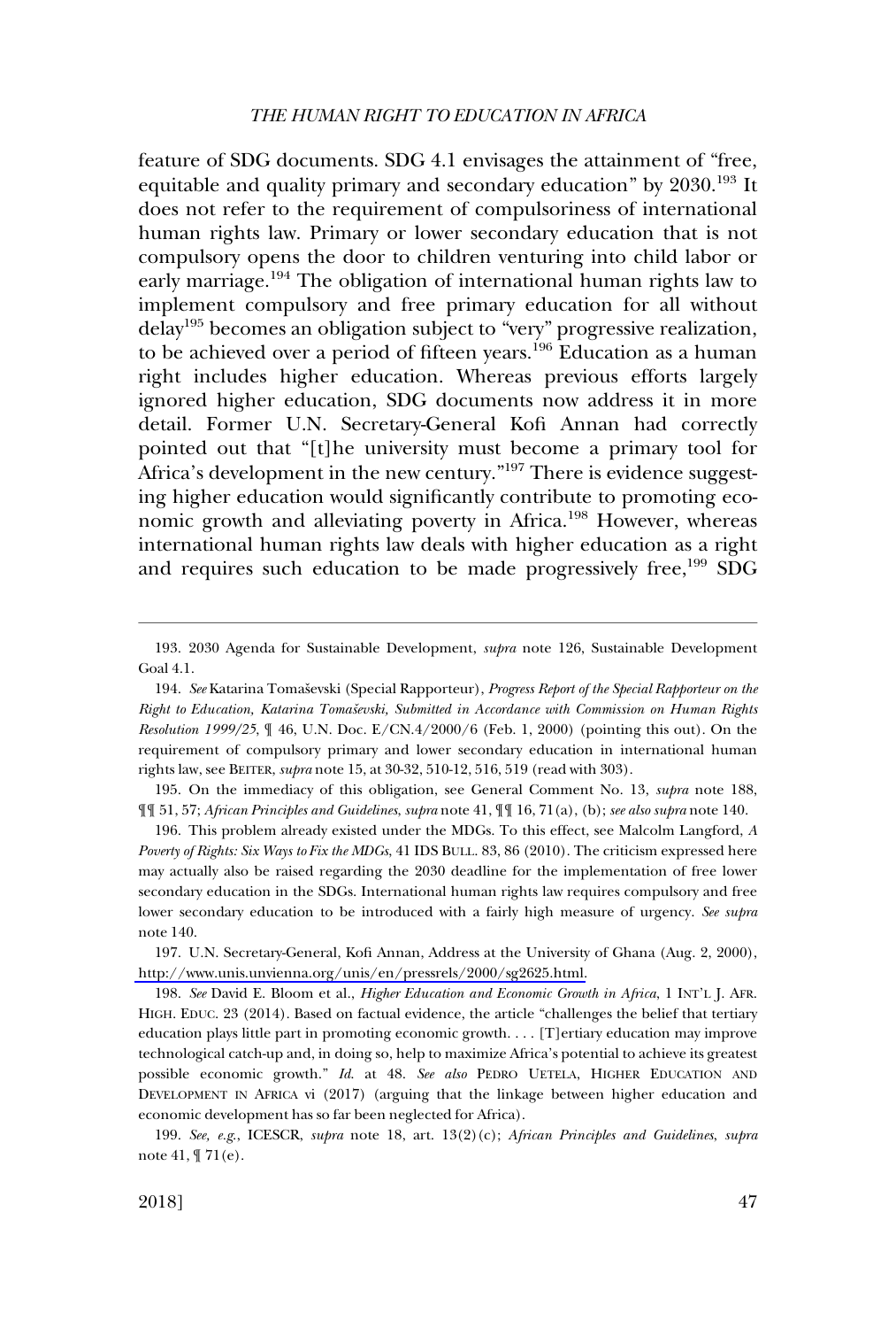feature of SDG documents. SDG 4.1 envisages the attainment of "free, equitable and quality primary and secondary education" by 2030.[193] It does not refer to the requirement of compulsoriness of international human rights law. Primary or lower secondary education that is not compulsory opens the door to children venturing into child labor or early marriage.[194] The obligation of international human rights law to implement compulsory and free primary education for all without delay[195] becomes an obligation subject to "very" progressive realization, to be achieved over a period of fifteen years.[196] Education as a human right includes higher education. Whereas previous efforts largely ignored higher education, SDG documents now address it in more detail. Former U.N. Secretary-General Kofi Annan had correctly pointed out that "[t]he university must become a primary tool for Africa's development in the new century."[197] There is evidence suggesting higher education would significantly contribute to promoting economic growth and alleviating poverty in Africa.[198] However, whereas international human rights law deals with higher education as a right and requires such education to be made progressively free,[199] SDG

---

193. 2030 Agenda for Sustainable Development, *supra* note 126, Sustainable Development Goal 4.1.

194. *See* Katarina Tomaševski (Special Rapporteur), *Progress Report of the Special Rapporteur on the Right to Education, Katarina Tomaševski, Submitted in Accordance with Commission on Human Rights Resolution 1999/25*, ¶ 46, U.N. Doc. E/CN.4/2000/6 (Feb. 1, 2000) (pointing this out). On the requirement of compulsory primary and lower secondary education in international human rights law, see BEITER, *supra* note 15, at 30-32, 510-12, 516, 519 (read with 303).

195. On the immediacy of this obligation, see General Comment No. 13, *supra* note 188, ¶¶ 51, 57; *African Principles and Guidelines*, *supra* note 41, ¶¶ 16, 71(a), (b); *see also supra* note 140.

196. This problem already existed under the MDGs. To this effect, see Malcolm Langford, *A Poverty of Rights: Six Ways to Fix the MDGs*, 41 IDS BULL. 83, 86 (2010). The criticism expressed here may actually also be raised regarding the 2030 deadline for the implementation of free lower secondary education in the SDGs. International human rights law requires compulsory and free lower secondary education to be introduced with a fairly high measure of urgency. *See supra* note 140.

197. U.N. Secretary-General, Kofi Annan, Address at the University of Ghana (Aug. 2, 2000), http://www.unis.unvienna.org/unis/en/pressrels/2000/sg2625.html.

198. *See* David E. Bloom et al., *Higher Education and Economic Growth in Africa*, 1 INT'L J. AFR. HIGH. EDUC. 23 (2014). Based on factual evidence, the article "challenges the belief that tertiary education plays little part in promoting economic growth. . . . [T]ertiary education may improve technological catch-up and, in doing so, help to maximize Africa's potential to achieve its greatest possible economic growth." *Id.* at 48. *See also* PEDRO UETELA, HIGHER EDUCATION AND DEVELOPMENT IN AFRICA vi (2017) (arguing that the linkage between higher education and economic development has so far been neglected for Africa).

199. *See, e.g.*, ICESCR, *supra* note 18, art. 13(2)(c); *African Principles and Guidelines*, *supra* note 41, ¶ 71(e).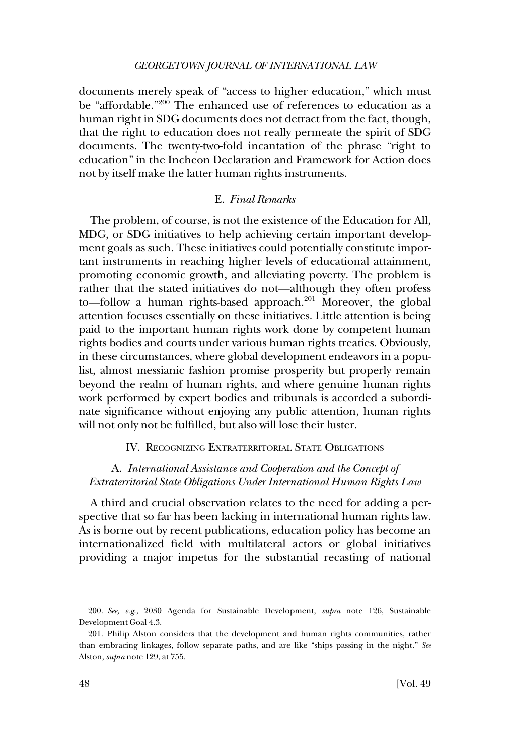documents merely speak of "access to higher education," which must be "affordable."[200] The enhanced use of references to education as a human right in SDG documents does not detract from the fact, though, that the right to education does not really permeate the spirit of SDG documents. The twenty-two-fold incantation of the phrase "right to education" in the Incheon Declaration and Framework for Action does not by itself make the latter human rights instruments.

### E. *Final Remarks*

The problem, of course, is not the existence of the Education for All, MDG, or SDG initiatives to help achieving certain important development goals as such. These initiatives could potentially constitute important instruments in reaching higher levels of educational attainment, promoting economic growth, and alleviating poverty. The problem is rather that the stated initiatives do not—although they often profess to—follow a human rights-based approach.[201] Moreover, the global attention focuses essentially on these initiatives. Little attention is being paid to the important human rights work done by competent human rights bodies and courts under various human rights treaties. Obviously, in these circumstances, where global development endeavors in a populist, almost messianic fashion promise prosperity but properly remain beyond the realm of human rights, and where genuine human rights work performed by expert bodies and tribunals is accorded a subordinate significance without enjoying any public attention, human rights will not only not be fulfilled, but also will lose their luster.

## IV. Recognizing Extraterritorial State Obligations

### A. *International Assistance and Cooperation and the Concept of Extraterritorial State Obligations Under International Human Rights Law*

A third and crucial observation relates to the need for adding a perspective that so far has been lacking in international human rights law. As is borne out by recent publications, education policy has become an internationalized field with multilateral actors or global initiatives providing a major impetus for the substantial recasting of national

---

200. *See, e.g.*, 2030 Agenda for Sustainable Development, *supra* note 126, Sustainable Development Goal 4.3.

201. Philip Alston considers that the development and human rights communities, rather than embracing linkages, follow separate paths, and are like "ships passing in the night." *See* Alston, *supra* note 129, at 755.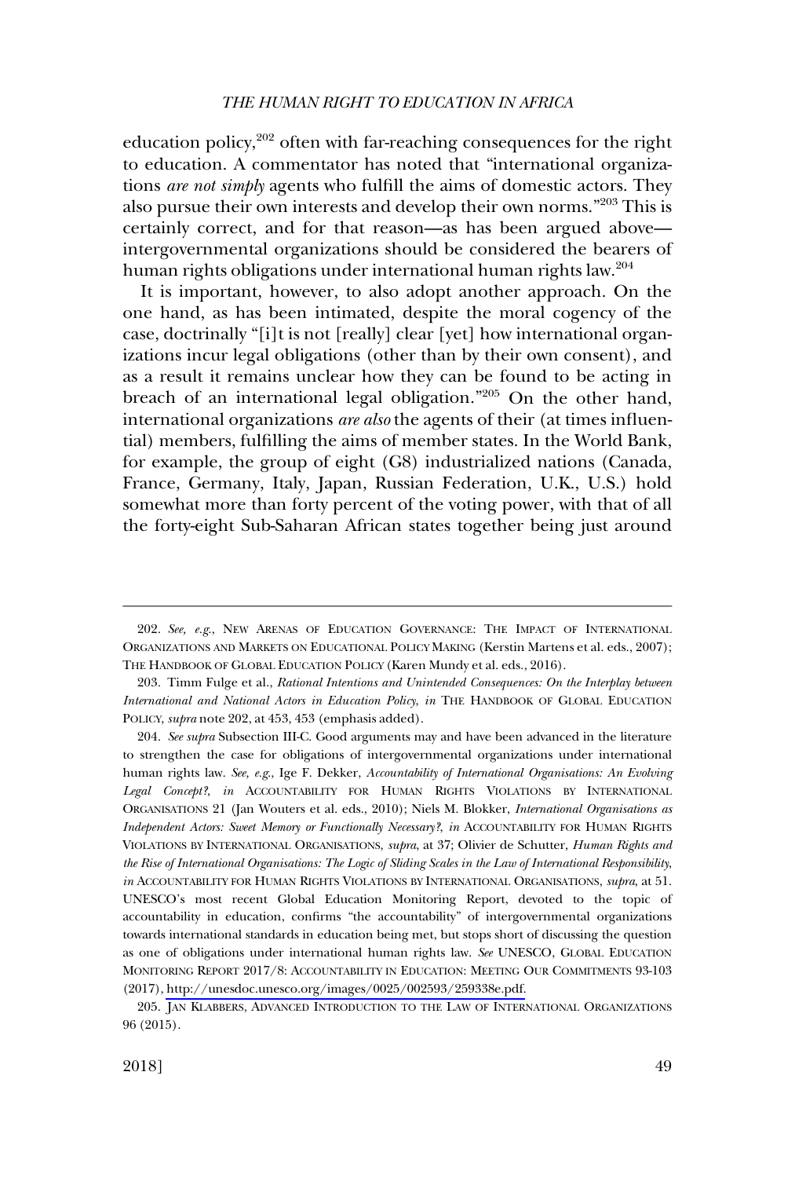education policy,[202] often with far-reaching consequences for the right to education. A commentator has noted that "international organizations *are not simply* agents who fulfill the aims of domestic actors. They also pursue their own interests and develop their own norms."[203] This is certainly correct, and for that reason—as has been argued above—intergovernmental organizations should be considered the bearers of human rights obligations under international human rights law.[204]

It is important, however, to also adopt another approach. On the one hand, as has been intimated, despite the moral cogency of the case, doctrinally "[i]t is not [really] clear [yet] how international organizations incur legal obligations (other than by their own consent), and as a result it remains unclear how they can be found to be acting in breach of an international legal obligation."[205] On the other hand, international organizations *are also* the agents of their (at times influential) members, fulfilling the aims of member states. In the World Bank, for example, the group of eight (G8) industrialized nations (Canada, France, Germany, Italy, Japan, Russian Federation, U.K., U.S.) hold somewhat more than forty percent of the voting power, with that of all the forty-eight Sub-Saharan African states together being just around

---

202. *See, e.g.*, NEW ARENAS OF EDUCATION GOVERNANCE: THE IMPACT OF INTERNATIONAL ORGANIZATIONS AND MARKETS ON EDUCATIONAL POLICY MAKING (Kerstin Martens et al. eds., 2007); THE HANDBOOK OF GLOBAL EDUCATION POLICY (Karen Mundy et al. eds., 2016).

203. Timm Fulge et al., *Rational Intentions and Unintended Consequences: On the Interplay between International and National Actors in Education Policy*, *in* THE HANDBOOK OF GLOBAL EDUCATION POLICY, *supra* note 202, at 453, 453 (emphasis added).

204. *See supra* Subsection III-C. Good arguments may and have been advanced in the literature to strengthen the case for obligations of intergovernmental organizations under international human rights law. *See, e.g.*, Ige F. Dekker, *Accountability of International Organisations: An Evolving Legal Concept?*, *in* ACCOUNTABILITY FOR HUMAN RIGHTS VIOLATIONS BY INTERNATIONAL ORGANISATIONS 21 (Jan Wouters et al. eds., 2010); Niels M. Blokker, *International Organisations as Independent Actors: Sweet Memory or Functionally Necessary?*, *in* ACCOUNTABILITY FOR HUMAN RIGHTS VIOLATIONS BY INTERNATIONAL ORGANISATIONS, *supra*, at 37; Olivier de Schutter, *Human Rights and the Rise of International Organisations: The Logic of Sliding Scales in the Law of International Responsibility*, *in* ACCOUNTABILITY FOR HUMAN RIGHTS VIOLATIONS BY INTERNATIONAL ORGANISATIONS, *supra*, at 51. UNESCO's most recent Global Education Monitoring Report, devoted to the topic of accountability in education, confirms "the accountability" of intergovernmental organizations towards international standards in education being met, but stops short of discussing the question as one of obligations under international human rights law. *See* UNESCO, GLOBAL EDUCATION MONITORING REPORT 2017/8: ACCOUNTABILITY IN EDUCATION: MEETING OUR COMMITMENTS 93-103 (2017), http://unesdoc.unesco.org/images/0025/002593/259338e.pdf.

205. JAN KLABBERS, ADVANCED INTRODUCTION TO THE LAW OF INTERNATIONAL ORGANIZATIONS 96 (2015).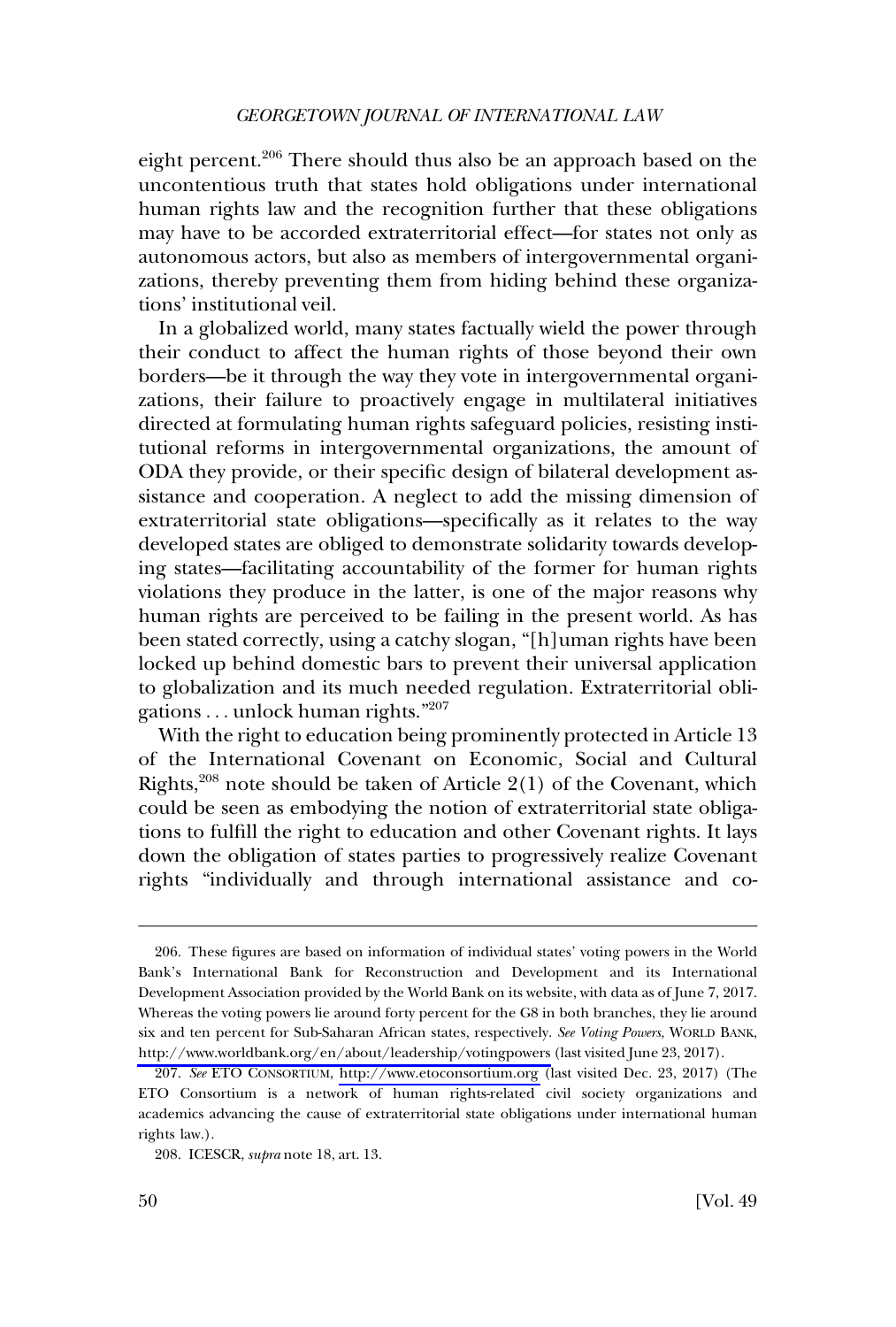eight percent.[206] There should thus also be an approach based on the uncontentious truth that states hold obligations under international human rights law and the recognition further that these obligations may have to be accorded extraterritorial effect—for states not only as autonomous actors, but also as members of intergovernmental organizations, thereby preventing them from hiding behind these organizations' institutional veil.

In a globalized world, many states factually wield the power through their conduct to affect the human rights of those beyond their own borders—be it through the way they vote in intergovernmental organizations, their failure to proactively engage in multilateral initiatives directed at formulating human rights safeguard policies, resisting institutional reforms in intergovernmental organizations, the amount of ODA they provide, or their specific design of bilateral development assistance and cooperation. A neglect to add the missing dimension of extraterritorial state obligations—specifically as it relates to the way developed states are obliged to demonstrate solidarity towards developing states—facilitating accountability of the former for human rights violations they produce in the latter, is one of the major reasons why human rights are perceived to be failing in the present world. As has been stated correctly, using a catchy slogan, "[h]uman rights have been locked up behind domestic bars to prevent their universal application to globalization and its much needed regulation. Extraterritorial obligations . . . unlock human rights."[207]

With the right to education being prominently protected in Article 13 of the International Covenant on Economic, Social and Cultural Rights,[208] note should be taken of Article 2(1) of the Covenant, which could be seen as embodying the notion of extraterritorial state obligations to fulfill the right to education and other Covenant rights. It lays down the obligation of states parties to progressively realize Covenant rights "individually and through international assistance and co-

---

206. These figures are based on information of individual states' voting powers in the World Bank's International Bank for Reconstruction and Development and its International Development Association provided by the World Bank on its website, with data as of June 7, 2017. Whereas the voting powers lie around forty percent for the G8 in both branches, they lie around six and ten percent for Sub-Saharan African states, respectively. *See Voting Powers*, WORLD BANK, http://www.worldbank.org/en/about/leadership/votingpowers (last visited June 23, 2017).

207. *See* ETO CONSORTIUM, http://www.etoconsortium.org (last visited Dec. 23, 2017) (The ETO Consortium is a network of human rights-related civil society organizations and academics advancing the cause of extraterritorial state obligations under international human rights law.).

208. ICESCR, *supra* note 18, art. 13.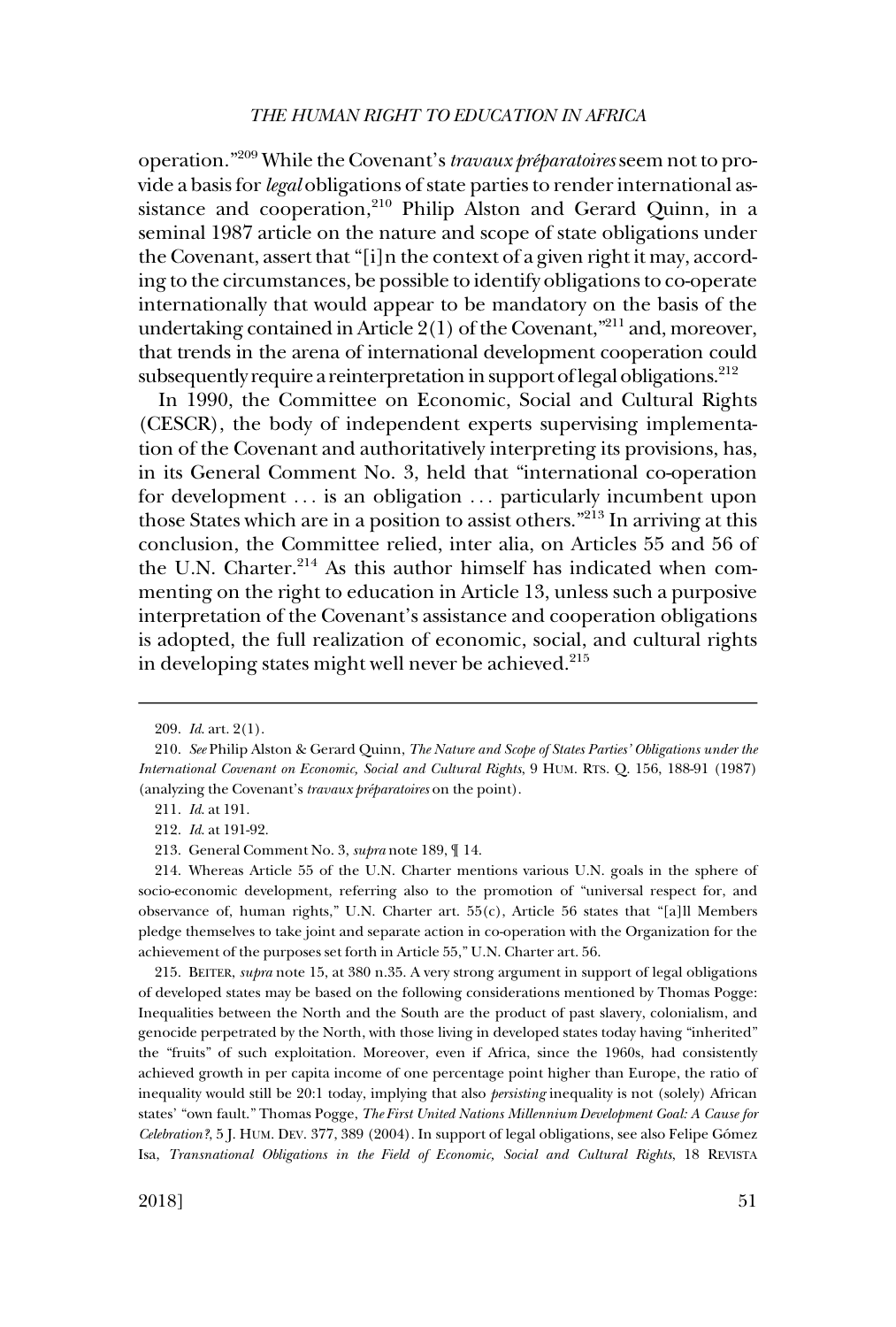operation."[209] While the Covenant's *travaux préparatoires* seem not to provide a basis for *legal* obligations of state parties to render international assistance and cooperation,[210] Philip Alston and Gerard Quinn, in a seminal 1987 article on the nature and scope of state obligations under the Covenant, assert that "[i]n the context of a given right it may, according to the circumstances, be possible to identify obligations to co-operate internationally that would appear to be mandatory on the basis of the undertaking contained in Article 2(1) of the Covenant,"[211] and, moreover, that trends in the arena of international development cooperation could subsequently require a reinterpretation in support of legal obligations.[212]

In 1990, the Committee on Economic, Social and Cultural Rights (CESCR), the body of independent experts supervising implementation of the Covenant and authoritatively interpreting its provisions, has, in its General Comment No. 3, held that "international co-operation for development . . . is an obligation . . . particularly incumbent upon those States which are in a position to assist others."[213] In arriving at this conclusion, the Committee relied, inter alia, on Articles 55 and 56 of the U.N. Charter.[214] As this author himself has indicated when commenting on the right to education in Article 13, unless such a purposive interpretation of the Covenant's assistance and cooperation obligations is adopted, the full realization of economic, social, and cultural rights in developing states might well never be achieved.[215]

---

209. *Id.* art. 2(1).

210. *See* Philip Alston & Gerard Quinn, *The Nature and Scope of States Parties' Obligations under the International Covenant on Economic, Social and Cultural Rights*, 9 HUM. RTS. Q. 156, 188-91 (1987) (analyzing the Covenant's *travaux préparatoires* on the point).

211. *Id.* at 191.

212. *Id.* at 191-92.

213. General Comment No. 3, *supra* note 189, ¶ 14.

214. Whereas Article 55 of the U.N. Charter mentions various U.N. goals in the sphere of socio-economic development, referring also to the promotion of "universal respect for, and observance of, human rights," U.N. Charter art. 55(c), Article 56 states that "[a]ll Members pledge themselves to take joint and separate action in co-operation with the Organization for the achievement of the purposes set forth in Article 55," U.N. Charter art. 56.

215. BEITER, *supra* note 15, at 380 n.35. A very strong argument in support of legal obligations of developed states may be based on the following considerations mentioned by Thomas Pogge: Inequalities between the North and the South are the product of past slavery, colonialism, and genocide perpetrated by the North, with those living in developed states today having "inherited" the "fruits" of such exploitation. Moreover, even if Africa, since the 1960s, had consistently achieved growth in per capita income of one percentage point higher than Europe, the ratio of inequality would still be 20:1 today, implying that also *persisting* inequality is not (solely) African states' "own fault." Thomas Pogge, *The First United Nations Millennium Development Goal: A Cause for Celebration?*, 5 J. HUM. DEV. 377, 389 (2004). In support of legal obligations, see also Felipe Gómez Isa, *Transnational Obligations in the Field of Economic, Social and Cultural Rights*, 18 REVISTA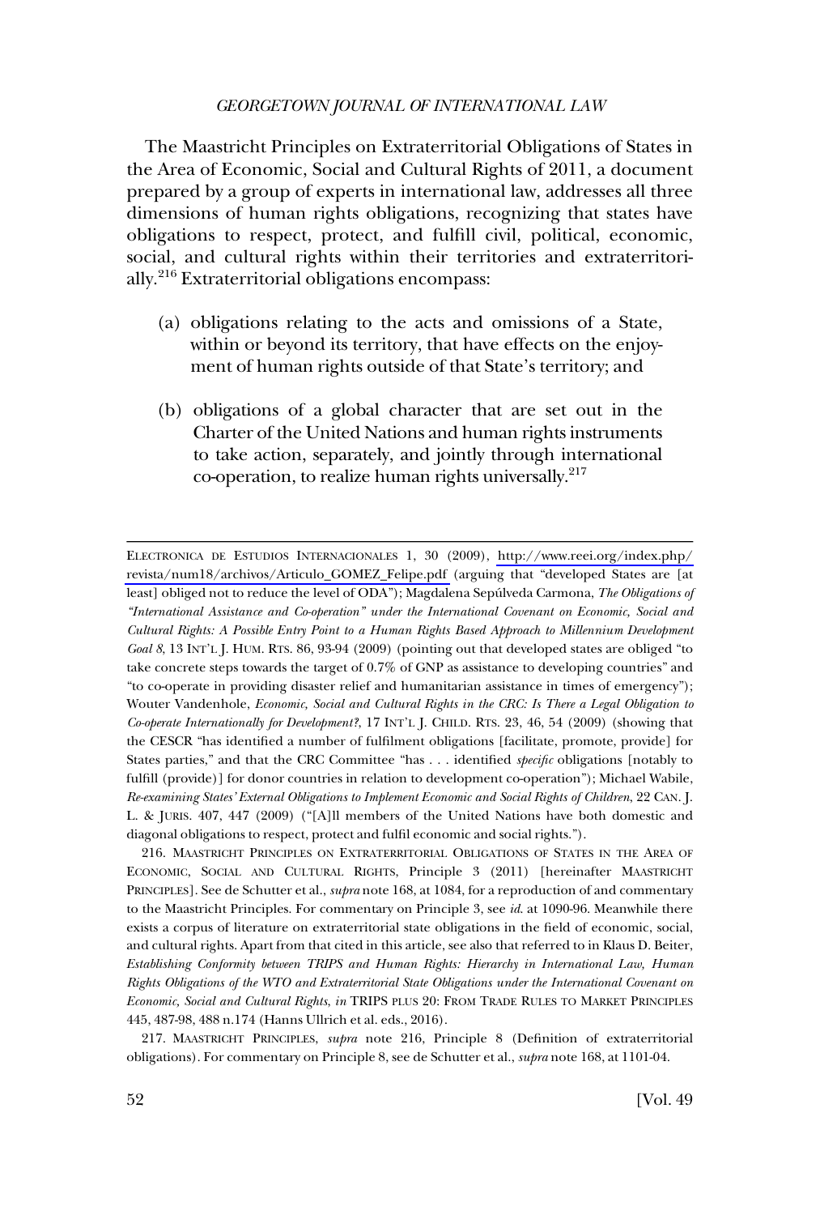The Maastricht Principles on Extraterritorial Obligations of States in the Area of Economic, Social and Cultural Rights of 2011, a document prepared by a group of experts in international law, addresses all three dimensions of human rights obligations, recognizing that states have obligations to respect, protect, and fulfill civil, political, economic, social, and cultural rights within their territories and extraterritorially.[216] Extraterritorial obligations encompass:

> (a) obligations relating to the acts and omissions of a State, within or beyond its territory, that have effects on the enjoyment of human rights outside of that State's territory; and
>
> (b) obligations of a global character that are set out in the Charter of the United Nations and human rights instruments to take action, separately, and jointly through international co-operation, to realize human rights universally.[217]

---

ELECTRONICA DE ESTUDIOS INTERNACIONALES 1, 30 (2009), http://www.reei.org/index.php/revista/num18/archivos/Articulo_GOMEZ_Felipe.pdf (arguing that "developed States are [at least] obliged not to reduce the level of ODA"); Magdalena Sepúlveda Carmona, *The Obligations of "International Assistance and Co-operation" under the International Covenant on Economic, Social and Cultural Rights: A Possible Entry Point to a Human Rights Based Approach to Millennium Development Goal 8*, 13 INT'L J. HUM. RTS. 86, 93-94 (2009) (pointing out that developed states are obliged "to take concrete steps towards the target of 0.7% of GNP as assistance to developing countries" and "to co-operate in providing disaster relief and humanitarian assistance in times of emergency"); Wouter Vandenhole, *Economic, Social and Cultural Rights in the CRC: Is There a Legal Obligation to Co-operate Internationally for Development?*, 17 INT'L J. CHILD. RTS. 23, 46, 54 (2009) (showing that the CESCR "has identified a number of fulfilment obligations [facilitate, promote, provide] for States parties," and that the CRC Committee "has . . . identified *specific* obligations [notably to fulfill (provide)] for donor countries in relation to development co-operation"); Michael Wabile, *Re-examining States' External Obligations to Implement Economic and Social Rights of Children*, 22 CAN. J. L. & JURIS. 407, 447 (2009) ("[A]ll members of the United Nations have both domestic and diagonal obligations to respect, protect and fulfil economic and social rights.").

216. MAASTRICHT PRINCIPLES ON EXTRATERRITORIAL OBLIGATIONS OF STATES IN THE AREA OF ECONOMIC, SOCIAL AND CULTURAL RIGHTS, Principle 3 (2011) [hereinafter MAASTRICHT PRINCIPLES]. See de Schutter et al., *supra* note 168, at 1084, for a reproduction of and commentary to the Maastricht Principles. For commentary on Principle 3, see *id.* at 1090-96. Meanwhile there exists a corpus of literature on extraterritorial state obligations in the field of economic, social, and cultural rights. Apart from that cited in this article, see also that referred to in Klaus D. Beiter, *Establishing Conformity between TRIPS and Human Rights: Hierarchy in International Law, Human Rights Obligations of the WTO and Extraterritorial State Obligations under the International Covenant on Economic, Social and Cultural Rights, in* TRIPS PLUS 20: FROM TRADE RULES TO MARKET PRINCIPLES 445, 487-98, 488 n.174 (Hanns Ullrich et al. eds., 2016).

217. MAASTRICHT PRINCIPLES, *supra* note 216, Principle 8 (Definition of extraterritorial obligations). For commentary on Principle 8, see de Schutter et al., *supra* note 168, at 1101-04.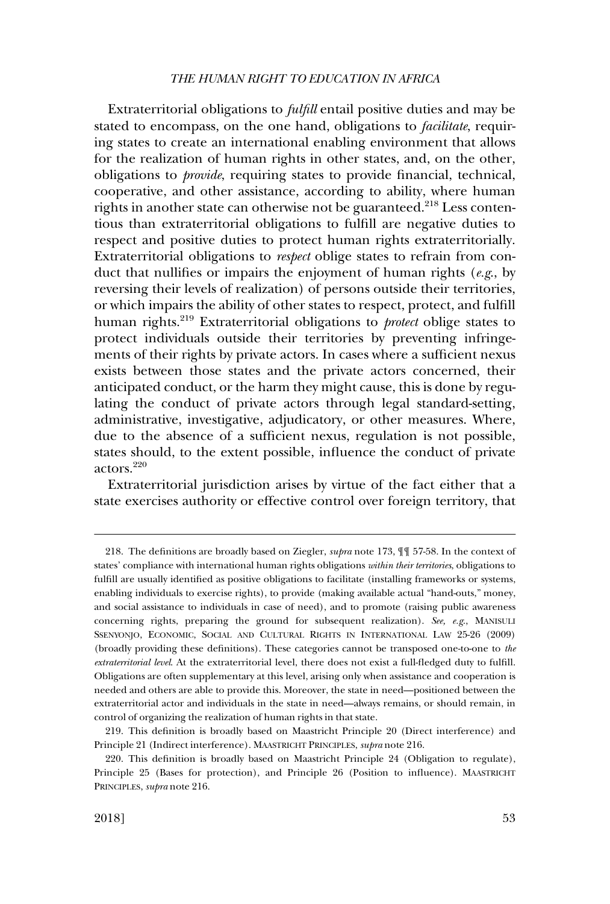Extraterritorial obligations to *fulfill* entail positive duties and may be stated to encompass, on the one hand, obligations to *facilitate*, requiring states to create an international enabling environment that allows for the realization of human rights in other states, and, on the other, obligations to *provide*, requiring states to provide financial, technical, cooperative, and other assistance, according to ability, where human rights in another state can otherwise not be guaranteed.[218] Less contentious than extraterritorial obligations to fulfill are negative duties to respect and positive duties to protect human rights extraterritorially. Extraterritorial obligations to *respect* oblige states to refrain from conduct that nullifies or impairs the enjoyment of human rights (*e.g.*, by reversing their levels of realization) of persons outside their territories, or which impairs the ability of other states to respect, protect, and fulfill human rights.[219] Extraterritorial obligations to *protect* oblige states to protect individuals outside their territories by preventing infringements of their rights by private actors. In cases where a sufficient nexus exists between those states and the private actors concerned, their anticipated conduct, or the harm they might cause, this is done by regulating the conduct of private actors through legal standard-setting, administrative, investigative, adjudicatory, or other measures. Where, due to the absence of a sufficient nexus, regulation is not possible, states should, to the extent possible, influence the conduct of private actors.[220]

Extraterritorial jurisdiction arises by virtue of the fact either that a state exercises authority or effective control over foreign territory, that

---

218. The definitions are broadly based on Ziegler, *supra* note 173, ¶¶ 57-58. In the context of states' compliance with international human rights obligations *within their territories*, obligations to fulfill are usually identified as positive obligations to facilitate (installing frameworks or systems, enabling individuals to exercise rights), to provide (making available actual "hand-outs," money, and social assistance to individuals in case of need), and to promote (raising public awareness concerning rights, preparing the ground for subsequent realization). *See, e.g.*, MANISULI SSENYONJO, ECONOMIC, SOCIAL AND CULTURAL RIGHTS IN INTERNATIONAL LAW 25-26 (2009) (broadly providing these definitions). These categories cannot be transposed one-to-one to *the extraterritorial level*. At the extraterritorial level, there does not exist a full-fledged duty to fulfill. Obligations are often supplementary at this level, arising only when assistance and cooperation is needed and others are able to provide this. Moreover, the state in need—positioned between the extraterritorial actor and individuals in the state in need—always remains, or should remain, in control of organizing the realization of human rights in that state.

219. This definition is broadly based on Maastricht Principle 20 (Direct interference) and Principle 21 (Indirect interference). MAASTRICHT PRINCIPLES, *supra* note 216.

220. This definition is broadly based on Maastricht Principle 24 (Obligation to regulate), Principle 25 (Bases for protection), and Principle 26 (Position to influence). MAASTRICHT PRINCIPLES, *supra* note 216.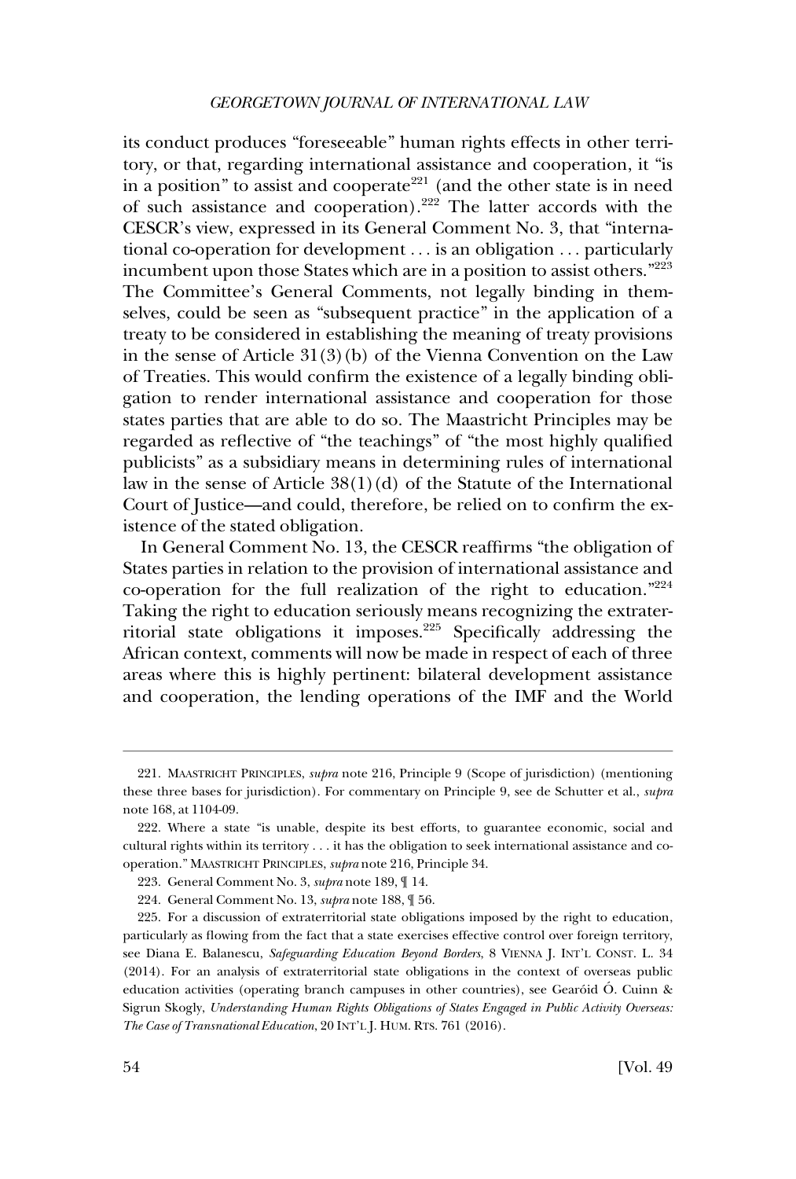its conduct produces "foreseeable" human rights effects in other territory, or that, regarding international assistance and cooperation, it "is in a position" to assist and cooperate[221] (and the other state is in need of such assistance and cooperation).[222] The latter accords with the CESCR's view, expressed in its General Comment No. 3, that "international co-operation for development . . . is an obligation . . . particularly incumbent upon those States which are in a position to assist others."[223] The Committee's General Comments, not legally binding in themselves, could be seen as "subsequent practice" in the application of a treaty to be considered in establishing the meaning of treaty provisions in the sense of Article 31(3)(b) of the Vienna Convention on the Law of Treaties. This would confirm the existence of a legally binding obligation to render international assistance and cooperation for those states parties that are able to do so. The Maastricht Principles may be regarded as reflective of "the teachings" of "the most highly qualified publicists" as a subsidiary means in determining rules of international law in the sense of Article 38(1)(d) of the Statute of the International Court of Justice—and could, therefore, be relied on to confirm the existence of the stated obligation.

In General Comment No. 13, the CESCR reaffirms "the obligation of States parties in relation to the provision of international assistance and co-operation for the full realization of the right to education."[224] Taking the right to education seriously means recognizing the extraterritorial state obligations it imposes.[225] Specifically addressing the African context, comments will now be made in respect of each of three areas where this is highly pertinent: bilateral development assistance and cooperation, the lending operations of the IMF and the World

---

221. MAASTRICHT PRINCIPLES, *supra* note 216, Principle 9 (Scope of jurisdiction) (mentioning these three bases for jurisdiction). For commentary on Principle 9, see de Schutter et al., *supra* note 168, at 1104-09.

222. Where a state "is unable, despite its best efforts, to guarantee economic, social and cultural rights within its territory . . . it has the obligation to seek international assistance and cooperation." MAASTRICHT PRINCIPLES, *supra* note 216, Principle 34.

223. General Comment No. 3, *supra* note 189, ¶ 14.

224. General Comment No. 13, *supra* note 188, ¶ 56.

225. For a discussion of extraterritorial state obligations imposed by the right to education, particularly as flowing from the fact that a state exercises effective control over foreign territory, see Diana E. Balanescu, *Safeguarding Education Beyond Borders*, 8 VIENNA J. INT'L CONST. L. 34 (2014). For an analysis of extraterritorial state obligations in the context of overseas public education activities (operating branch campuses in other countries), see Gearóid Ó. Cuinn & Sigrun Skogly, *Understanding Human Rights Obligations of States Engaged in Public Activity Overseas: The Case of Transnational Education*, 20 INT'L J. HUM. RTS. 761 (2016).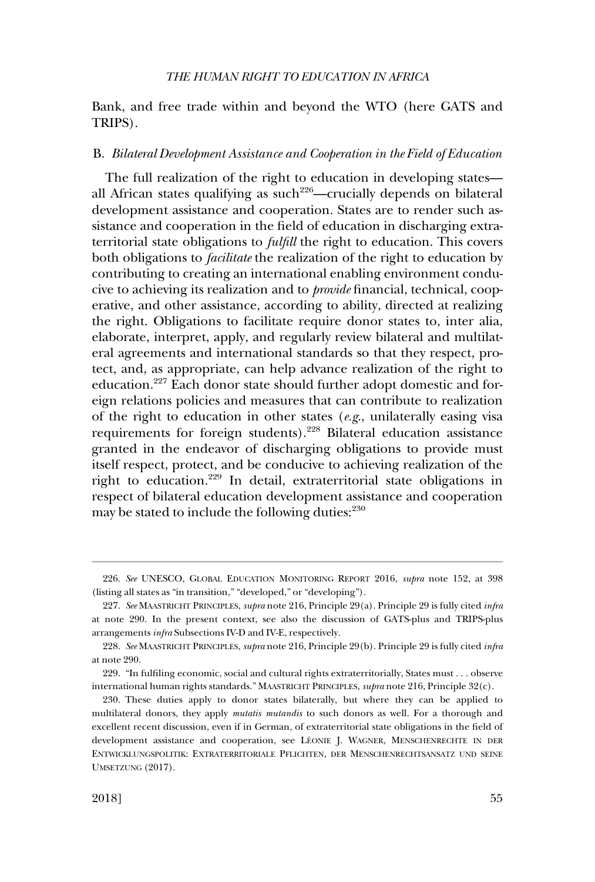Bank, and free trade within and beyond the WTO (here GATS and TRIPS).

### B. *Bilateral Development Assistance and Cooperation in the Field of Education*

The full realization of the right to education in developing states—all African states qualifying as such[226]—crucially depends on bilateral development assistance and cooperation. States are to render such assistance and cooperation in the field of education in discharging extraterritorial state obligations to *fulfill* the right to education. This covers both obligations to *facilitate* the realization of the right to education by contributing to creating an international enabling environment conducive to achieving its realization and to *provide* financial, technical, cooperative, and other assistance, according to ability, directed at realizing the right. Obligations to facilitate require donor states to, inter alia, elaborate, interpret, apply, and regularly review bilateral and multilateral agreements and international standards so that they respect, protect, and, as appropriate, can help advance realization of the right to education.[227] Each donor state should further adopt domestic and foreign relations policies and measures that can contribute to realization of the right to education in other states (*e.g.*, unilaterally easing visa requirements for foreign students).[228] Bilateral education assistance granted in the endeavor of discharging obligations to provide must itself respect, protect, and be conducive to achieving realization of the right to education.[229] In detail, extraterritorial state obligations in respect of bilateral education development assistance and cooperation may be stated to include the following duties:[230]

---

226. *See* UNESCO, GLOBAL EDUCATION MONITORING REPORT 2016, *supra* note 152, at 398 (listing all states as "in transition," "developed," or "developing").

227. *See* MAASTRICHT PRINCIPLES, *supra* note 216, Principle 29(a). Principle 29 is fully cited *infra* at note 290. In the present context, see also the discussion of GATS-plus and TRIPS-plus arrangements *infra* Subsections IV-D and IV-E, respectively.

228. *See* MAASTRICHT PRINCIPLES, *supra* note 216, Principle 29(b). Principle 29 is fully cited *infra* at note 290.

229. "In fulfiling economic, social and cultural rights extraterritorially, States must . . . observe international human rights standards." MAASTRICHT PRINCIPLES, *supra* note 216, Principle 32(c).

230. These duties apply to donor states bilaterally, but where they can be applied to multilateral donors, they apply *mutatis mutandis* to such donors as well. For a thorough and excellent recent discussion, even if in German, of extraterritorial state obligations in the field of development assistance and cooperation, see LÉONIE J. WAGNER, MENSCHENRECHTE IN DER ENTWICKLUNGSPOLITIK: EXTRATERRITORIALE PFLICHTEN, DER MENSCHENRECHTSANSATZ UND SEINE UMSETZUNG (2017).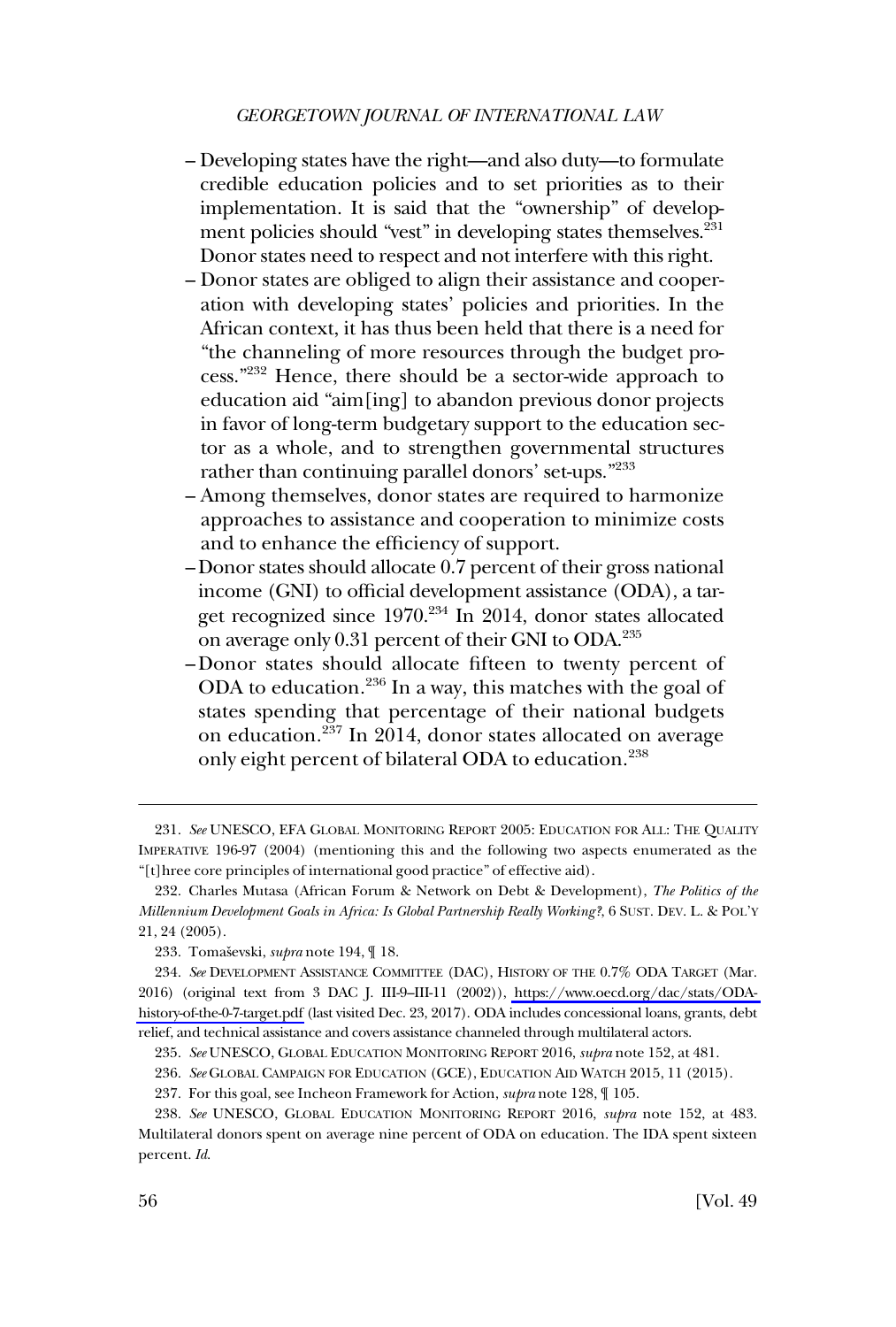- Developing states have the right—and also duty—to formulate credible education policies and to set priorities as to their implementation. It is said that the "ownership" of development policies should "vest" in developing states themselves.[231] Donor states need to respect and not interfere with this right.
- Donor states are obliged to align their assistance and cooperation with developing states' policies and priorities. In the African context, it has thus been held that there is a need for "the channeling of more resources through the budget process."[232] Hence, there should be a sector-wide approach to education aid "aim[ing] to abandon previous donor projects in favor of long-term budgetary support to the education sector as a whole, and to strengthen governmental structures rather than continuing parallel donors' set-ups."[233]
- Among themselves, donor states are required to harmonize approaches to assistance and cooperation to minimize costs and to enhance the efficiency of support.
- Donor states should allocate 0.7 percent of their gross national income (GNI) to official development assistance (ODA), a target recognized since 1970.[234] In 2014, donor states allocated on average only 0.31 percent of their GNI to ODA.[235]
- Donor states should allocate fifteen to twenty percent of ODA to education.[236] In a way, this matches with the goal of states spending that percentage of their national budgets on education.[237] In 2014, donor states allocated on average only eight percent of bilateral ODA to education.[238]

---

231. *See* UNESCO, EFA GLOBAL MONITORING REPORT 2005: EDUCATION FOR ALL: THE QUALITY IMPERATIVE 196-97 (2004) (mentioning this and the following two aspects enumerated as the "[t]hree core principles of international good practice" of effective aid).

232. Charles Mutasa (African Forum & Network on Debt & Development), *The Politics of the Millennium Development Goals in Africa: Is Global Partnership Really Working?*, 6 SUST. DEV. L. & POL'Y 21, 24 (2005).

233. Tomaševski, *supra* note 194, ¶ 18.

234. *See* DEVELOPMENT ASSISTANCE COMMITTEE (DAC), HISTORY OF THE 0.7% ODA TARGET (Mar. 2016) (original text from 3 DAC J. III-9–III-11 (2002)), https://www.oecd.org/dac/stats/ODA-history-of-the-0-7-target.pdf (last visited Dec. 23, 2017). ODA includes concessional loans, grants, debt relief, and technical assistance and covers assistance channeled through multilateral actors.

235. *See* UNESCO, GLOBAL EDUCATION MONITORING REPORT 2016, *supra* note 152, at 481.

236. *See* GLOBAL CAMPAIGN FOR EDUCATION (GCE), EDUCATION AID WATCH 2015, 11 (2015).

237. For this goal, see Incheon Framework for Action, *supra* note 128, ¶ 105.

238. *See* UNESCO, GLOBAL EDUCATION MONITORING REPORT 2016, *supra* note 152, at 483. Multilateral donors spent on average nine percent of ODA on education. The IDA spent sixteen percent. *Id.*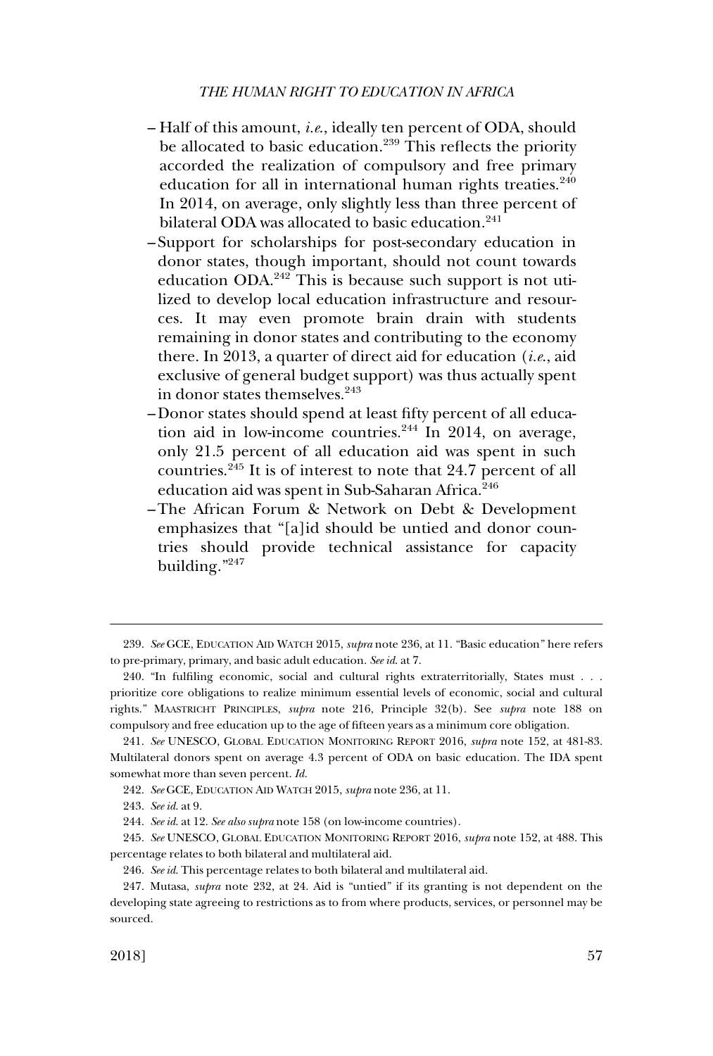– Half of this amount, *i.e.*, ideally ten percent of ODA, should be allocated to basic education.[239] This reflects the priority accorded the realization of compulsory and free primary education for all in international human rights treaties.[240] In 2014, on average, only slightly less than three percent of bilateral ODA was allocated to basic education.[241]

– Support for scholarships for post-secondary education in donor states, though important, should not count towards education ODA.[242] This is because such support is not utilized to develop local education infrastructure and resources. It may even promote brain drain with students remaining in donor states and contributing to the economy there. In 2013, a quarter of direct aid for education (*i.e.*, aid exclusive of general budget support) was thus actually spent in donor states themselves.[243]

– Donor states should spend at least fifty percent of all education aid in low-income countries.[244] In 2014, on average, only 21.5 percent of all education aid was spent in such countries.[245] It is of interest to note that 24.7 percent of all education aid was spent in Sub-Saharan Africa.[246]

– The African Forum & Network on Debt & Development emphasizes that "[a]id should be untied and donor countries should provide technical assistance for capacity building."[247]

---

239. *See* GCE, EDUCATION AID WATCH 2015, *supra* note 236, at 11. "Basic education" here refers to pre-primary, primary, and basic adult education. *See id.* at 7.

240. "In fulfiling economic, social and cultural rights extraterritorially, States must . . . prioritize core obligations to realize minimum essential levels of economic, social and cultural rights." MAASTRICHT PRINCIPLES, *supra* note 216, Principle 32(b). See *supra* note 188 on compulsory and free education up to the age of fifteen years as a minimum core obligation.

241. *See* UNESCO, GLOBAL EDUCATION MONITORING REPORT 2016, *supra* note 152, at 481-83. Multilateral donors spent on average 4.3 percent of ODA on basic education. The IDA spent somewhat more than seven percent. *Id.*

242. *See* GCE, EDUCATION AID WATCH 2015, *supra* note 236, at 11.

243. *See id.* at 9.

244. *See id.* at 12. *See also supra* note 158 (on low-income countries).

245. *See* UNESCO, GLOBAL EDUCATION MONITORING REPORT 2016, *supra* note 152, at 488. This percentage relates to both bilateral and multilateral aid.

246. *See id.* This percentage relates to both bilateral and multilateral aid.

247. Mutasa, *supra* note 232, at 24. Aid is "untied" if its granting is not dependent on the developing state agreeing to restrictions as to from where products, services, or personnel may be sourced.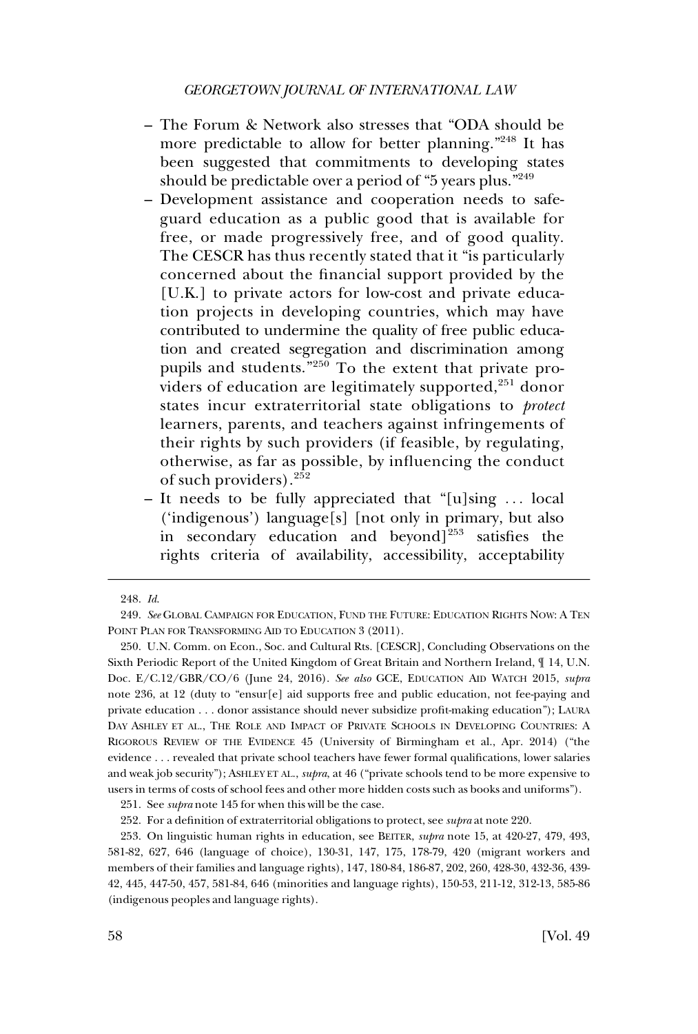– The Forum & Network also stresses that "ODA should be more predictable to allow for better planning."[248] It has been suggested that commitments to developing states should be predictable over a period of "5 years plus."[249]

– Development assistance and cooperation needs to safeguard education as a public good that is available for free, or made progressively free, and of good quality. The CESCR has thus recently stated that it "is particularly concerned about the financial support provided by the [U.K.] to private actors for low-cost and private education projects in developing countries, which may have contributed to undermine the quality of free public education and created segregation and discrimination among pupils and students."[250] To the extent that private providers of education are legitimately supported,[251] donor states incur extraterritorial state obligations to *protect* learners, parents, and teachers against infringements of their rights by such providers (if feasible, by regulating, otherwise, as far as possible, by influencing the conduct of such providers).[252]

– It needs to be fully appreciated that "[u]sing . . . local ('indigenous') language[s] [not only in primary, but also in secondary education and beyond][253] satisfies the rights criteria of availability, accessibility, acceptability

---

248. *Id.*

249. *See* GLOBAL CAMPAIGN FOR EDUCATION, FUND THE FUTURE: EDUCATION RIGHTS NOW: A TEN POINT PLAN FOR TRANSFORMING AID TO EDUCATION 3 (2011).

250. U.N. Comm. on Econ., Soc. and Cultural Rts. [CESCR], Concluding Observations on the Sixth Periodic Report of the United Kingdom of Great Britain and Northern Ireland, ¶ 14, U.N. Doc. E/C.12/GBR/CO/6 (June 24, 2016). *See also* GCE, EDUCATION AID WATCH 2015, *supra* note 236, at 12 (duty to "ensur[e] aid supports free and public education, not fee-paying and private education . . . donor assistance should never subsidize profit-making education"); LAURA DAY ASHLEY ET AL., THE ROLE AND IMPACT OF PRIVATE SCHOOLS IN DEVELOPING COUNTRIES: A RIGOROUS REVIEW OF THE EVIDENCE 45 (University of Birmingham et al., Apr. 2014) ("the evidence . . . revealed that private school teachers have fewer formal qualifications, lower salaries and weak job security"); ASHLEY ET AL., *supra*, at 46 ("private schools tend to be more expensive to users in terms of costs of school fees and other more hidden costs such as books and uniforms").

251. See *supra* note 145 for when this will be the case.

252. For a definition of extraterritorial obligations to protect, see *supra* at note 220.

253. On linguistic human rights in education, see BEITER, *supra* note 15, at 420-27, 479, 493, 581-82, 627, 646 (language of choice), 130-31, 147, 175, 178-79, 420 (migrant workers and members of their families and language rights), 147, 180-84, 186-87, 202, 260, 428-30, 432-36, 439-42, 445, 447-50, 457, 581-84, 646 (minorities and language rights), 150-53, 211-12, 312-13, 585-86 (indigenous peoples and language rights).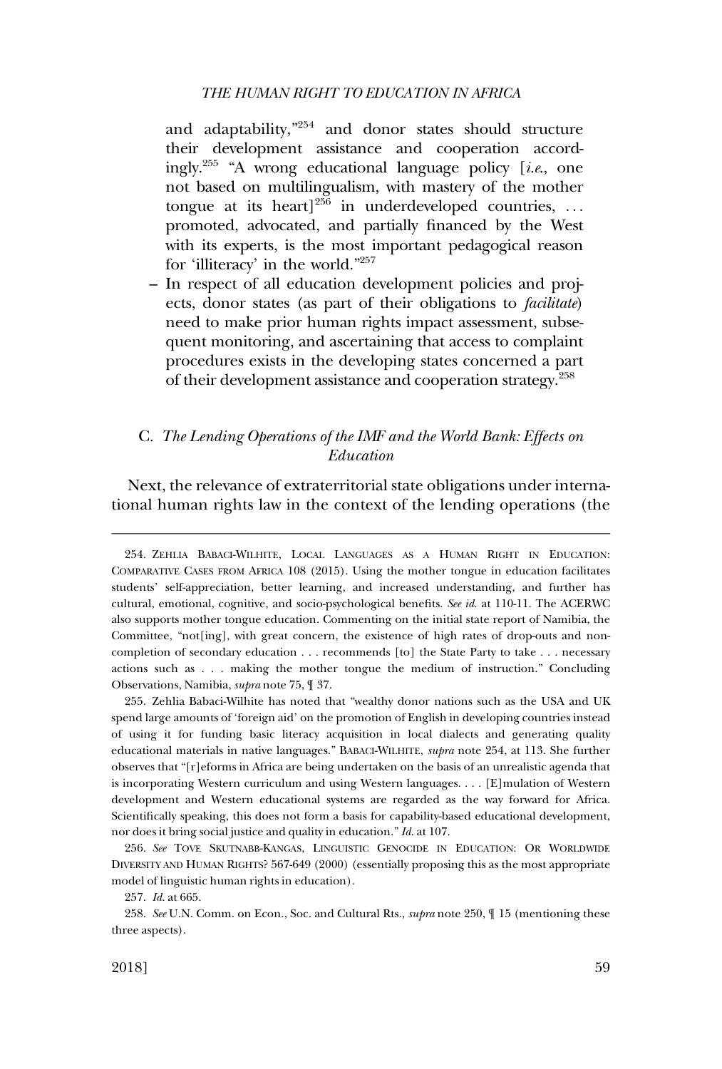and adaptability,"[254] and donor states should structure their development assistance and cooperation accordingly.[255] "A wrong educational language policy [*i.e.*, one not based on multilingualism, with mastery of the mother tongue at its heart][256] in underdeveloped countries, . . . promoted, advocated, and partially financed by the West with its experts, is the most important pedagogical reason for 'illiteracy' in the world."[257]

– In respect of all education development policies and projects, donor states (as part of their obligations to *facilitate*) need to make prior human rights impact assessment, subsequent monitoring, and ascertaining that access to complaint procedures exists in the developing states concerned a part of their development assistance and cooperation strategy.[258]

### C. *The Lending Operations of the IMF and the World Bank: Effects on Education*

Next, the relevance of extraterritorial state obligations under international human rights law in the context of the lending operations (the

---

254. ZEHLIA BABACI-WILHITE, LOCAL LANGUAGES AS A HUMAN RIGHT IN EDUCATION: COMPARATIVE CASES FROM AFRICA 108 (2015). Using the mother tongue in education facilitates students' self-appreciation, better learning, and increased understanding, and further has cultural, emotional, cognitive, and socio-psychological benefits. *See id.* at 110-11. The ACERWC also supports mother tongue education. Commenting on the initial state report of Namibia, the Committee, "not[ing], with great concern, the existence of high rates of drop-outs and non-completion of secondary education . . . recommends [to] the State Party to take . . . necessary actions such as . . . making the mother tongue the medium of instruction." Concluding Observations, Namibia, *supra* note 75, ¶ 37.

255. Zehlia Babaci-Wilhite has noted that "wealthy donor nations such as the USA and UK spend large amounts of 'foreign aid' on the promotion of English in developing countries instead of using it for funding basic literacy acquisition in local dialects and generating quality educational materials in native languages." BABACI-WILHITE, *supra* note 254, at 113. She further observes that "[r]eforms in Africa are being undertaken on the basis of an unrealistic agenda that is incorporating Western curriculum and using Western languages. . . . [E]mulation of Western development and Western educational systems are regarded as the way forward for Africa. Scientifically speaking, this does not form a basis for capability-based educational development, nor does it bring social justice and quality in education." *Id.* at 107.

256. *See* TOVE SKUTNABB-KANGAS, LINGUISTIC GENOCIDE IN EDUCATION: OR WORLDWIDE DIVERSITY AND HUMAN RIGHTS? 567-649 (2000) (essentially proposing this as the most appropriate model of linguistic human rights in education).

257. *Id.* at 665.

258. *See* U.N. Comm. on Econ., Soc. and Cultural Rts., *supra* note 250, ¶ 15 (mentioning these three aspects).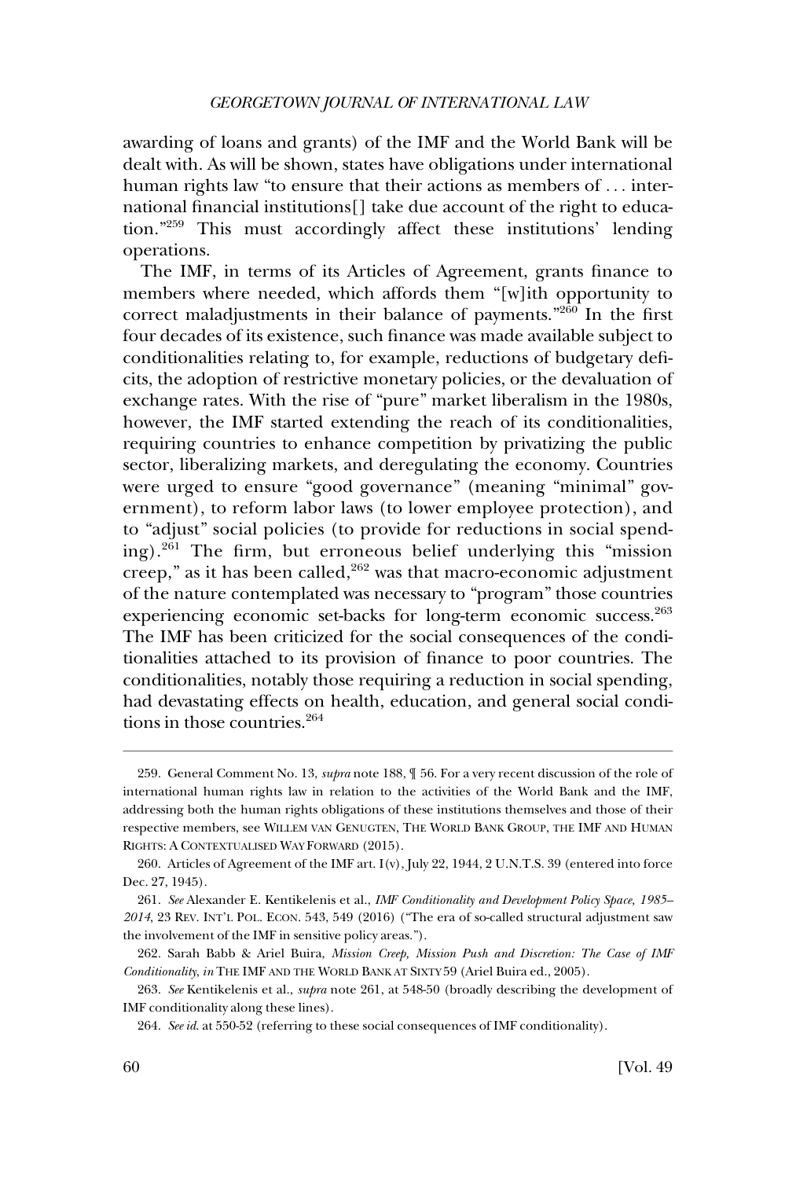awarding of loans and grants) of the IMF and the World Bank will be dealt with. As will be shown, states have obligations under international human rights law "to ensure that their actions as members of . . . international financial institutions[] take due account of the right to education."[259] This must accordingly affect these institutions' lending operations.

The IMF, in terms of its Articles of Agreement, grants finance to members where needed, which affords them "[w]ith opportunity to correct maladjustments in their balance of payments."[260] In the first four decades of its existence, such finance was made available subject to conditionalities relating to, for example, reductions of budgetary deficits, the adoption of restrictive monetary policies, or the devaluation of exchange rates. With the rise of "pure" market liberalism in the 1980s, however, the IMF started extending the reach of its conditionalities, requiring countries to enhance competition by privatizing the public sector, liberalizing markets, and deregulating the economy. Countries were urged to ensure "good governance" (meaning "minimal" government), to reform labor laws (to lower employee protection), and to "adjust" social policies (to provide for reductions in social spending).[261] The firm, but erroneous belief underlying this "mission creep," as it has been called,[262] was that macro-economic adjustment of the nature contemplated was necessary to "program" those countries experiencing economic set-backs for long-term economic success.[263] The IMF has been criticized for the social consequences of the conditionalities attached to its provision of finance to poor countries. The conditionalities, notably those requiring a reduction in social spending, had devastating effects on health, education, and general social conditions in those countries.[264]

---

259. General Comment No. 13, *supra* note 188, ¶ 56. For a very recent discussion of the role of international human rights law in relation to the activities of the World Bank and the IMF, addressing both the human rights obligations of these institutions themselves and those of their respective members, see WILLEM VAN GENUGTEN, THE WORLD BANK GROUP, THE IMF AND HUMAN RIGHTS: A CONTEXTUALISED WAY FORWARD (2015).

260. Articles of Agreement of the IMF art. I(v), July 22, 1944, 2 U.N.T.S. 39 (entered into force Dec. 27, 1945).

261. *See* Alexander E. Kentikelenis et al., *IMF Conditionality and Development Policy Space, 1985–2014*, 23 REV. INT'L POL. ECON. 543, 549 (2016) ("The era of so-called structural adjustment saw the involvement of the IMF in sensitive policy areas.").

262. Sarah Babb & Ariel Buira, *Mission Creep, Mission Push and Discretion: The Case of IMF Conditionality*, *in* THE IMF AND THE WORLD BANK AT SIXTY 59 (Ariel Buira ed., 2005).

263. *See* Kentikelenis et al., *supra* note 261, at 548-50 (broadly describing the development of IMF conditionality along these lines).

264. *See id.* at 550-52 (referring to these social consequences of IMF conditionality).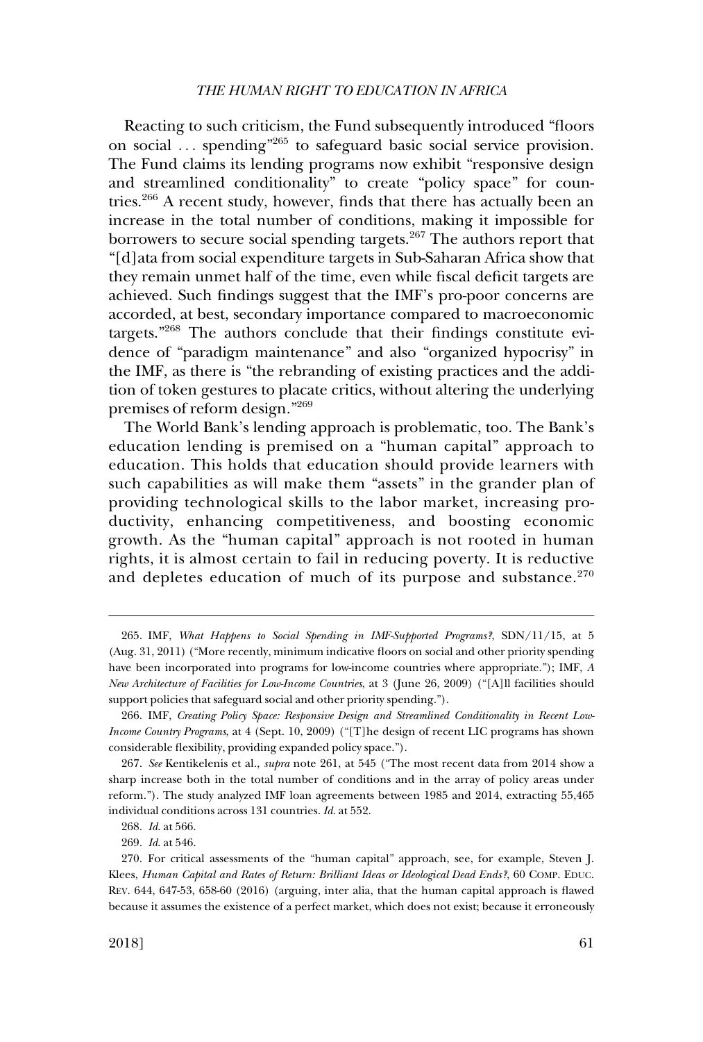Reacting to such criticism, the Fund subsequently introduced "floors on social . . . spending"[265] to safeguard basic social service provision. The Fund claims its lending programs now exhibit "responsive design and streamlined conditionality" to create "policy space" for countries.[266] A recent study, however, finds that there has actually been an increase in the total number of conditions, making it impossible for borrowers to secure social spending targets.[267] The authors report that "[d]ata from social expenditure targets in Sub-Saharan Africa show that they remain unmet half of the time, even while fiscal deficit targets are achieved. Such findings suggest that the IMF's pro-poor concerns are accorded, at best, secondary importance compared to macroeconomic targets."[268] The authors conclude that their findings constitute evidence of "paradigm maintenance" and also "organized hypocrisy" in the IMF, as there is "the rebranding of existing practices and the addition of token gestures to placate critics, without altering the underlying premises of reform design."[269]

The World Bank's lending approach is problematic, too. The Bank's education lending is premised on a "human capital" approach to education. This holds that education should provide learners with such capabilities as will make them "assets" in the grander plan of providing technological skills to the labor market, increasing productivity, enhancing competitiveness, and boosting economic growth. As the "human capital" approach is not rooted in human rights, it is almost certain to fail in reducing poverty. It is reductive and depletes education of much of its purpose and substance.[270]

---

265. IMF, *What Happens to Social Spending in IMF-Supported Programs?*, SDN/11/15, at 5 (Aug. 31, 2011) ("More recently, minimum indicative floors on social and other priority spending have been incorporated into programs for low-income countries where appropriate."); IMF, *A New Architecture of Facilities for Low-Income Countries*, at 3 (June 26, 2009) ("[A]ll facilities should support policies that safeguard social and other priority spending.").

266. IMF, *Creating Policy Space: Responsive Design and Streamlined Conditionality in Recent Low-Income Country Programs*, at 4 (Sept. 10, 2009) ("[T]he design of recent LIC programs has shown considerable flexibility, providing expanded policy space.").

267. *See* Kentikelenis et al., *supra* note 261, at 545 ("The most recent data from 2014 show a sharp increase both in the total number of conditions and in the array of policy areas under reform."). The study analyzed IMF loan agreements between 1985 and 2014, extracting 55,465 individual conditions across 131 countries. *Id.* at 552.

268. *Id.* at 566.

269. *Id.* at 546.

270. For critical assessments of the "human capital" approach, see, for example, Steven J. Klees, *Human Capital and Rates of Return: Brilliant Ideas or Ideological Dead Ends?*, 60 COMP. EDUC. REV. 644, 647-53, 658-60 (2016) (arguing, inter alia, that the human capital approach is flawed because it assumes the existence of a perfect market, which does not exist; because it erroneously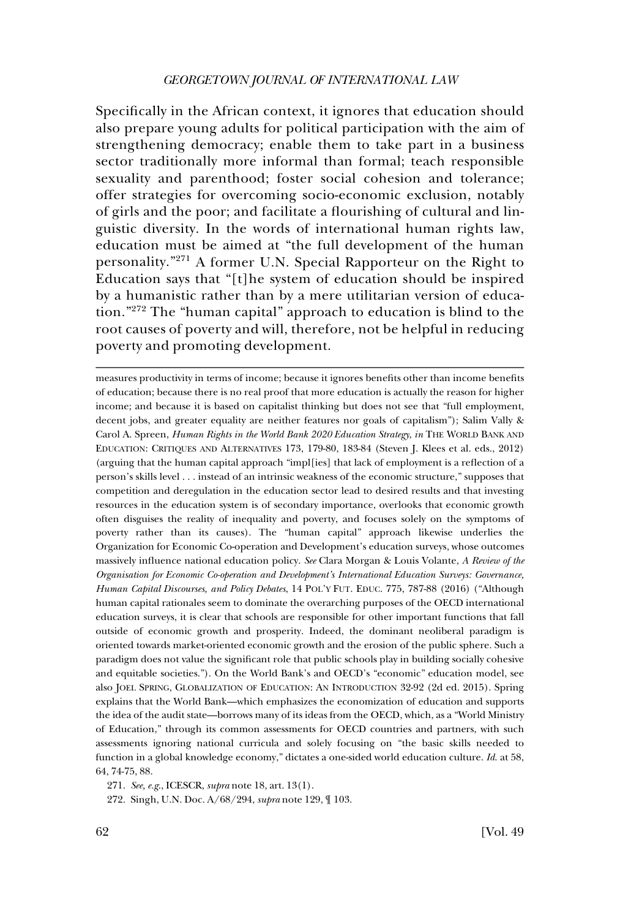Specifically in the African context, it ignores that education should also prepare young adults for political participation with the aim of strengthening democracy; enable them to take part in a business sector traditionally more informal than formal; teach responsible sexuality and parenthood; foster social cohesion and tolerance; offer strategies for overcoming socio-economic exclusion, notably of girls and the poor; and facilitate a flourishing of cultural and linguistic diversity. In the words of international human rights law, education must be aimed at "the full development of the human personality."[271] A former U.N. Special Rapporteur on the Right to Education says that "[t]he system of education should be inspired by a humanistic rather than by a mere utilitarian version of education."[272] The "human capital" approach to education is blind to the root causes of poverty and will, therefore, not be helpful in reducing poverty and promoting development.

---

measures productivity in terms of income; because it ignores benefits other than income benefits of education; because there is no real proof that more education is actually the reason for higher income; and because it is based on capitalist thinking but does not see that "full employment, decent jobs, and greater equality are neither features nor goals of capitalism"); Salim Vally & Carol A. Spreen, *Human Rights in the World Bank 2020 Education Strategy*, *in* THE WORLD BANK AND EDUCATION: CRITIQUES AND ALTERNATIVES 173, 179-80, 183-84 (Steven J. Klees et al. eds., 2012) (arguing that the human capital approach "impl[ies] that lack of employment is a reflection of a person's skills level . . . instead of an intrinsic weakness of the economic structure," supposes that competition and deregulation in the education sector lead to desired results and that investing resources in the education system is of secondary importance, overlooks that economic growth often disguises the reality of inequality and poverty, and focuses solely on the symptoms of poverty rather than its causes). The "human capital" approach likewise underlies the Organization for Economic Co-operation and Development's education surveys, whose outcomes massively influence national education policy. *See* Clara Morgan & Louis Volante, *A Review of the Organisation for Economic Co-operation and Development's International Education Surveys: Governance, Human Capital Discourses, and Policy Debates*, 14 POL'Y FUT. EDUC. 775, 787-88 (2016) ("Although human capital rationales seem to dominate the overarching purposes of the OECD international education surveys, it is clear that schools are responsible for other important functions that fall outside of economic growth and prosperity. Indeed, the dominant neoliberal paradigm is oriented towards market-oriented economic growth and the erosion of the public sphere. Such a paradigm does not value the significant role that public schools play in building socially cohesive and equitable societies."). On the World Bank's and OECD's "economic" education model, see also JOEL SPRING, GLOBALIZATION OF EDUCATION: AN INTRODUCTION 32-92 (2d ed. 2015). Spring explains that the World Bank—which emphasizes the economization of education and supports the idea of the audit state—borrows many of its ideas from the OECD, which, as a "World Ministry of Education," through its common assessments for OECD countries and partners, with such assessments ignoring national curricula and solely focusing on "the basic skills needed to function in a global knowledge economy," dictates a one-sided world education culture. *Id.* at 58, 64, 74-75, 88.

271. *See, e.g.*, ICESCR, *supra* note 18, art. 13(1).

272. Singh, U.N. Doc. A/68/294, *supra* note 129, ¶ 103.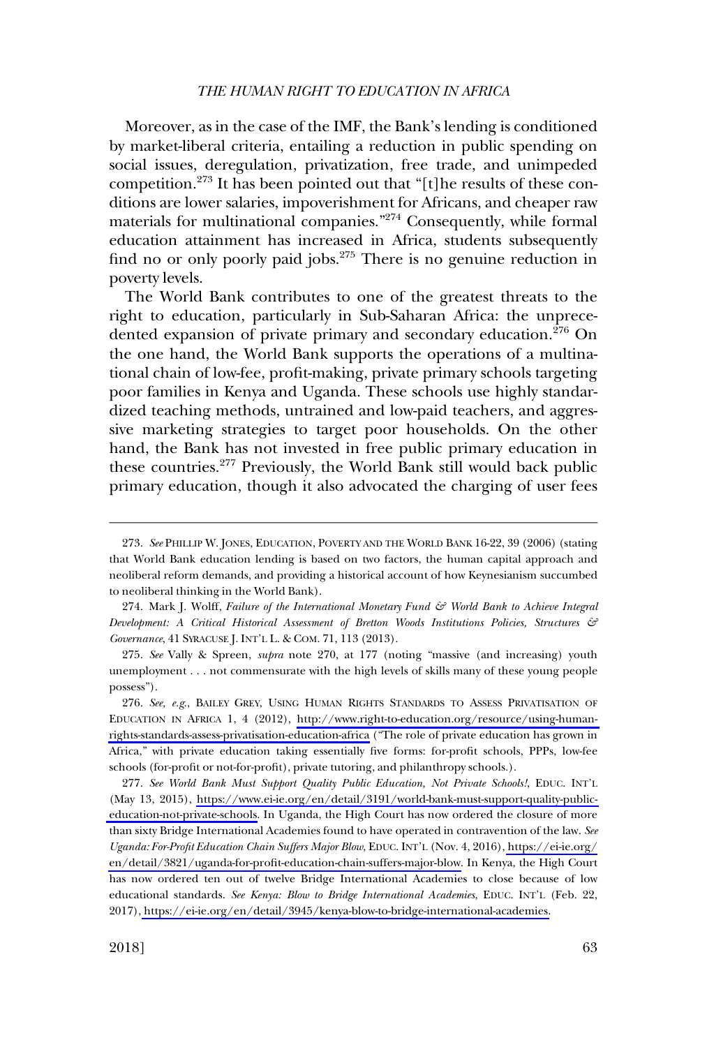Moreover, as in the case of the IMF, the Bank's lending is conditioned by market-liberal criteria, entailing a reduction in public spending on social issues, deregulation, privatization, free trade, and unimpeded competition.[273] It has been pointed out that "[t]he results of these conditions are lower salaries, impoverishment for Africans, and cheaper raw materials for multinational companies."[274] Consequently, while formal education attainment has increased in Africa, students subsequently find no or only poorly paid jobs.[275] There is no genuine reduction in poverty levels.

The World Bank contributes to one of the greatest threats to the right to education, particularly in Sub-Saharan Africa: the unprecedented expansion of private primary and secondary education.[276] On the one hand, the World Bank supports the operations of a multinational chain of low-fee, profit-making, private primary schools targeting poor families in Kenya and Uganda. These schools use highly standardized teaching methods, untrained and low-paid teachers, and aggressive marketing strategies to target poor households. On the other hand, the Bank has not invested in free public primary education in these countries.[277] Previously, the World Bank still would back public primary education, though it also advocated the charging of user fees

---

273. *See* PHILLIP W. JONES, EDUCATION, POVERTY AND THE WORLD BANK 16-22, 39 (2006) (stating that World Bank education lending is based on two factors, the human capital approach and neoliberal reform demands, and providing a historical account of how Keynesianism succumbed to neoliberal thinking in the World Bank).

274. Mark J. Wolff, *Failure of the International Monetary Fund & World Bank to Achieve Integral Development: A Critical Historical Assessment of Bretton Woods Institutions Policies, Structures & Governance*, 41 SYRACUSE J. INT'L L. & COM. 71, 113 (2013).

275. *See* Vally & Spreen, *supra* note 270, at 177 (noting "massive (and increasing) youth unemployment . . . not commensurate with the high levels of skills many of these young people possess").

276. *See, e.g.*, BAILEY GREY, USING HUMAN RIGHTS STANDARDS TO ASSESS PRIVATISATION OF EDUCATION IN AFRICA 1, 4 (2012), http://www.right-to-education.org/resource/using-human-rights-standards-assess-privatisation-education-africa ("The role of private education has grown in Africa," with private education taking essentially five forms: for-profit schools, PPPs, low-fee schools (for-profit or not-for-profit), private tutoring, and philanthropy schools.).

277. *See World Bank Must Support Quality Public Education, Not Private Schools!*, EDUC. INT'L (May 13, 2015), https://www.ei-ie.org/en/detail/3191/world-bank-must-support-quality-public-education-not-private-schools. In Uganda, the High Court has now ordered the closure of more than sixty Bridge International Academies found to have operated in contravention of the law. *See Uganda: For-Profit Education Chain Suffers Major Blow*, EDUC. INT'L (Nov. 4, 2016), https://ei-ie.org/en/detail/3821/uganda-for-profit-education-chain-suffers-major-blow. In Kenya, the High Court has now ordered ten out of twelve Bridge International Academies to close because of low educational standards. *See Kenya: Blow to Bridge International Academies*, EDUC. INT'L (Feb. 22, 2017), https://ei-ie.org/en/detail/3945/kenya-blow-to-bridge-international-academies.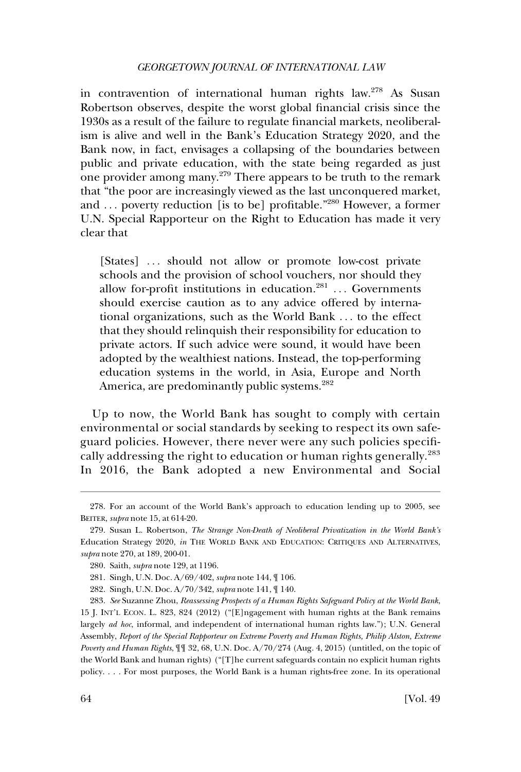in contravention of international human rights law.[278] As Susan Robertson observes, despite the worst global financial crisis since the 1930s as a result of the failure to regulate financial markets, neoliberalism is alive and well in the Bank's Education Strategy 2020, and the Bank now, in fact, envisages a collapsing of the boundaries between public and private education, with the state being regarded as just one provider among many.[279] There appears to be truth to the remark that "the poor are increasingly viewed as the last unconquered market, and . . . poverty reduction [is to be] profitable."[280] However, a former U.N. Special Rapporteur on the Right to Education has made it very clear that

> [States] . . . should not allow or promote low-cost private schools and the provision of school vouchers, nor should they allow for-profit institutions in education.[281] . . . Governments should exercise caution as to any advice offered by international organizations, such as the World Bank . . . to the effect that they should relinquish their responsibility for education to private actors. If such advice were sound, it would have been adopted by the wealthiest nations. Instead, the top-performing education systems in the world, in Asia, Europe and North America, are predominantly public systems.[282]

Up to now, the World Bank has sought to comply with certain environmental or social standards by seeking to respect its own safeguard policies. However, there never were any such policies specifically addressing the right to education or human rights generally.[283] In 2016, the Bank adopted a new Environmental and Social

---

278. For an account of the World Bank's approach to education lending up to 2005, see BEITER, *supra* note 15, at 614-20.

279. Susan L. Robertson, *The Strange Non-Death of Neoliberal Privatization in the World Bank's* Education Strategy 2020, *in* THE WORLD BANK AND EDUCATION: CRITIQUES AND ALTERNATIVES, *supra* note 270, at 189, 200-01.

280. Saith, *supra* note 129, at 1196.

281. Singh, U.N. Doc. A/69/402, *supra* note 144, ¶ 106.

282. Singh, U.N. Doc. A/70/342, *supra* note 141, ¶ 140.

283. *See* Suzanne Zhou, *Reassessing Prospects of a Human Rights Safeguard Policy at the World Bank*, 15 J. INT'L ECON. L. 823, 824 (2012) ("[E]ngagement with human rights at the Bank remains largely *ad hoc*, informal, and independent of international human rights law."); U.N. General Assembly, *Report of the Special Rapporteur on Extreme Poverty and Human Rights, Philip Alston, Extreme Poverty and Human Rights*, ¶¶ 32, 68, U.N. Doc. A/70/274 (Aug. 4, 2015) (untitled, on the topic of the World Bank and human rights) ("[T]he current safeguards contain no explicit human rights policy. . . . For most purposes, the World Bank is a human rights-free zone. In its operational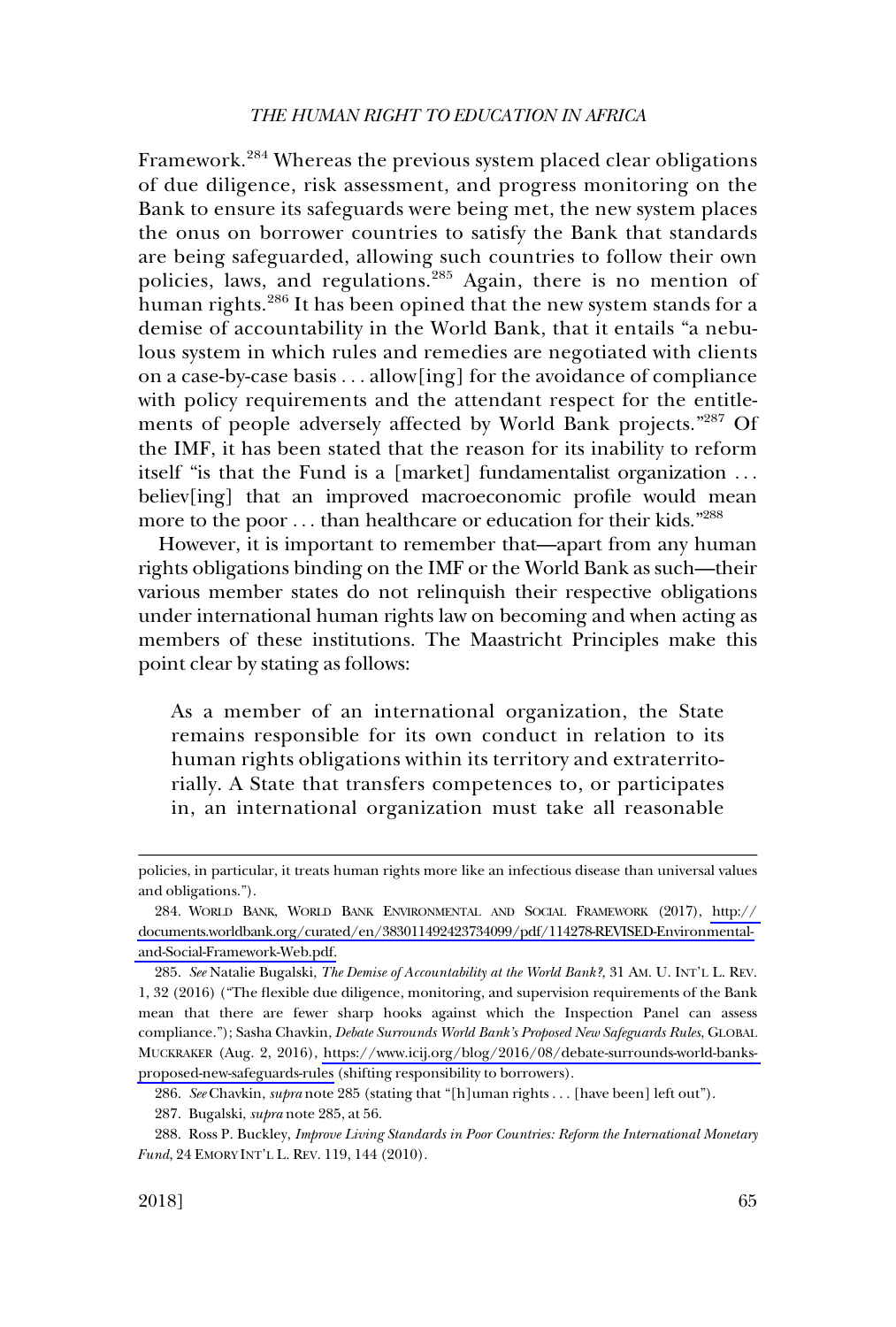Framework.[284] Whereas the previous system placed clear obligations of due diligence, risk assessment, and progress monitoring on the Bank to ensure its safeguards were being met, the new system places the onus on borrower countries to satisfy the Bank that standards are being safeguarded, allowing such countries to follow their own policies, laws, and regulations.[285] Again, there is no mention of human rights.[286] It has been opined that the new system stands for a demise of accountability in the World Bank, that it entails "a nebulous system in which rules and remedies are negotiated with clients on a case-by-case basis . . . allow[ing] for the avoidance of compliance with policy requirements and the attendant respect for the entitlements of people adversely affected by World Bank projects."[287] Of the IMF, it has been stated that the reason for its inability to reform itself "is that the Fund is a [market] fundamentalist organization . . . believ[ing] that an improved macroeconomic profile would mean more to the poor . . . than healthcare or education for their kids."[288]

However, it is important to remember that—apart from any human rights obligations binding on the IMF or the World Bank as such—their various member states do not relinquish their respective obligations under international human rights law on becoming and when acting as members of these institutions. The Maastricht Principles make this point clear by stating as follows:

> As a member of an international organization, the State remains responsible for its own conduct in relation to its human rights obligations within its territory and extraterritorially. A State that transfers competences to, or participates in, an international organization must take all reasonable

---

policies, in particular, it treats human rights more like an infectious disease than universal values and obligations.").

284. WORLD BANK, WORLD BANK ENVIRONMENTAL AND SOCIAL FRAMEWORK (2017), http://documents.worldbank.org/curated/en/383011492423734099/pdf/114278-REVISED-Environmental-and-Social-Framework-Web.pdf.

285. *See* Natalie Bugalski, *The Demise of Accountability at the World Bank?*, 31 AM. U. INT'L L. REV. 1, 32 (2016) ("The flexible due diligence, monitoring, and supervision requirements of the Bank mean that there are fewer sharp hooks against which the Inspection Panel can assess compliance."); Sasha Chavkin, *Debate Surrounds World Bank's Proposed New Safeguards Rules*, GLOBAL MUCKRAKER (Aug. 2, 2016), https://www.icij.org/blog/2016/08/debate-surrounds-world-banks-proposed-new-safeguards-rules (shifting responsibility to borrowers).

286. *See* Chavkin, *supra* note 285 (stating that "[h]uman rights . . . [have been] left out").

287. Bugalski, *supra* note 285, at 56.

288. Ross P. Buckley, *Improve Living Standards in Poor Countries: Reform the International Monetary Fund*, 24 EMORY INT'L L. REV. 119, 144 (2010).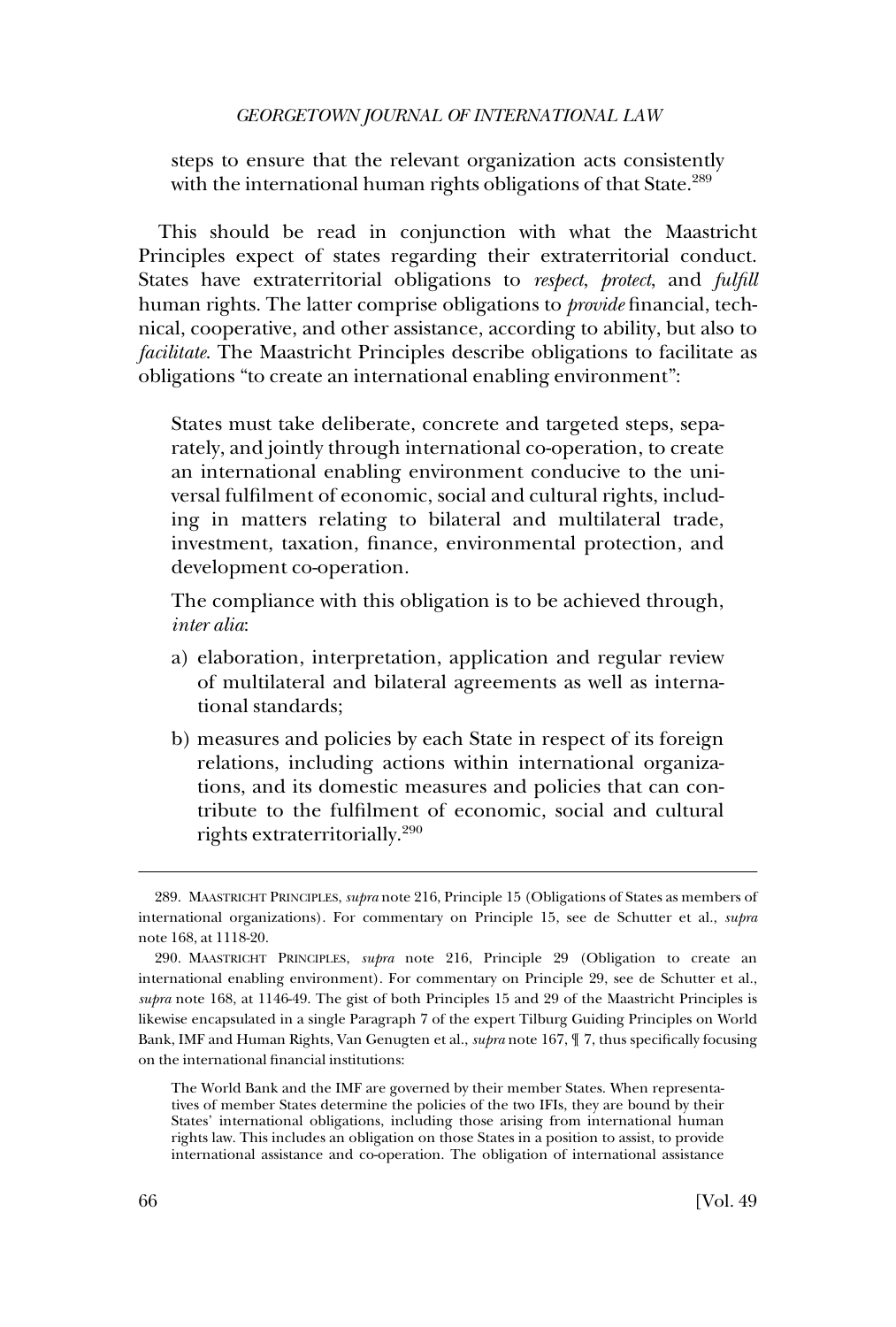steps to ensure that the relevant organization acts consistently with the international human rights obligations of that State.[289]

This should be read in conjunction with what the Maastricht Principles expect of states regarding their extraterritorial conduct. States have extraterritorial obligations to *respect*, *protect*, and *fulfill* human rights. The latter comprise obligations to *provide* financial, technical, cooperative, and other assistance, according to ability, but also to *facilitate*. The Maastricht Principles describe obligations to facilitate as obligations "to create an international enabling environment":

> States must take deliberate, concrete and targeted steps, separately, and jointly through international co-operation, to create an international enabling environment conducive to the universal fulfilment of economic, social and cultural rights, including in matters relating to bilateral and multilateral trade, investment, taxation, finance, environmental protection, and development co-operation.
>
> The compliance with this obligation is to be achieved through, *inter alia*:
>
> a) elaboration, interpretation, application and regular review of multilateral and bilateral agreements as well as international standards;
>
> b) measures and policies by each State in respect of its foreign relations, including actions within international organizations, and its domestic measures and policies that can contribute to the fulfilment of economic, social and cultural rights extraterritorially.[290]

---

289. MAASTRICHT PRINCIPLES, *supra* note 216, Principle 15 (Obligations of States as members of international organizations). For commentary on Principle 15, see de Schutter et al., *supra* note 168, at 1118-20.

290. MAASTRICHT PRINCIPLES, *supra* note 216, Principle 29 (Obligation to create an international enabling environment). For commentary on Principle 29, see de Schutter et al., *supra* note 168, at 1146-49. The gist of both Principles 15 and 29 of the Maastricht Principles is likewise encapsulated in a single Paragraph 7 of the expert Tilburg Guiding Principles on World Bank, IMF and Human Rights, Van Genugten et al., *supra* note 167, ¶ 7, thus specifically focusing on the international financial institutions:

> The World Bank and the IMF are governed by their member States. When representatives of member States determine the policies of the two IFIs, they are bound by their States' international obligations, including those arising from international human rights law. This includes an obligation on those States in a position to assist, to provide international assistance and co-operation. The obligation of international assistance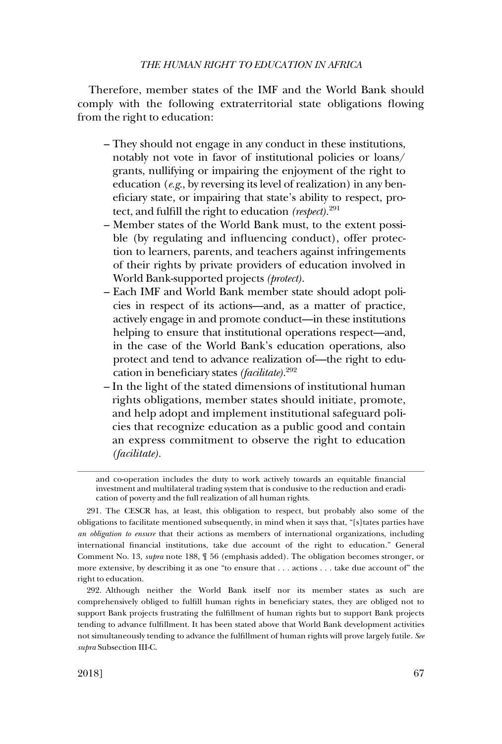Therefore, member states of the IMF and the World Bank should comply with the following extraterritorial state obligations flowing from the right to education:

– They should not engage in any conduct in these institutions, notably not vote in favor of institutional policies or loans/grants, nullifying or impairing the enjoyment of the right to education (*e.g.*, by reversing its level of realization) in any beneficiary state, or impairing that state's ability to respect, protect, and fulfill the right to education *(respect)*.[291]

– Member states of the World Bank must, to the extent possible (by regulating and influencing conduct), offer protection to learners, parents, and teachers against infringements of their rights by private providers of education involved in World Bank-supported projects *(protect)*.

– Each IMF and World Bank member state should adopt policies in respect of its actions—and, as a matter of practice, actively engage in and promote conduct—in these institutions helping to ensure that institutional operations respect—and, in the case of the World Bank's education operations, also protect and tend to advance realization of—the right to education in beneficiary states *(facilitate)*.[292]

– In the light of the stated dimensions of institutional human rights obligations, member states should initiate, promote, and help adopt and implement institutional safeguard policies that recognize education as a public good and contain an express commitment to observe the right to education *(facilitate)*.

---

and co-operation includes the duty to work actively towards an equitable financial investment and multilateral trading system that is condusive to the reduction and eradication of poverty and the full realization of all human rights.

291. The CESCR has, at least, this obligation to respect, but probably also some of the obligations to facilitate mentioned subsequently, in mind when it says that, "[s]tates parties have *an obligation to ensure* that their actions as members of international organizations, including international financial institutions, take due account of the right to education." General Comment No. 13, *supra* note 188, ¶ 56 (emphasis added). The obligation becomes stronger, or more extensive, by describing it as one "to ensure that . . . actions . . . take due account of" the right to education.

292. Although neither the World Bank itself nor its member states as such are comprehensively obliged to fulfill human rights in beneficiary states, they are obliged not to support Bank projects frustrating the fulfillment of human rights but to support Bank projects tending to advance fulfillment. It has been stated above that World Bank development activities not simultaneously tending to advance the fulfillment of human rights will prove largely futile. *See supra* Subsection III-C.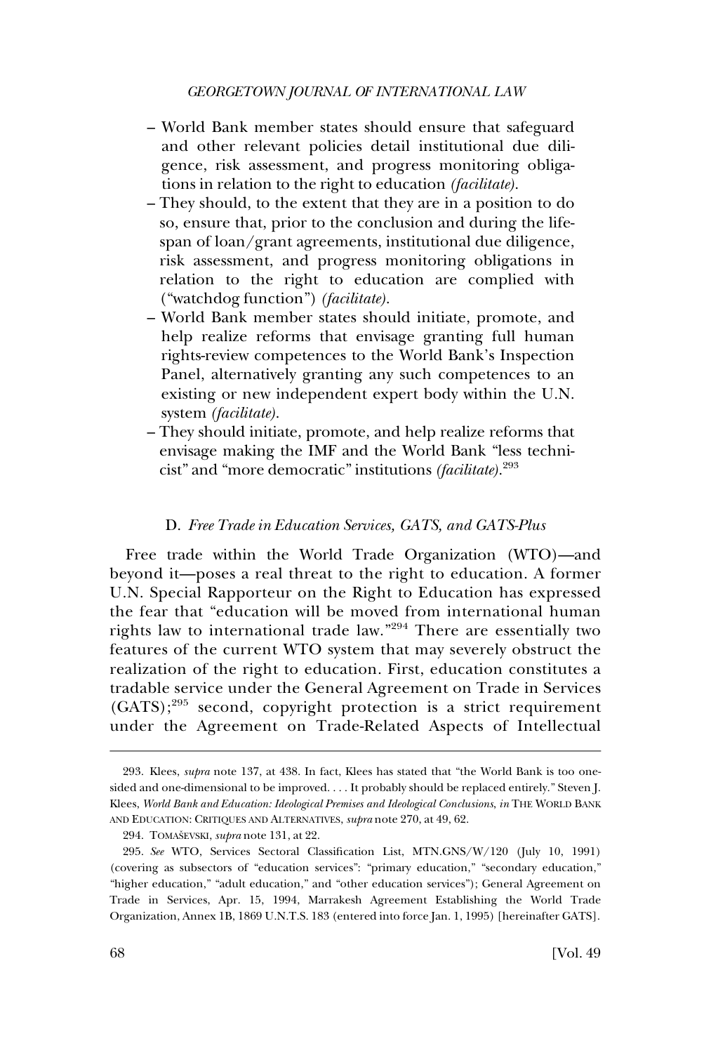- World Bank member states should ensure that safeguard and other relevant policies detail institutional due diligence, risk assessment, and progress monitoring obligations in relation to the right to education *(facilitate)*.
- They should, to the extent that they are in a position to do so, ensure that, prior to the conclusion and during the lifespan of loan/grant agreements, institutional due diligence, risk assessment, and progress monitoring obligations in relation to the right to education are complied with ("watchdog function") *(facilitate)*.
- World Bank member states should initiate, promote, and help realize reforms that envisage granting full human rights-review competences to the World Bank's Inspection Panel, alternatively granting any such competences to an existing or new independent expert body within the U.N. system *(facilitate)*.
- They should initiate, promote, and help realize reforms that envisage making the IMF and the World Bank "less technicist" and "more democratic" institutions *(facilitate)*.[293]

### D. *Free Trade in Education Services, GATS, and GATS-Plus*

Free trade within the World Trade Organization (WTO)—and beyond it—poses a real threat to the right to education. A former U.N. Special Rapporteur on the Right to Education has expressed the fear that "education will be moved from international human rights law to international trade law."[294] There are essentially two features of the current WTO system that may severely obstruct the realization of the right to education. First, education constitutes a tradable service under the General Agreement on Trade in Services (GATS);[295] second, copyright protection is a strict requirement under the Agreement on Trade-Related Aspects of Intellectual

---

293. Klees, *supra* note 137, at 438. In fact, Klees has stated that "the World Bank is too one-sided and one-dimensional to be improved. . . . It probably should be replaced entirely." Steven J. Klees, *World Bank and Education: Ideological Premises and Ideological Conclusions*, *in* THE WORLD BANK AND EDUCATION: CRITIQUES AND ALTERNATIVES, *supra* note 270, at 49, 62.

294. TOMAŠEVSKI, *supra* note 131, at 22.

295. *See* WTO, Services Sectoral Classification List, MTN.GNS/W/120 (July 10, 1991) (covering as subsectors of "education services": "primary education," "secondary education," "higher education," "adult education," and "other education services"); General Agreement on Trade in Services, Apr. 15, 1994, Marrakesh Agreement Establishing the World Trade Organization, Annex 1B, 1869 U.N.T.S. 183 (entered into force Jan. 1, 1995) [hereinafter GATS].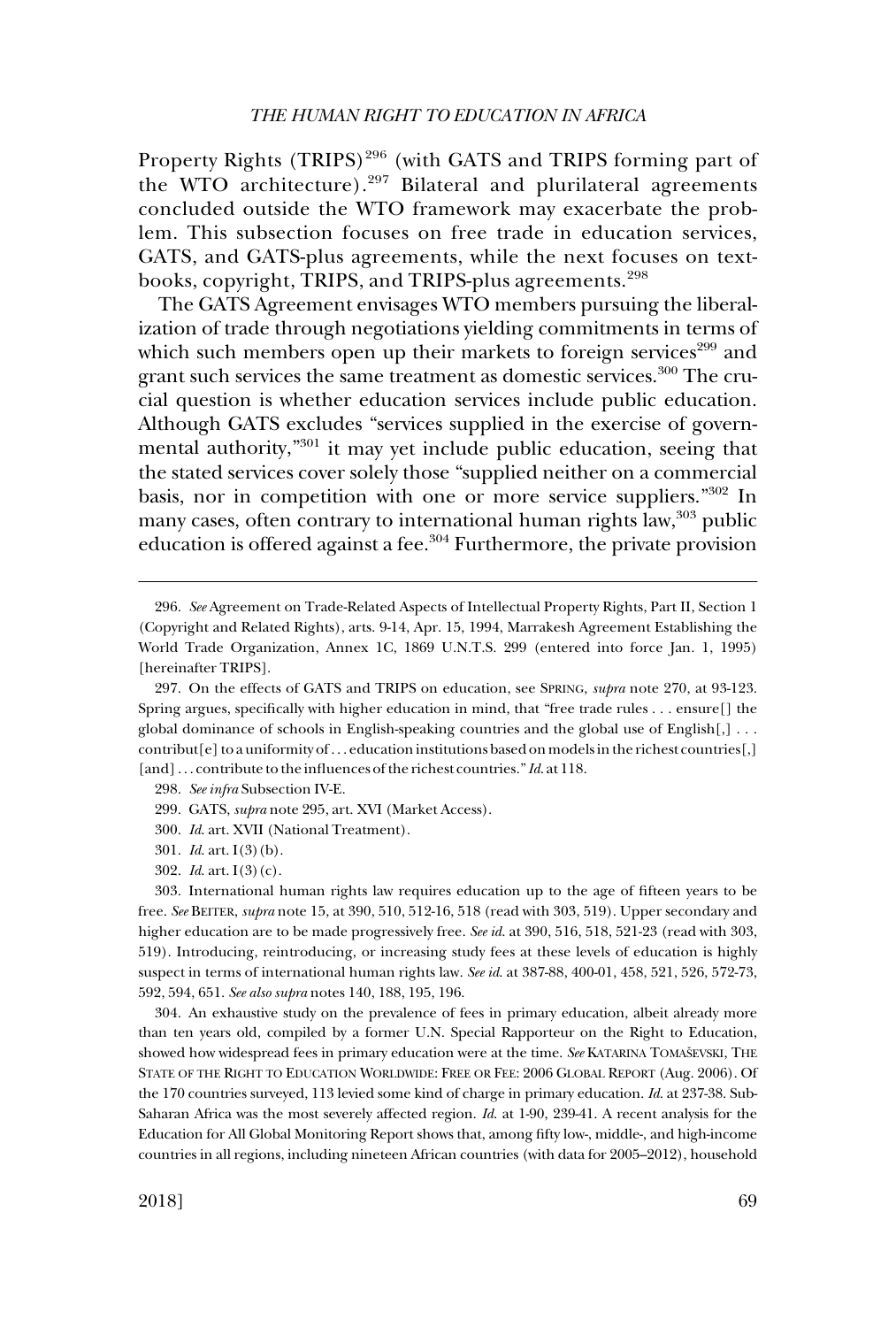Property Rights (TRIPS)[296] (with GATS and TRIPS forming part of the WTO architecture).[297] Bilateral and plurilateral agreements concluded outside the WTO framework may exacerbate the problem. This subsection focuses on free trade in education services, GATS, and GATS-plus agreements, while the next focuses on textbooks, copyright, TRIPS, and TRIPS-plus agreements.[298]

The GATS Agreement envisages WTO members pursuing the liberalization of trade through negotiations yielding commitments in terms of which such members open up their markets to foreign services[299] and grant such services the same treatment as domestic services.[300] The crucial question is whether education services include public education. Although GATS excludes "services supplied in the exercise of governmental authority,"[301] it may yet include public education, seeing that the stated services cover solely those "supplied neither on a commercial basis, nor in competition with one or more service suppliers."[302] In many cases, often contrary to international human rights law,[303] public education is offered against a fee.[304] Furthermore, the private provision

---

296. *See* Agreement on Trade-Related Aspects of Intellectual Property Rights, Part II, Section 1 (Copyright and Related Rights), arts. 9-14, Apr. 15, 1994, Marrakesh Agreement Establishing the World Trade Organization, Annex 1C, 1869 U.N.T.S. 299 (entered into force Jan. 1, 1995) [hereinafter TRIPS].

297. On the effects of GATS and TRIPS on education, see SPRING, *supra* note 270, at 93-123. Spring argues, specifically with higher education in mind, that "free trade rules . . . ensure[] the global dominance of schools in English-speaking countries and the global use of English[,] . . . contribut[e] to a uniformity of . . . education institutions based on models in the richest countries[,] [and] . . . contribute to the influences of the richest countries." *Id.* at 118.

298. *See infra* Subsection IV-E.

299. GATS, *supra* note 295, art. XVI (Market Access).

300. *Id.* art. XVII (National Treatment).

301. *Id.* art. I(3)(b).

302. *Id.* art. I(3)(c).

303. International human rights law requires education up to the age of fifteen years to be free. *See* BEITER, *supra* note 15, at 390, 510, 512-16, 518 (read with 303, 519). Upper secondary and higher education are to be made progressively free. *See id.* at 390, 516, 518, 521-23 (read with 303, 519). Introducing, reintroducing, or increasing study fees at these levels of education is highly suspect in terms of international human rights law. *See id.* at 387-88, 400-01, 458, 521, 526, 572-73, 592, 594, 651. *See also supra* notes 140, 188, 195, 196.

304. An exhaustive study on the prevalence of fees in primary education, albeit already more than ten years old, compiled by a former U.N. Special Rapporteur on the Right to Education, showed how widespread fees in primary education were at the time. *See* KATARINA TOMAŠEVSKI, THE STATE OF THE RIGHT TO EDUCATION WORLDWIDE: FREE OR FEE: 2006 GLOBAL REPORT (Aug. 2006). Of the 170 countries surveyed, 113 levied some kind of charge in primary education. *Id.* at 237-38. Sub-Saharan Africa was the most severely affected region. *Id.* at 1-90, 239-41. A recent analysis for the Education for All Global Monitoring Report shows that, among fifty low-, middle-, and high-income countries in all regions, including nineteen African countries (with data for 2005–2012), household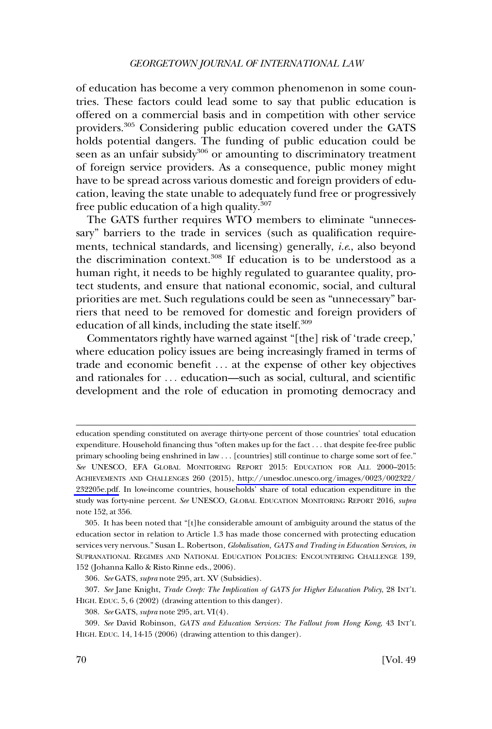of education has become a very common phenomenon in some countries. These factors could lead some to say that public education is offered on a commercial basis and in competition with other service providers.[305] Considering public education covered under the GATS holds potential dangers. The funding of public education could be seen as an unfair subsidy[306] or amounting to discriminatory treatment of foreign service providers. As a consequence, public money might have to be spread across various domestic and foreign providers of education, leaving the state unable to adequately fund free or progressively free public education of a high quality.[307]

The GATS further requires WTO members to eliminate "unnecessary" barriers to the trade in services (such as qualification requirements, technical standards, and licensing) generally, *i.e.*, also beyond the discrimination context.[308] If education is to be understood as a human right, it needs to be highly regulated to guarantee quality, protect students, and ensure that national economic, social, and cultural priorities are met. Such regulations could be seen as "unnecessary" barriers that need to be removed for domestic and foreign providers of education of all kinds, including the state itself.[309]

Commentators rightly have warned against "[the] risk of 'trade creep,' where education policy issues are being increasingly framed in terms of trade and economic benefit . . . at the expense of other key objectives and rationales for . . . education—such as social, cultural, and scientific development and the role of education in promoting democracy and

---

education spending constituted on average thirty-one percent of those countries' total education expenditure. Household financing thus "often makes up for the fact . . . that despite fee-free public primary schooling being enshrined in law . . . [countries] still continue to charge some sort of fee." *See* UNESCO, EFA GLOBAL MONITORING REPORT 2015: EDUCATION FOR ALL 2000–2015: ACHIEVEMENTS AND CHALLENGES 260 (2015), http://unesdoc.unesco.org/images/0023/002322/232205e.pdf. In low-income countries, households' share of total education expenditure in the study was forty-nine percent. *See* UNESCO, GLOBAL EDUCATION MONITORING REPORT 2016, *supra* note 152, at 356.

305. It has been noted that "[t]he considerable amount of ambiguity around the status of the education sector in relation to Article 1.3 has made those concerned with protecting education services very nervous." Susan L. Robertson, *Globalisation, GATS and Trading in Education Services*, *in* SUPRANATIONAL REGIMES AND NATIONAL EDUCATION POLICIES: ENCOUNTERING CHALLENGE 139, 152 (Johanna Kallo & Risto Rinne eds., 2006).

306. *See* GATS, *supra* note 295, art. XV (Subsidies).

307. *See* Jane Knight, *Trade Creep: The Implication of GATS for Higher Education Policy*, 28 INT'L HIGH. EDUC. 5, 6 (2002) (drawing attention to this danger).

308. *See* GATS, *supra* note 295, art. VI(4).

309. *See* David Robinson, *GATS and Education Services: The Fallout from Hong Kong*, 43 INT'L HIGH. EDUC. 14, 14-15 (2006) (drawing attention to this danger).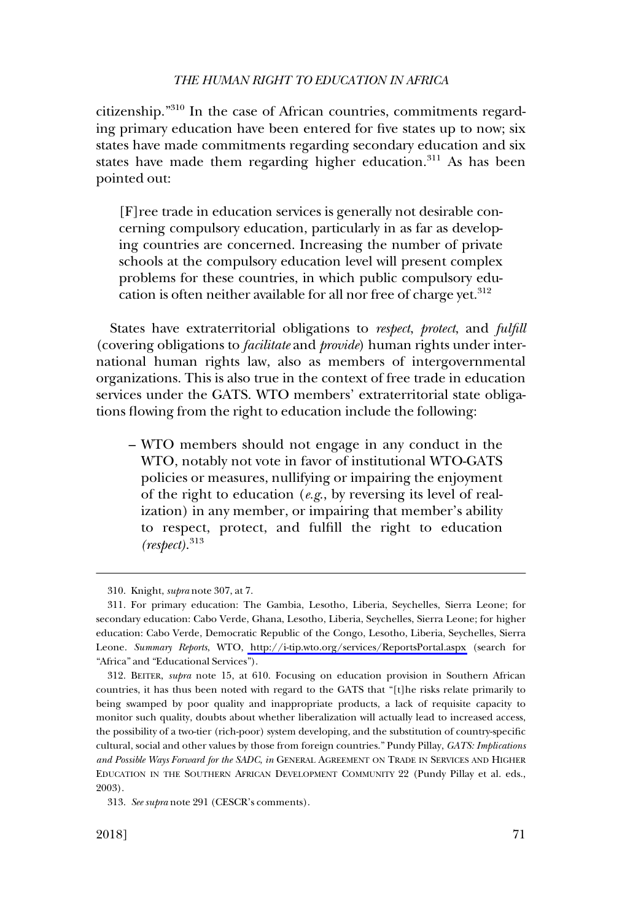citizenship."[310] In the case of African countries, commitments regarding primary education have been entered for five states up to now; six states have made commitments regarding secondary education and six states have made them regarding higher education.[311] As has been pointed out:

> [F]ree trade in education services is generally not desirable concerning compulsory education, particularly in as far as developing countries are concerned. Increasing the number of private schools at the compulsory education level will present complex problems for these countries, in which public compulsory education is often neither available for all nor free of charge yet.[312]

States have extraterritorial obligations to *respect*, *protect*, and *fulfill* (covering obligations to *facilitate* and *provide*) human rights under international human rights law, also as members of intergovernmental organizations. This is also true in the context of free trade in education services under the GATS. WTO members' extraterritorial state obligations flowing from the right to education include the following:

– WTO members should not engage in any conduct in the WTO, notably not vote in favor of institutional WTO-GATS policies or measures, nullifying or impairing the enjoyment of the right to education (*e.g.*, by reversing its level of realization) in any member, or impairing that member's ability to respect, protect, and fulfill the right to education *(respect)*.[313]

---

310. Knight, *supra* note 307, at 7.

311. For primary education: The Gambia, Lesotho, Liberia, Seychelles, Sierra Leone; for secondary education: Cabo Verde, Ghana, Lesotho, Liberia, Seychelles, Sierra Leone; for higher education: Cabo Verde, Democratic Republic of the Congo, Lesotho, Liberia, Seychelles, Sierra Leone. *Summary Reports*, WTO, http://i-tip.wto.org/services/ReportsPortal.aspx (search for "Africa" and "Educational Services").

312. BEITER, *supra* note 15, at 610. Focusing on education provision in Southern African countries, it has thus been noted with regard to the GATS that "[t]he risks relate primarily to being swamped by poor quality and inappropriate products, a lack of requisite capacity to monitor such quality, doubts about whether liberalization will actually lead to increased access, the possibility of a two-tier (rich-poor) system developing, and the substitution of country-specific cultural, social and other values by those from foreign countries." Pundy Pillay, *GATS: Implications and Possible Ways Forward for the SADC*, *in* GENERAL AGREEMENT ON TRADE IN SERVICES AND HIGHER EDUCATION IN THE SOUTHERN AFRICAN DEVELOPMENT COMMUNITY 22 (Pundy Pillay et al. eds., 2003).

313. *See supra* note 291 (CESCR's comments).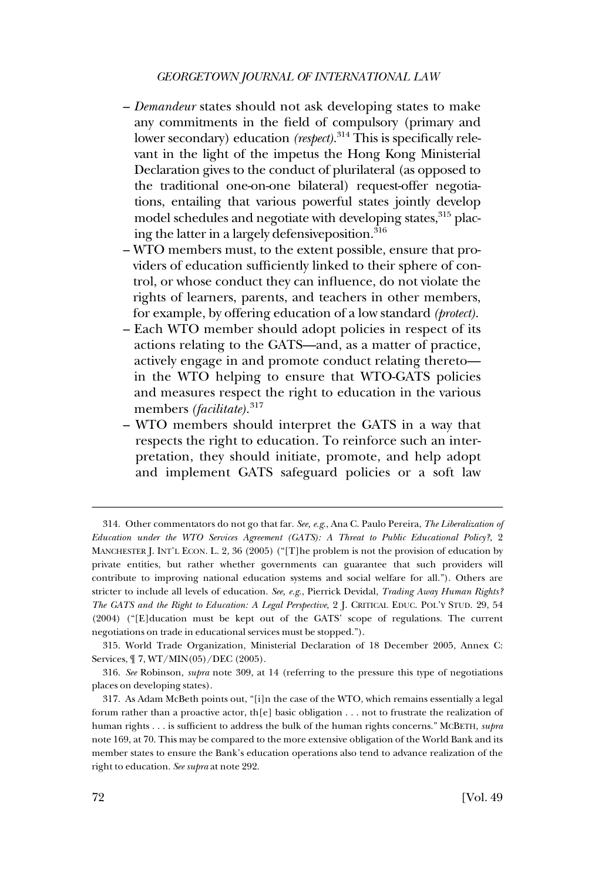- *Demandeur* states should not ask developing states to make any commitments in the field of compulsory (primary and lower secondary) education *(respect)*.[314] This is specifically relevant in the light of the impetus the Hong Kong Ministerial Declaration gives to the conduct of plurilateral (as opposed to the traditional one-on-one bilateral) request-offer negotiations, entailing that various powerful states jointly develop model schedules and negotiate with developing states,[315] placing the latter in a largely defensiveposition.[316]
- WTO members must, to the extent possible, ensure that providers of education sufficiently linked to their sphere of control, or whose conduct they can influence, do not violate the rights of learners, parents, and teachers in other members, for example, by offering education of a low standard *(protect)*.
- Each WTO member should adopt policies in respect of its actions relating to the GATS—and, as a matter of practice, actively engage in and promote conduct relating thereto—in the WTO helping to ensure that WTO-GATS policies and measures respect the right to education in the various members *(facilitate)*.[317]
- WTO members should interpret the GATS in a way that respects the right to education. To reinforce such an interpretation, they should initiate, promote, and help adopt and implement GATS safeguard policies or a soft law

---

314. Other commentators do not go that far. *See, e.g.*, Ana C. Paulo Pereira, *The Liberalization of Education under the WTO Services Agreement (GATS): A Threat to Public Educational Policy?*, 2 MANCHESTER J. INT'L ECON. L. 2, 36 (2005) ("[T]he problem is not the provision of education by private entities, but rather whether governments can guarantee that such providers will contribute to improving national education systems and social welfare for all."). Others are stricter to include all levels of education. *See, e.g.*, Pierrick Devidal, *Trading Away Human Rights? The GATS and the Right to Education: A Legal Perspective*, 2 J. CRITICAL EDUC. POL'Y STUD. 29, 54 (2004) ("[E]ducation must be kept out of the GATS' scope of regulations. The current negotiations on trade in educational services must be stopped.").

315. World Trade Organization, Ministerial Declaration of 18 December 2005, Annex C: Services, ¶ 7, WT/MIN(05)/DEC (2005).

316. *See* Robinson, *supra* note 309, at 14 (referring to the pressure this type of negotiations places on developing states).

317. As Adam McBeth points out, "[i]n the case of the WTO, which remains essentially a legal forum rather than a proactive actor, th[e] basic obligation . . . not to frustrate the realization of human rights . . . is sufficient to address the bulk of the human rights concerns." MCBETH, *supra* note 169, at 70. This may be compared to the more extensive obligation of the World Bank and its member states to ensure the Bank's education operations also tend to advance realization of the right to education. *See supra* at note 292.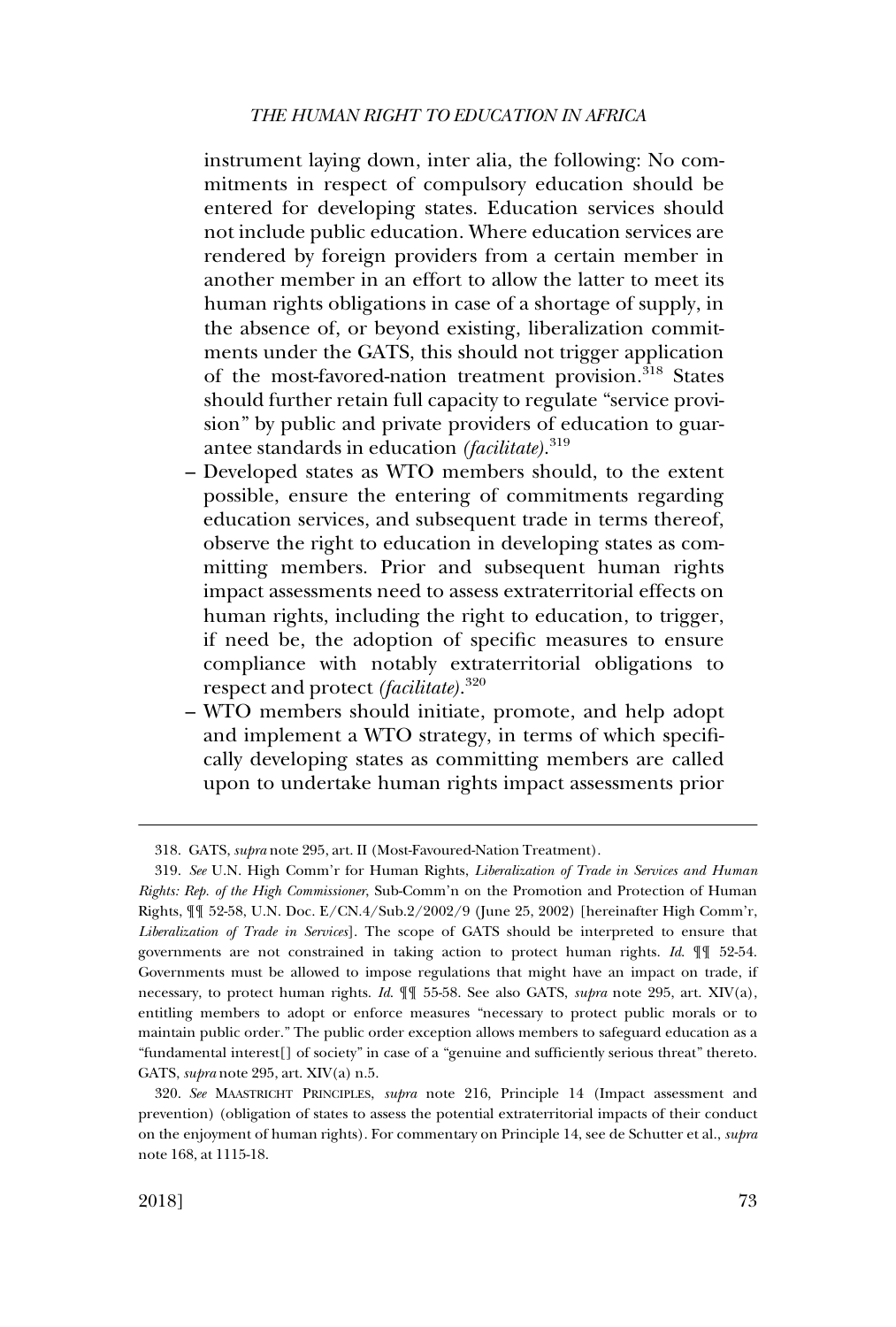instrument laying down, inter alia, the following: No commitments in respect of compulsory education should be entered for developing states. Education services should not include public education. Where education services are rendered by foreign providers from a certain member in another member in an effort to allow the latter to meet its human rights obligations in case of a shortage of supply, in the absence of, or beyond existing, liberalization commitments under the GATS, this should not trigger application of the most-favored-nation treatment provision.[318] States should further retain full capacity to regulate "service provision" by public and private providers of education to guarantee standards in education *(facilitate)*.[319]

– Developed states as WTO members should, to the extent possible, ensure the entering of commitments regarding education services, and subsequent trade in terms thereof, observe the right to education in developing states as committing members. Prior and subsequent human rights impact assessments need to assess extraterritorial effects on human rights, including the right to education, to trigger, if need be, the adoption of specific measures to ensure compliance with notably extraterritorial obligations to respect and protect *(facilitate)*.[320]

– WTO members should initiate, promote, and help adopt and implement a WTO strategy, in terms of which specifically developing states as committing members are called upon to undertake human rights impact assessments prior

---

318. GATS, *supra* note 295, art. II (Most-Favoured-Nation Treatment).

319. *See* U.N. High Comm'r for Human Rights, *Liberalization of Trade in Services and Human Rights: Rep. of the High Commissioner*, Sub-Comm'n on the Promotion and Protection of Human Rights, ¶¶ 52-58, U.N. Doc. E/CN.4/Sub.2/2002/9 (June 25, 2002) [hereinafter High Comm'r, *Liberalization of Trade in Services*]. The scope of GATS should be interpreted to ensure that governments are not constrained in taking action to protect human rights. *Id.* ¶¶ 52-54. Governments must be allowed to impose regulations that might have an impact on trade, if necessary, to protect human rights. *Id.* ¶¶ 55-58. See also GATS, *supra* note 295, art. XIV(a), entitling members to adopt or enforce measures "necessary to protect public morals or to maintain public order." The public order exception allows members to safeguard education as a "fundamental interest[] of society" in case of a "genuine and sufficiently serious threat" thereto. GATS, *supra* note 295, art. XIV(a) n.5.

320. *See* MAASTRICHT PRINCIPLES, *supra* note 216, Principle 14 (Impact assessment and prevention) (obligation of states to assess the potential extraterritorial impacts of their conduct on the enjoyment of human rights). For commentary on Principle 14, see de Schutter et al., *supra* note 168, at 1115-18.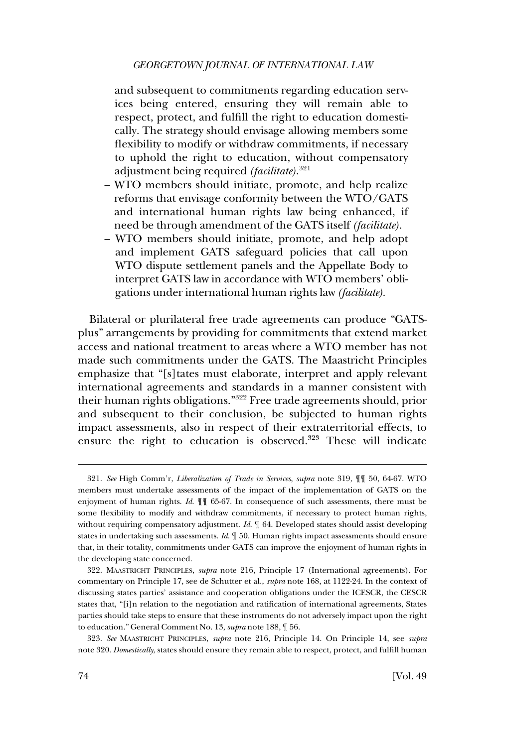and subsequent to commitments regarding education services being entered, ensuring they will remain able to respect, protect, and fulfill the right to education domestically. The strategy should envisage allowing members some flexibility to modify or withdraw commitments, if necessary to uphold the right to education, without compensatory adjustment being required *(facilitate)*.[321]

– WTO members should initiate, promote, and help realize reforms that envisage conformity between the WTO/GATS and international human rights law being enhanced, if need be through amendment of the GATS itself *(facilitate)*.

– WTO members should initiate, promote, and help adopt and implement GATS safeguard policies that call upon WTO dispute settlement panels and the Appellate Body to interpret GATS law in accordance with WTO members' obligations under international human rights law *(facilitate)*.

Bilateral or plurilateral free trade agreements can produce "GATS-plus" arrangements by providing for commitments that extend market access and national treatment to areas where a WTO member has not made such commitments under the GATS. The Maastricht Principles emphasize that "[s]tates must elaborate, interpret and apply relevant international agreements and standards in a manner consistent with their human rights obligations."[322] Free trade agreements should, prior and subsequent to their conclusion, be subjected to human rights impact assessments, also in respect of their extraterritorial effects, to ensure the right to education is observed.[323] These will indicate

---

321. *See* High Comm'r, *Liberalization of Trade in Services*, *supra* note 319, ¶¶ 50, 64-67. WTO members must undertake assessments of the impact of the implementation of GATS on the enjoyment of human rights. *Id.* ¶¶ 65-67. In consequence of such assessments, there must be some flexibility to modify and withdraw commitments, if necessary to protect human rights, without requiring compensatory adjustment. *Id.* ¶ 64. Developed states should assist developing states in undertaking such assessments. *Id.* ¶ 50. Human rights impact assessments should ensure that, in their totality, commitments under GATS can improve the enjoyment of human rights in the developing state concerned.

322. MAASTRICHT PRINCIPLES, *supra* note 216, Principle 17 (International agreements). For commentary on Principle 17, see de Schutter et al., *supra* note 168, at 1122-24. In the context of discussing states parties' assistance and cooperation obligations under the ICESCR, the CESCR states that, "[i]n relation to the negotiation and ratification of international agreements, States parties should take steps to ensure that these instruments do not adversely impact upon the right to education." General Comment No. 13, *supra* note 188, ¶ 56.

323. *See* MAASTRICHT PRINCIPLES, *supra* note 216, Principle 14. On Principle 14, see *supra* note 320. *Domestically*, states should ensure they remain able to respect, protect, and fulfill human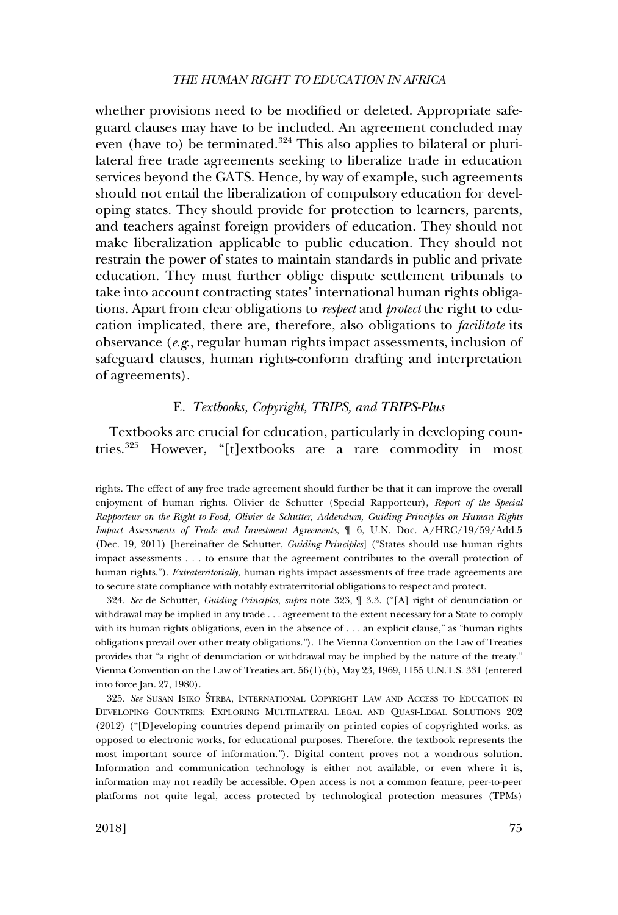whether provisions need to be modified or deleted. Appropriate safeguard clauses may have to be included. An agreement concluded may even (have to) be terminated.[324] This also applies to bilateral or plurilateral free trade agreements seeking to liberalize trade in education services beyond the GATS. Hence, by way of example, such agreements should not entail the liberalization of compulsory education for developing states. They should provide for protection to learners, parents, and teachers against foreign providers of education. They should not make liberalization applicable to public education. They should not restrain the power of states to maintain standards in public and private education. They must further oblige dispute settlement tribunals to take into account contracting states' international human rights obligations. Apart from clear obligations to *respect* and *protect* the right to education implicated, there are, therefore, also obligations to *facilitate* its observance (*e.g.*, regular human rights impact assessments, inclusion of safeguard clauses, human rights-conform drafting and interpretation of agreements).

### E. *Textbooks, Copyright, TRIPS, and TRIPS-Plus*

Textbooks are crucial for education, particularly in developing countries.[325] However, "[t]extbooks are a rare commodity in most

---

rights. The effect of any free trade agreement should further be that it can improve the overall enjoyment of human rights. Olivier de Schutter (Special Rapporteur), *Report of the Special Rapporteur on the Right to Food, Olivier de Schutter, Addendum, Guiding Principles on Human Rights Impact Assessments of Trade and Investment Agreements*, ¶ 6, U.N. Doc. A/HRC/19/59/Add.5 (Dec. 19, 2011) [hereinafter de Schutter, *Guiding Principles*] ("States should use human rights impact assessments . . . to ensure that the agreement contributes to the overall protection of human rights."). *Extraterritorially*, human rights impact assessments of free trade agreements are to secure state compliance with notably extraterritorial obligations to respect and protect.

324. *See* de Schutter, *Guiding Principles*, *supra* note 323, ¶ 3.3. ("[A] right of denunciation or withdrawal may be implied in any trade . . . agreement to the extent necessary for a State to comply with its human rights obligations, even in the absence of . . . an explicit clause," as "human rights obligations prevail over other treaty obligations."). The Vienna Convention on the Law of Treaties provides that "a right of denunciation or withdrawal may be implied by the nature of the treaty." Vienna Convention on the Law of Treaties art. 56(1)(b), May 23, 1969, 1155 U.N.T.S. 331 (entered into force Jan. 27, 1980).

325. *See* SUSAN ISIKO ŠTRBA, INTERNATIONAL COPYRIGHT LAW AND ACCESS TO EDUCATION IN DEVELOPING COUNTRIES: EXPLORING MULTILATERAL LEGAL AND QUASI-LEGAL SOLUTIONS 202 (2012) ("[D]eveloping countries depend primarily on printed copies of copyrighted works, as opposed to electronic works, for educational purposes. Therefore, the textbook represents the most important source of information."). Digital content proves not a wondrous solution. Information and communication technology is either not available, or even where it is, information may not readily be accessible. Open access is not a common feature, peer-to-peer platforms not quite legal, access protected by technological protection measures (TPMs)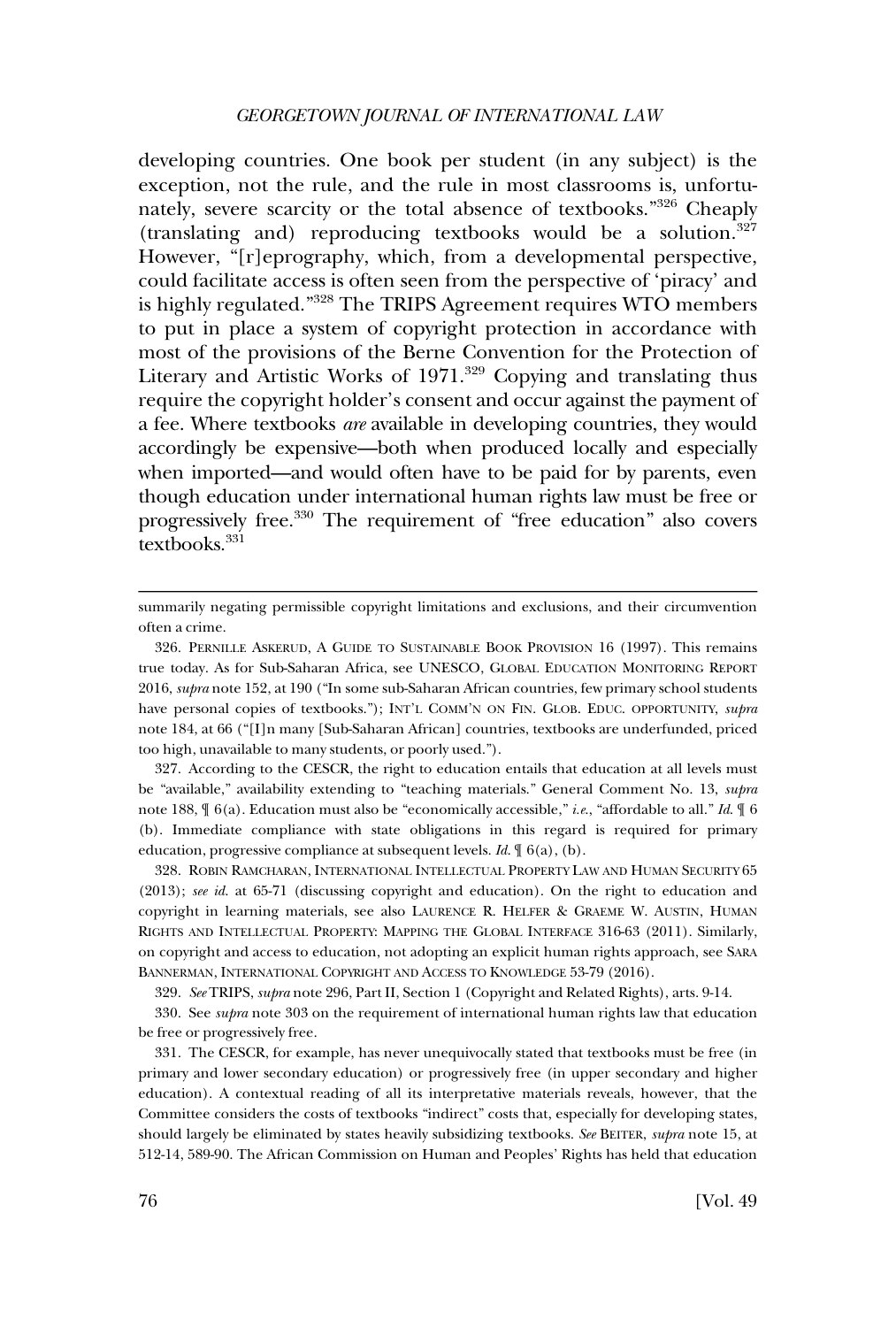developing countries. One book per student (in any subject) is the exception, not the rule, and the rule in most classrooms is, unfortunately, severe scarcity or the total absence of textbooks."[326] Cheaply (translating and) reproducing textbooks would be a solution.[327] However, "[r]eprography, which, from a developmental perspective, could facilitate access is often seen from the perspective of 'piracy' and is highly regulated."[328] The TRIPS Agreement requires WTO members to put in place a system of copyright protection in accordance with most of the provisions of the Berne Convention for the Protection of Literary and Artistic Works of 1971.[329] Copying and translating thus require the copyright holder's consent and occur against the payment of a fee. Where textbooks *are* available in developing countries, they would accordingly be expensive—both when produced locally and especially when imported—and would often have to be paid for by parents, even though education under international human rights law must be free or progressively free.[330] The requirement of "free education" also covers textbooks.[331]

---

summarily negating permissible copyright limitations and exclusions, and their circumvention often a crime.

326. PERNILLE ASKERUD, A GUIDE TO SUSTAINABLE BOOK PROVISION 16 (1997). This remains true today. As for Sub-Saharan Africa, see UNESCO, GLOBAL EDUCATION MONITORING REPORT 2016, *supra* note 152, at 190 ("In some sub-Saharan African countries, few primary school students have personal copies of textbooks."); INT'L COMM'N ON FIN. GLOB. EDUC. OPPORTUNITY, *supra* note 184, at 66 ("[I]n many [Sub-Saharan African] countries, textbooks are underfunded, priced too high, unavailable to many students, or poorly used.").

327. According to the CESCR, the right to education entails that education at all levels must be "available," availability extending to "teaching materials." General Comment No. 13, *supra* note 188, ¶ 6(a). Education must also be "economically accessible," *i.e.*, "affordable to all." *Id.* ¶ 6 (b). Immediate compliance with state obligations in this regard is required for primary education, progressive compliance at subsequent levels. *Id.* ¶ 6(a), (b).

328. ROBIN RAMCHARAN, INTERNATIONAL INTELLECTUAL PROPERTY LAW AND HUMAN SECURITY 65 (2013); *see id.* at 65-71 (discussing copyright and education). On the right to education and copyright in learning materials, see also LAURENCE R. HELFER & GRAEME W. AUSTIN, HUMAN RIGHTS AND INTELLECTUAL PROPERTY: MAPPING THE GLOBAL INTERFACE 316-63 (2011). Similarly, on copyright and access to education, not adopting an explicit human rights approach, see SARA BANNERMAN, INTERNATIONAL COPYRIGHT AND ACCESS TO KNOWLEDGE 53-79 (2016).

329. *See* TRIPS, *supra* note 296, Part II, Section 1 (Copyright and Related Rights), arts. 9-14.

330. See *supra* note 303 on the requirement of international human rights law that education be free or progressively free.

331. The CESCR, for example, has never unequivocally stated that textbooks must be free (in primary and lower secondary education) or progressively free (in upper secondary and higher education). A contextual reading of all its interpretative materials reveals, however, that the Committee considers the costs of textbooks "indirect" costs that, especially for developing states, should largely be eliminated by states heavily subsidizing textbooks. *See* BEITER, *supra* note 15, at 512-14, 589-90. The African Commission on Human and Peoples' Rights has held that education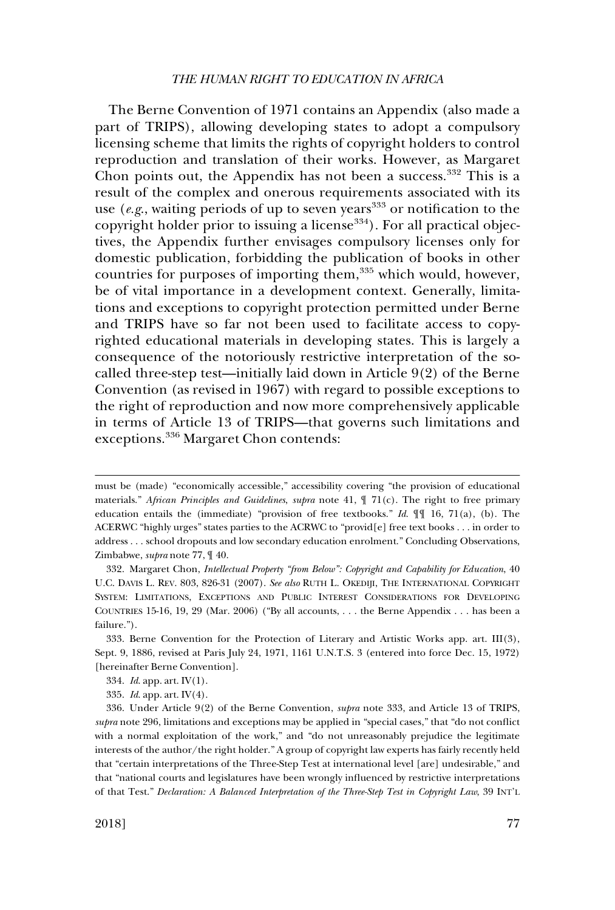The Berne Convention of 1971 contains an Appendix (also made a part of TRIPS), allowing developing states to adopt a compulsory licensing scheme that limits the rights of copyright holders to control reproduction and translation of their works. However, as Margaret Chon points out, the Appendix has not been a success.[332] This is a result of the complex and onerous requirements associated with its use (*e.g.*, waiting periods of up to seven years[333] or notification to the copyright holder prior to issuing a license[334]). For all practical objectives, the Appendix further envisages compulsory licenses only for domestic publication, forbidding the publication of books in other countries for purposes of importing them,[335] which would, however, be of vital importance in a development context. Generally, limitations and exceptions to copyright protection permitted under Berne and TRIPS have so far not been used to facilitate access to copyrighted educational materials in developing states. This is largely a consequence of the notoriously restrictive interpretation of the so-called three-step test—initially laid down in Article 9(2) of the Berne Convention (as revised in 1967) with regard to possible exceptions to the right of reproduction and now more comprehensively applicable in terms of Article 13 of TRIPS—that governs such limitations and exceptions.[336] Margaret Chon contends:

---

must be (made) "economically accessible," accessibility covering "the provision of educational materials." *African Principles and Guidelines*, *supra* note 41, ¶ 71(c). The right to free primary education entails the (immediate) "provision of free textbooks." *Id.* ¶¶ 16, 71(a), (b). The ACERWC "highly urges" states parties to the ACRWC to "provid[e] free text books . . . in order to address . . . school dropouts and low secondary education enrolment." Concluding Observations, Zimbabwe, *supra* note 77, ¶ 40.

332. Margaret Chon, *Intellectual Property "from Below": Copyright and Capability for Education*, 40 U.C. DAVIS L. REV. 803, 826-31 (2007). *See also* RUTH L. OKEDIJI, THE INTERNATIONAL COPYRIGHT SYSTEM: LIMITATIONS, EXCEPTIONS AND PUBLIC INTEREST CONSIDERATIONS FOR DEVELOPING COUNTRIES 15-16, 19, 29 (Mar. 2006) ("By all accounts, . . . the Berne Appendix . . . has been a failure.").

333. Berne Convention for the Protection of Literary and Artistic Works app. art. III(3), Sept. 9, 1886, revised at Paris July 24, 1971, 1161 U.N.T.S. 3 (entered into force Dec. 15, 1972) [hereinafter Berne Convention].

334. *Id.* app. art. IV(1).

335. *Id.* app. art. IV(4).

336. Under Article 9(2) of the Berne Convention, *supra* note 333, and Article 13 of TRIPS, *supra* note 296, limitations and exceptions may be applied in "special cases," that "do not conflict with a normal exploitation of the work," and "do not unreasonably prejudice the legitimate interests of the author/the right holder." A group of copyright law experts has fairly recently held that "certain interpretations of the Three-Step Test at international level [are] undesirable," and that "national courts and legislatures have been wrongly influenced by restrictive interpretations of that Test." *Declaration: A Balanced Interpretation of the Three-Step Test in Copyright Law*, 39 INT'L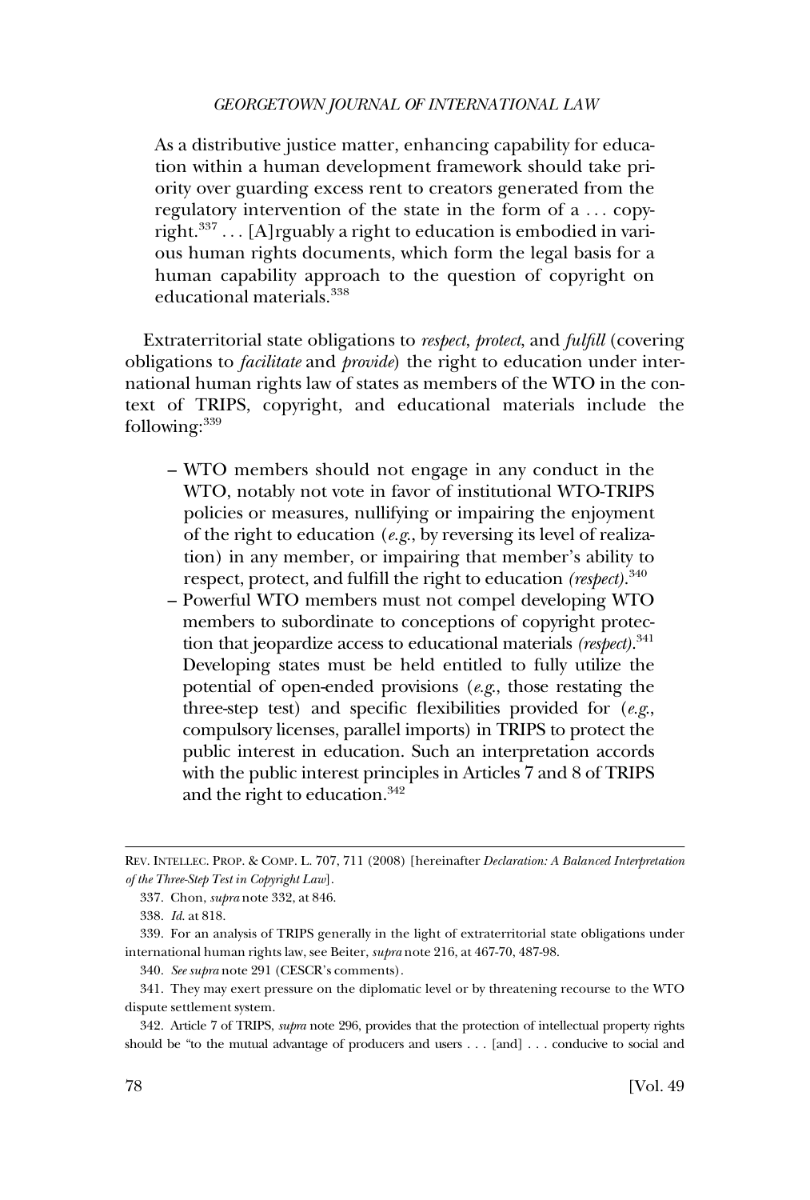> As a distributive justice matter, enhancing capability for education within a human development framework should take priority over guarding excess rent to creators generated from the regulatory intervention of the state in the form of a . . . copyright.[337] . . . [A]rguably a right to education is embodied in various human rights documents, which form the legal basis for a human capability approach to the question of copyright on educational materials.[338]

Extraterritorial state obligations to *respect*, *protect*, and *fulfill* (covering obligations to *facilitate* and *provide*) the right to education under international human rights law of states as members of the WTO in the context of TRIPS, copyright, and educational materials include the following:[339]

- WTO members should not engage in any conduct in the WTO, notably not vote in favor of institutional WTO-TRIPS policies or measures, nullifying or impairing the enjoyment of the right to education (*e.g.*, by reversing its level of realization) in any member, or impairing that member's ability to respect, protect, and fulfill the right to education *(respect)*.[340]
- Powerful WTO members must not compel developing WTO members to subordinate to conceptions of copyright protection that jeopardize access to educational materials *(respect)*.[341] Developing states must be held entitled to fully utilize the potential of open-ended provisions (*e.g.*, those restating the three-step test) and specific flexibilities provided for (*e.g.*, compulsory licenses, parallel imports) in TRIPS to protect the public interest in education. Such an interpretation accords with the public interest principles in Articles 7 and 8 of TRIPS and the right to education.[342]

---

REV. INTELLEC. PROP. & COMP. L. 707, 711 (2008) [hereinafter *Declaration: A Balanced Interpretation of the Three-Step Test in Copyright Law*].

337. Chon, *supra* note 332, at 846.

338. *Id.* at 818.

339. For an analysis of TRIPS generally in the light of extraterritorial state obligations under international human rights law, see Beiter, *supra* note 216, at 467-70, 487-98.

340. *See supra* note 291 (CESCR's comments).

341. They may exert pressure on the diplomatic level or by threatening recourse to the WTO dispute settlement system.

342. Article 7 of TRIPS, *supra* note 296, provides that the protection of intellectual property rights should be "to the mutual advantage of producers and users . . . [and] . . . conducive to social and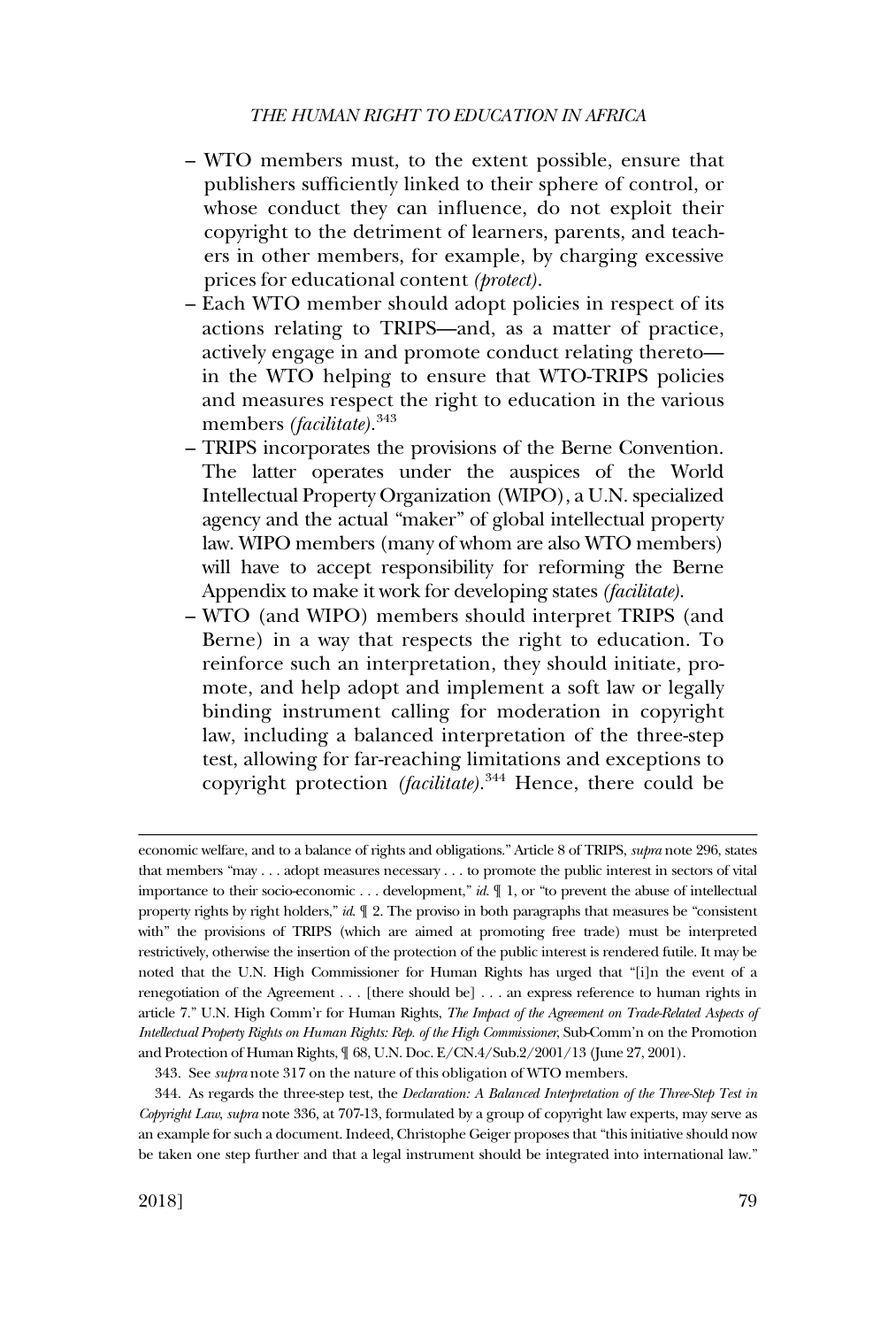- WTO members must, to the extent possible, ensure that publishers sufficiently linked to their sphere of control, or whose conduct they can influence, do not exploit their copyright to the detriment of learners, parents, and teachers in other members, for example, by charging excessive prices for educational content *(protect)*.
- Each WTO member should adopt policies in respect of its actions relating to TRIPS—and, as a matter of practice, actively engage in and promote conduct relating thereto—in the WTO helping to ensure that WTO-TRIPS policies and measures respect the right to education in the various members *(facilitate)*.[343]
- TRIPS incorporates the provisions of the Berne Convention. The latter operates under the auspices of the World Intellectual Property Organization (WIPO), a U.N. specialized agency and the actual "maker" of global intellectual property law. WIPO members (many of whom are also WTO members) will have to accept responsibility for reforming the Berne Appendix to make it work for developing states *(facilitate)*.
- WTO (and WIPO) members should interpret TRIPS (and Berne) in a way that respects the right to education. To reinforce such an interpretation, they should initiate, promote, and help adopt and implement a soft law or legally binding instrument calling for moderation in copyright law, including a balanced interpretation of the three-step test, allowing for far-reaching limitations and exceptions to copyright protection *(facilitate)*.[344] Hence, there could be

---

economic welfare, and to a balance of rights and obligations." Article 8 of TRIPS, *supra* note 296, states that members "may . . . adopt measures necessary . . . to promote the public interest in sectors of vital importance to their socio-economic . . . development," *id.* ¶ 1, or "to prevent the abuse of intellectual property rights by right holders," *id.* ¶ 2. The proviso in both paragraphs that measures be "consistent with" the provisions of TRIPS (which are aimed at promoting free trade) must be interpreted restrictively, otherwise the insertion of the protection of the public interest is rendered futile. It may be noted that the U.N. High Commissioner for Human Rights has urged that "[i]n the event of a renegotiation of the Agreement . . . [there should be] . . . an express reference to human rights in article 7." U.N. High Comm'r for Human Rights, *The Impact of the Agreement on Trade-Related Aspects of Intellectual Property Rights on Human Rights: Rep. of the High Commissioner*, Sub-Comm'n on the Promotion and Protection of Human Rights, ¶ 68, U.N. Doc. E/CN.4/Sub.2/2001/13 (June 27, 2001).

343. See *supra* note 317 on the nature of this obligation of WTO members.

344. As regards the three-step test, the *Declaration: A Balanced Interpretation of the Three-Step Test in Copyright Law*, *supra* note 336, at 707-13, formulated by a group of copyright law experts, may serve as an example for such a document. Indeed, Christophe Geiger proposes that "this initiative should now be taken one step further and that a legal instrument should be integrated into international law."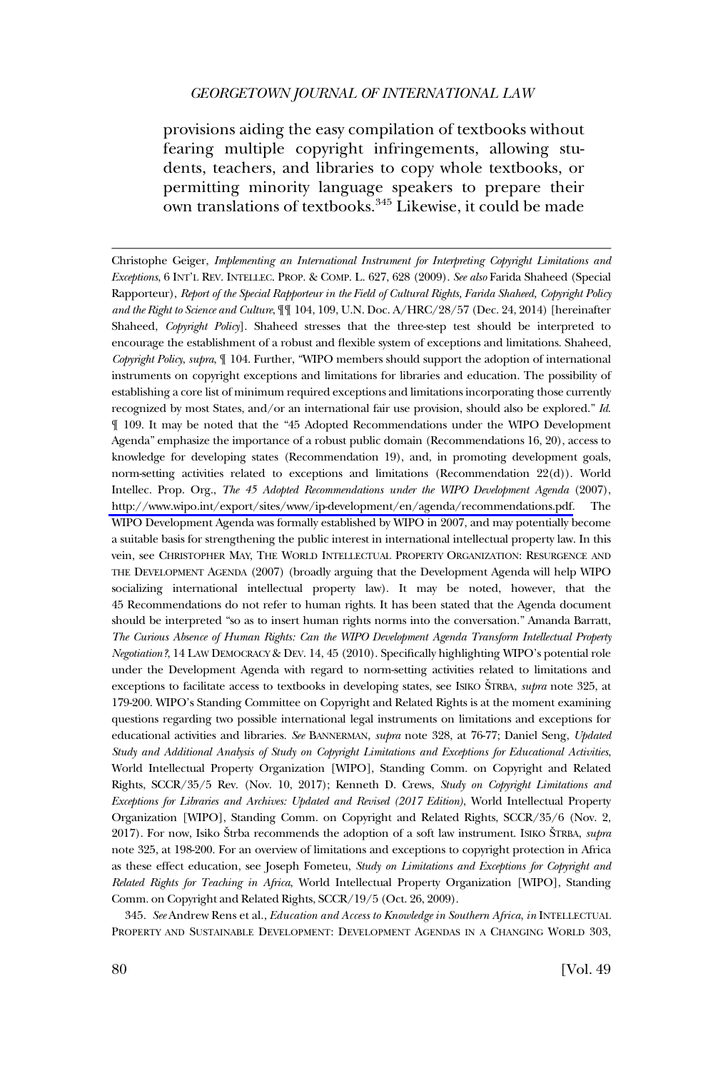provisions aiding the easy compilation of textbooks without fearing multiple copyright infringements, allowing students, teachers, and libraries to copy whole textbooks, or permitting minority language speakers to prepare their own translations of textbooks.[345] Likewise, it could be made

---

Christophe Geiger, *Implementing an International Instrument for Interpreting Copyright Limitations and Exceptions*, 6 INT'L REV. INTELLEC. PROP. & COMP. L. 627, 628 (2009). *See also* Farida Shaheed (Special Rapporteur), *Report of the Special Rapporteur in the Field of Cultural Rights, Farida Shaheed, Copyright Policy and the Right to Science and Culture*, ¶¶ 104, 109, U.N. Doc. A/HRC/28/57 (Dec. 24, 2014) [hereinafter Shaheed, *Copyright Policy*]. Shaheed stresses that the three-step test should be interpreted to encourage the establishment of a robust and flexible system of exceptions and limitations. Shaheed, *Copyright Policy*, *supra*, ¶ 104. Further, "WIPO members should support the adoption of international instruments on copyright exceptions and limitations for libraries and education. The possibility of establishing a core list of minimum required exceptions and limitations incorporating those currently recognized by most States, and/or an international fair use provision, should also be explored." *Id.* ¶ 109. It may be noted that the "45 Adopted Recommendations under the WIPO Development Agenda" emphasize the importance of a robust public domain (Recommendations 16, 20), access to knowledge for developing states (Recommendation 19), and, in promoting development goals, norm-setting activities related to exceptions and limitations (Recommendation 22(d)). World Intellec. Prop. Org., *The 45 Adopted Recommendations under the WIPO Development Agenda* (2007), http://www.wipo.int/export/sites/www/ip-development/en/agenda/recommendations.pdf. The WIPO Development Agenda was formally established by WIPO in 2007, and may potentially become a suitable basis for strengthening the public interest in international intellectual property law. In this vein, see CHRISTOPHER MAY, THE WORLD INTELLECTUAL PROPERTY ORGANIZATION: RESURGENCE AND THE DEVELOPMENT AGENDA (2007) (broadly arguing that the Development Agenda will help WIPO socializing international intellectual property law). It may be noted, however, that the 45 Recommendations do not refer to human rights. It has been stated that the Agenda document should be interpreted "so as to insert human rights norms into the conversation." Amanda Barratt, *The Curious Absence of Human Rights: Can the WIPO Development Agenda Transform Intellectual Property Negotiation?*, 14 LAW DEMOCRACY & DEV. 14, 45 (2010). Specifically highlighting WIPO's potential role under the Development Agenda with regard to norm-setting activities related to limitations and exceptions to facilitate access to textbooks in developing states, see ISIKO ŠTRBA, *supra* note 325, at 179-200. WIPO's Standing Committee on Copyright and Related Rights is at the moment examining questions regarding two possible international legal instruments on limitations and exceptions for educational activities and libraries. *See* BANNERMAN, *supra* note 328, at 76-77; Daniel Seng, *Updated Study and Additional Analysis of Study on Copyright Limitations and Exceptions for Educational Activities*, World Intellectual Property Organization [WIPO], Standing Comm. on Copyright and Related Rights, SCCR/35/5 Rev. (Nov. 10, 2017); Kenneth D. Crews, *Study on Copyright Limitations and Exceptions for Libraries and Archives: Updated and Revised (2017 Edition)*, World Intellectual Property Organization [WIPO], Standing Comm. on Copyright and Related Rights, SCCR/35/6 (Nov. 2, 2017). For now, Isiko Štrba recommends the adoption of a soft law instrument. ISIKO ŠTRBA, *supra* note 325, at 198-200. For an overview of limitations and exceptions to copyright protection in Africa as these effect education, see Joseph Fometeu, *Study on Limitations and Exceptions for Copyright and Related Rights for Teaching in Africa*, World Intellectual Property Organization [WIPO], Standing Comm. on Copyright and Related Rights, SCCR/19/5 (Oct. 26, 2009).

345. *See* Andrew Rens et al., *Education and Access to Knowledge in Southern Africa*, *in* INTELLECTUAL PROPERTY AND SUSTAINABLE DEVELOPMENT: DEVELOPMENT AGENDAS IN A CHANGING WORLD 303,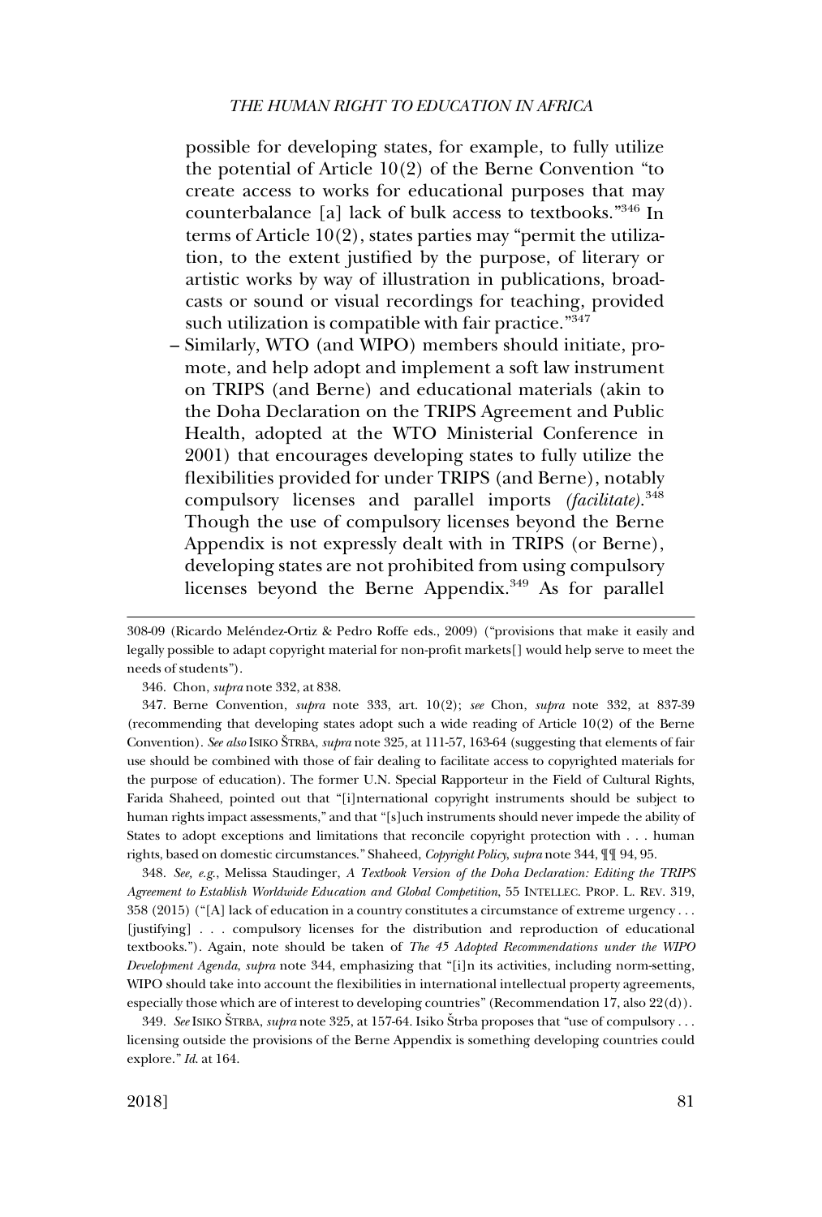possible for developing states, for example, to fully utilize the potential of Article 10(2) of the Berne Convention "to create access to works for educational purposes that may counterbalance [a] lack of bulk access to textbooks."[346] In terms of Article 10(2), states parties may "permit the utilization, to the extent justified by the purpose, of literary or artistic works by way of illustration in publications, broadcasts or sound or visual recordings for teaching, provided such utilization is compatible with fair practice."[347]

– Similarly, WTO (and WIPO) members should initiate, promote, and help adopt and implement a soft law instrument on TRIPS (and Berne) and educational materials (akin to the Doha Declaration on the TRIPS Agreement and Public Health, adopted at the WTO Ministerial Conference in 2001) that encourages developing states to fully utilize the flexibilities provided for under TRIPS (and Berne), notably compulsory licenses and parallel imports *(facilitate)*.[348] Though the use of compulsory licenses beyond the Berne Appendix is not expressly dealt with in TRIPS (or Berne), developing states are not prohibited from using compulsory licenses beyond the Berne Appendix.[349] As for parallel

---

308-09 (Ricardo Meléndez-Ortiz & Pedro Roffe eds., 2009) ("provisions that make it easily and legally possible to adapt copyright material for non-profit markets[] would help serve to meet the needs of students").

346. Chon, *supra* note 332, at 838.

347. Berne Convention, *supra* note 333, art. 10(2); *see* Chon, *supra* note 332, at 837-39 (recommending that developing states adopt such a wide reading of Article 10(2) of the Berne Convention). *See also* ISIKO ŠTRBA, *supra* note 325, at 111-57, 163-64 (suggesting that elements of fair use should be combined with those of fair dealing to facilitate access to copyrighted materials for the purpose of education). The former U.N. Special Rapporteur in the Field of Cultural Rights, Farida Shaheed, pointed out that "[i]nternational copyright instruments should be subject to human rights impact assessments," and that "[s]uch instruments should never impede the ability of States to adopt exceptions and limitations that reconcile copyright protection with . . . human rights, based on domestic circumstances." Shaheed, *Copyright Policy*, *supra* note 344, ¶¶ 94, 95.

348. *See, e.g.*, Melissa Staudinger, *A Textbook Version of the Doha Declaration: Editing the TRIPS Agreement to Establish Worldwide Education and Global Competition*, 55 INTELLEC. PROP. L. REV. 319, 358 (2015) ("[A] lack of education in a country constitutes a circumstance of extreme urgency . . . [justifying] . . . compulsory licenses for the distribution and reproduction of educational textbooks."). Again, note should be taken of *The 45 Adopted Recommendations under the WIPO Development Agenda*, *supra* note 344, emphasizing that "[i]n its activities, including norm-setting, WIPO should take into account the flexibilities in international intellectual property agreements, especially those which are of interest to developing countries" (Recommendation 17, also 22(d)).

349. *See* ISIKO ŠTRBA, *supra* note 325, at 157-64. Isiko Štrba proposes that "use of compulsory . . . licensing outside the provisions of the Berne Appendix is something developing countries could explore." *Id.* at 164.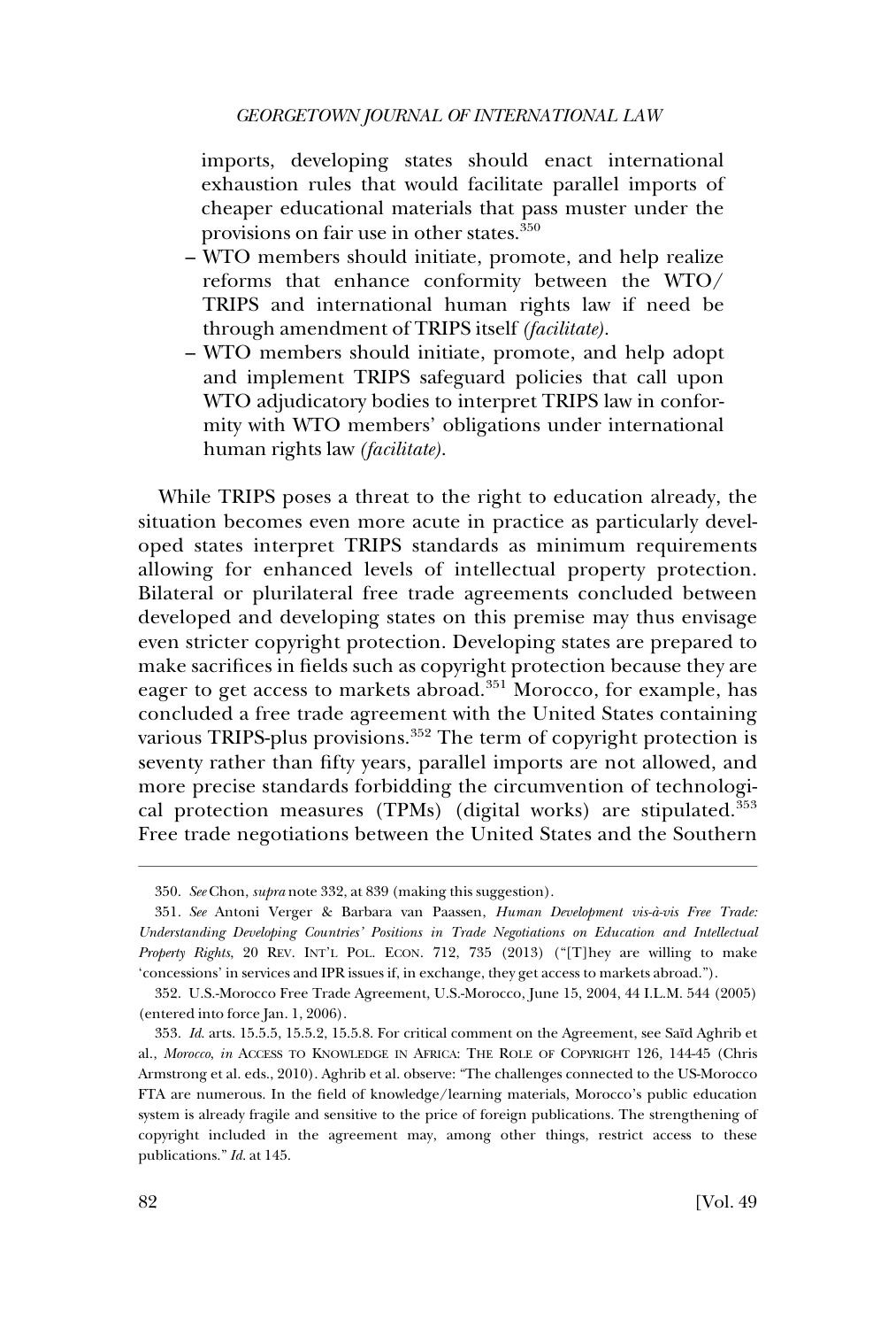imports, developing states should enact international exhaustion rules that would facilitate parallel imports of cheaper educational materials that pass muster under the provisions on fair use in other states.[350]

– WTO members should initiate, promote, and help realize reforms that enhance conformity between the WTO/TRIPS and international human rights law if need be through amendment of TRIPS itself *(facilitate)*.
– WTO members should initiate, promote, and help adopt and implement TRIPS safeguard policies that call upon WTO adjudicatory bodies to interpret TRIPS law in conformity with WTO members' obligations under international human rights law *(facilitate)*.

While TRIPS poses a threat to the right to education already, the situation becomes even more acute in practice as particularly developed states interpret TRIPS standards as minimum requirements allowing for enhanced levels of intellectual property protection. Bilateral or plurilateral free trade agreements concluded between developed and developing states on this premise may thus envisage even stricter copyright protection. Developing states are prepared to make sacrifices in fields such as copyright protection because they are eager to get access to markets abroad.[351] Morocco, for example, has concluded a free trade agreement with the United States containing various TRIPS-plus provisions.[352] The term of copyright protection is seventy rather than fifty years, parallel imports are not allowed, and more precise standards forbidding the circumvention of technological protection measures (TPMs) (digital works) are stipulated.[353] Free trade negotiations between the United States and the Southern

---

350. *See* Chon, *supra* note 332, at 839 (making this suggestion).

351. *See* Antoni Verger & Barbara van Paassen, *Human Development vis-à-vis Free Trade: Understanding Developing Countries' Positions in Trade Negotiations on Education and Intellectual Property Rights*, 20 REV. INT'L POL. ECON. 712, 735 (2013) ("[T]hey are willing to make 'concessions' in services and IPR issues if, in exchange, they get access to markets abroad.").

352. U.S.-Morocco Free Trade Agreement, U.S.-Morocco, June 15, 2004, 44 I.L.M. 544 (2005) (entered into force Jan. 1, 2006).

353. *Id.* arts. 15.5.5, 15.5.2, 15.5.8. For critical comment on the Agreement, see Saïd Aghrib et al., *Morocco*, *in* ACCESS TO KNOWLEDGE IN AFRICA: THE ROLE OF COPYRIGHT 126, 144-45 (Chris Armstrong et al. eds., 2010). Aghrib et al. observe: "The challenges connected to the US-Morocco FTA are numerous. In the field of knowledge/learning materials, Morocco's public education system is already fragile and sensitive to the price of foreign publications. The strengthening of copyright included in the agreement may, among other things, restrict access to these publications." *Id.* at 145.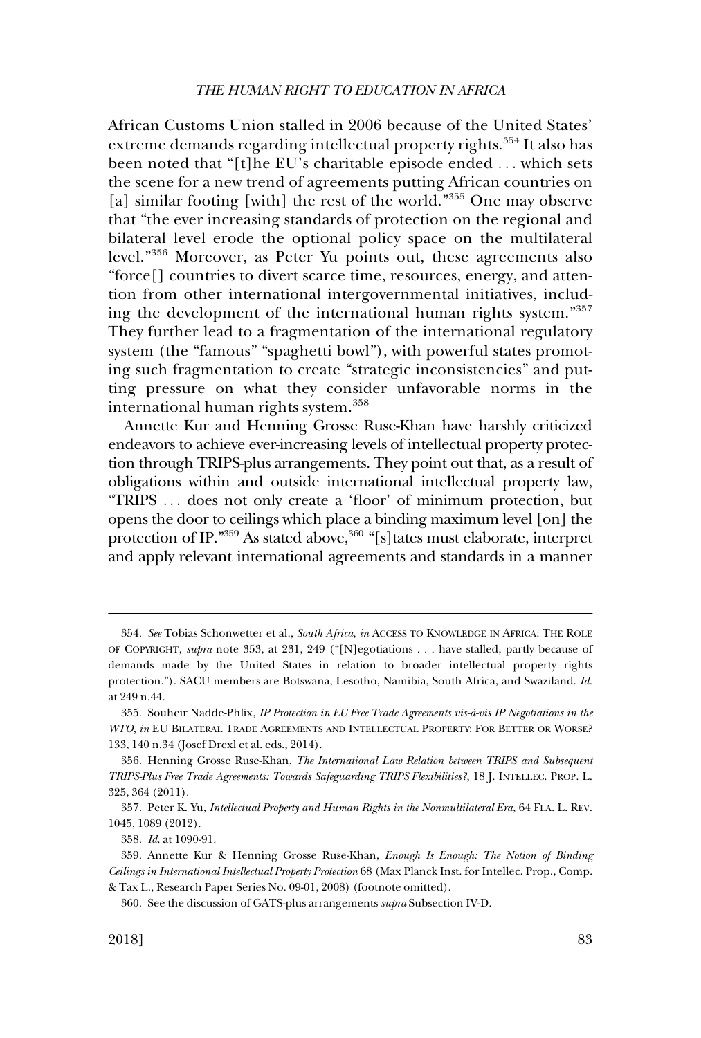African Customs Union stalled in 2006 because of the United States' extreme demands regarding intellectual property rights.[354] It also has been noted that "[t]he EU's charitable episode ended . . . which sets the scene for a new trend of agreements putting African countries on [a] similar footing [with] the rest of the world."[355] One may observe that "the ever increasing standards of protection on the regional and bilateral level erode the optional policy space on the multilateral level."[356] Moreover, as Peter Yu points out, these agreements also "force[] countries to divert scarce time, resources, energy, and attention from other international intergovernmental initiatives, including the development of the international human rights system."[357] They further lead to a fragmentation of the international regulatory system (the "famous" "spaghetti bowl"), with powerful states promoting such fragmentation to create "strategic inconsistencies" and putting pressure on what they consider unfavorable norms in the international human rights system.[358]

Annette Kur and Henning Grosse Ruse-Khan have harshly criticized endeavors to achieve ever-increasing levels of intellectual property protection through TRIPS-plus arrangements. They point out that, as a result of obligations within and outside international intellectual property law, "TRIPS . . . does not only create a 'floor' of minimum protection, but opens the door to ceilings which place a binding maximum level [on] the protection of IP."[359] As stated above,[360] "[s]tates must elaborate, interpret and apply relevant international agreements and standards in a manner

---

354. *See* Tobias Schonwetter et al., *South Africa*, *in* ACCESS TO KNOWLEDGE IN AFRICA: THE ROLE OF COPYRIGHT, *supra* note 353, at 231, 249 ("[N]egotiations . . . have stalled, partly because of demands made by the United States in relation to broader intellectual property rights protection."). SACU members are Botswana, Lesotho, Namibia, South Africa, and Swaziland. *Id.* at 249 n.44.

355. Souheir Nadde-Phlix, *IP Protection in EU Free Trade Agreements vis-à-vis IP Negotiations in the WTO*, *in* EU BILATERAL TRADE AGREEMENTS AND INTELLECTUAL PROPERTY: FOR BETTER OR WORSE? 133, 140 n.34 (Josef Drexl et al. eds., 2014).

356. Henning Grosse Ruse-Khan, *The International Law Relation between TRIPS and Subsequent TRIPS-Plus Free Trade Agreements: Towards Safeguarding TRIPS Flexibilities?*, 18 J. INTELLEC. PROP. L. 325, 364 (2011).

357. Peter K. Yu, *Intellectual Property and Human Rights in the Nonmultilateral Era*, 64 FLA. L. REV. 1045, 1089 (2012).

358. *Id.* at 1090-91.

359. Annette Kur & Henning Grosse Ruse-Khan, *Enough Is Enough: The Notion of Binding Ceilings in International Intellectual Property Protection* 68 (Max Planck Inst. for Intellec. Prop., Comp. & Tax L., Research Paper Series No. 09-01, 2008) (footnote omitted).

360. See the discussion of GATS-plus arrangements *supra* Subsection IV-D.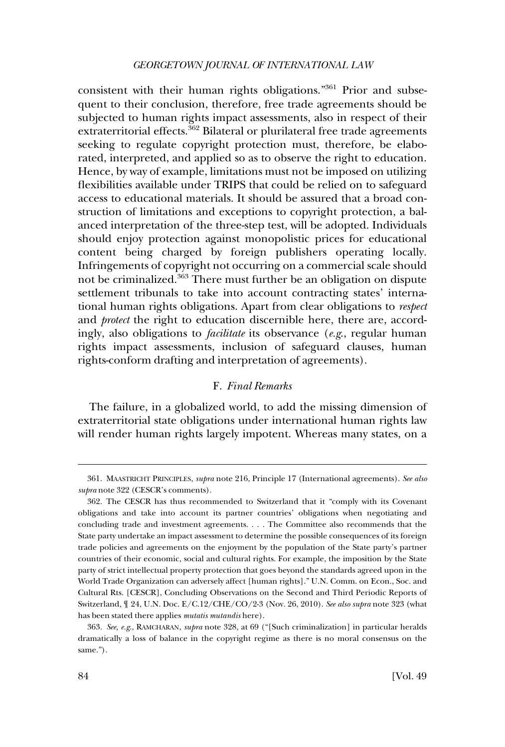consistent with their human rights obligations."[361] Prior and subsequent to their conclusion, therefore, free trade agreements should be subjected to human rights impact assessments, also in respect of their extraterritorial effects.[362] Bilateral or plurilateral free trade agreements seeking to regulate copyright protection must, therefore, be elaborated, interpreted, and applied so as to observe the right to education. Hence, by way of example, limitations must not be imposed on utilizing flexibilities available under TRIPS that could be relied on to safeguard access to educational materials. It should be assured that a broad construction of limitations and exceptions to copyright protection, a balanced interpretation of the three-step test, will be adopted. Individuals should enjoy protection against monopolistic prices for educational content being charged by foreign publishers operating locally. Infringements of copyright not occurring on a commercial scale should not be criminalized.[363] There must further be an obligation on dispute settlement tribunals to take into account contracting states' international human rights obligations. Apart from clear obligations to *respect* and *protect* the right to education discernible here, there are, accordingly, also obligations to *facilitate* its observance (*e.g.*, regular human rights impact assessments, inclusion of safeguard clauses, human rights-conform drafting and interpretation of agreements).

### F. *Final Remarks*

The failure, in a globalized world, to add the missing dimension of extraterritorial state obligations under international human rights law will render human rights largely impotent. Whereas many states, on a

---

361. MAASTRICHT PRINCIPLES, *supra* note 216, Principle 17 (International agreements). *See also supra* note 322 (CESCR's comments).

362. The CESCR has thus recommended to Switzerland that it "comply with its Covenant obligations and take into account its partner countries' obligations when negotiating and concluding trade and investment agreements. . . . The Committee also recommends that the State party undertake an impact assessment to determine the possible consequences of its foreign trade policies and agreements on the enjoyment by the population of the State party's partner countries of their economic, social and cultural rights. For example, the imposition by the State party of strict intellectual property protection that goes beyond the standards agreed upon in the World Trade Organization can adversely affect [human rights]." U.N. Comm. on Econ., Soc. and Cultural Rts. [CESCR], Concluding Observations on the Second and Third Periodic Reports of Switzerland, ¶ 24, U.N. Doc. E/C.12/CHE/CO/2-3 (Nov. 26, 2010). *See also supra* note 323 (what has been stated there applies *mutatis mutandis* here).

363. *See, e.g.*, RAMCHARAN, *supra* note 328, at 69 ("[Such criminalization] in particular heralds dramatically a loss of balance in the copyright regime as there is no moral consensus on the same.").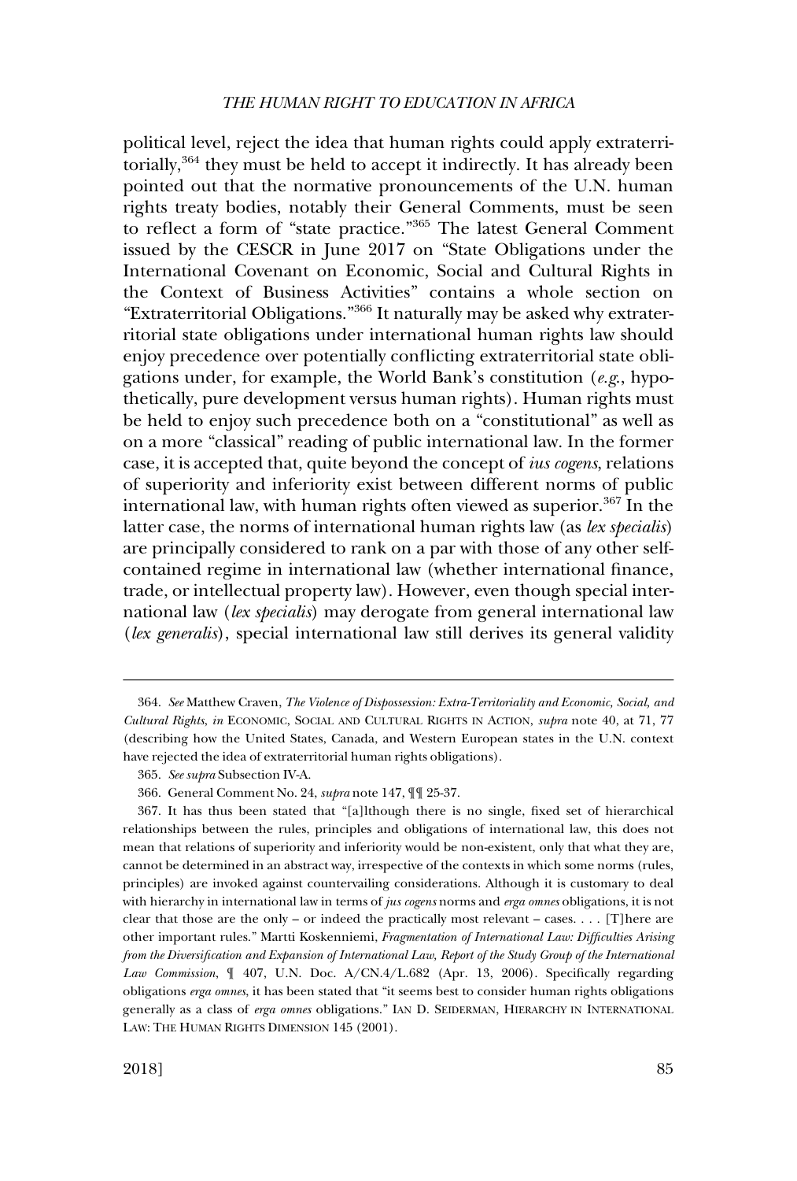political level, reject the idea that human rights could apply extraterritorially,[364] they must be held to accept it indirectly. It has already been pointed out that the normative pronouncements of the U.N. human rights treaty bodies, notably their General Comments, must be seen to reflect a form of "state practice."[365] The latest General Comment issued by the CESCR in June 2017 on "State Obligations under the International Covenant on Economic, Social and Cultural Rights in the Context of Business Activities" contains a whole section on "Extraterritorial Obligations."[366] It naturally may be asked why extraterritorial state obligations under international human rights law should enjoy precedence over potentially conflicting extraterritorial state obligations under, for example, the World Bank's constitution (*e.g.*, hypothetically, pure development versus human rights). Human rights must be held to enjoy such precedence both on a "constitutional" as well as on a more "classical" reading of public international law. In the former case, it is accepted that, quite beyond the concept of *ius cogens*, relations of superiority and inferiority exist between different norms of public international law, with human rights often viewed as superior.[367] In the latter case, the norms of international human rights law (as *lex specialis*) are principally considered to rank on a par with those of any other self-contained regime in international law (whether international finance, trade, or intellectual property law). However, even though special international law (*lex specialis*) may derogate from general international law (*lex generalis*), special international law still derives its general validity

---

364. *See* Matthew Craven, *The Violence of Dispossession: Extra-Territoriality and Economic, Social, and Cultural Rights*, *in* ECONOMIC, SOCIAL AND CULTURAL RIGHTS IN ACTION, *supra* note 40, at 71, 77 (describing how the United States, Canada, and Western European states in the U.N. context have rejected the idea of extraterritorial human rights obligations).

365. *See supra* Subsection IV-A.

366. General Comment No. 24, *supra* note 147, ¶¶ 25-37.

367. It has thus been stated that "[a]lthough there is no single, fixed set of hierarchical relationships between the rules, principles and obligations of international law, this does not mean that relations of superiority and inferiority would be non-existent, only that what they are, cannot be determined in an abstract way, irrespective of the contexts in which some norms (rules, principles) are invoked against countervailing considerations. Although it is customary to deal with hierarchy in international law in terms of *jus cogens* norms and *erga omnes* obligations, it is not clear that those are the only – or indeed the practically most relevant – cases. . . . [T]here are other important rules." Martti Koskenniemi, *Fragmentation of International Law: Difficulties Arising from the Diversification and Expansion of International Law, Report of the Study Group of the International Law Commission*, ¶ 407, U.N. Doc. A/CN.4/L.682 (Apr. 13, 2006). Specifically regarding obligations *erga omnes*, it has been stated that "it seems best to consider human rights obligations generally as a class of *erga omnes* obligations." IAN D. SEIDERMAN, HIERARCHY IN INTERNATIONAL LAW: THE HUMAN RIGHTS DIMENSION 145 (2001).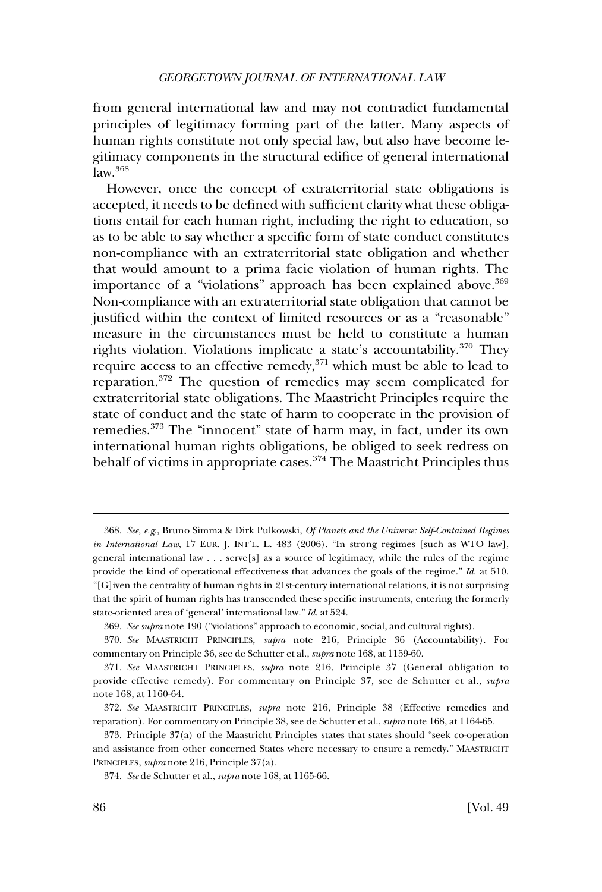from general international law and may not contradict fundamental principles of legitimacy forming part of the latter. Many aspects of human rights constitute not only special law, but also have become legitimacy components in the structural edifice of general international law.[368]

However, once the concept of extraterritorial state obligations is accepted, it needs to be defined with sufficient clarity what these obligations entail for each human right, including the right to education, so as to be able to say whether a specific form of state conduct constitutes non-compliance with an extraterritorial state obligation and whether that would amount to a prima facie violation of human rights. The importance of a "violations" approach has been explained above.[369] Non-compliance with an extraterritorial state obligation that cannot be justified within the context of limited resources or as a "reasonable" measure in the circumstances must be held to constitute a human rights violation. Violations implicate a state's accountability.[370] They require access to an effective remedy,[371] which must be able to lead to reparation.[372] The question of remedies may seem complicated for extraterritorial state obligations. The Maastricht Principles require the state of conduct and the state of harm to cooperate in the provision of remedies.[373] The "innocent" state of harm may, in fact, under its own international human rights obligations, be obliged to seek redress on behalf of victims in appropriate cases.[374] The Maastricht Principles thus

---

368. *See, e.g.*, Bruno Simma & Dirk Pulkowski, *Of Planets and the Universe: Self-Contained Regimes in International Law*, 17 EUR. J. INT'L. L. 483 (2006). "In strong regimes [such as WTO law], general international law . . . serve[s] as a source of legitimacy, while the rules of the regime provide the kind of operational effectiveness that advances the goals of the regime." *Id.* at 510. "[G]iven the centrality of human rights in 21st-century international relations, it is not surprising that the spirit of human rights has transcended these specific instruments, entering the formerly state-oriented area of 'general' international law." *Id.* at 524.

369. *See supra* note 190 ("violations" approach to economic, social, and cultural rights).

370. *See* MAASTRICHT PRINCIPLES, *supra* note 216, Principle 36 (Accountability). For commentary on Principle 36, see de Schutter et al., *supra* note 168, at 1159-60.

371. *See* MAASTRICHT PRINCIPLES, *supra* note 216, Principle 37 (General obligation to provide effective remedy). For commentary on Principle 37, see de Schutter et al., *supra* note 168, at 1160-64.

372. *See* MAASTRICHT PRINCIPLES, *supra* note 216, Principle 38 (Effective remedies and reparation). For commentary on Principle 38, see de Schutter et al., *supra* note 168, at 1164-65.

373. Principle 37(a) of the Maastricht Principles states that states should "seek co-operation and assistance from other concerned States where necessary to ensure a remedy." MAASTRICHT PRINCIPLES, *supra* note 216, Principle 37(a).

374. *See* de Schutter et al., *supra* note 168, at 1165-66.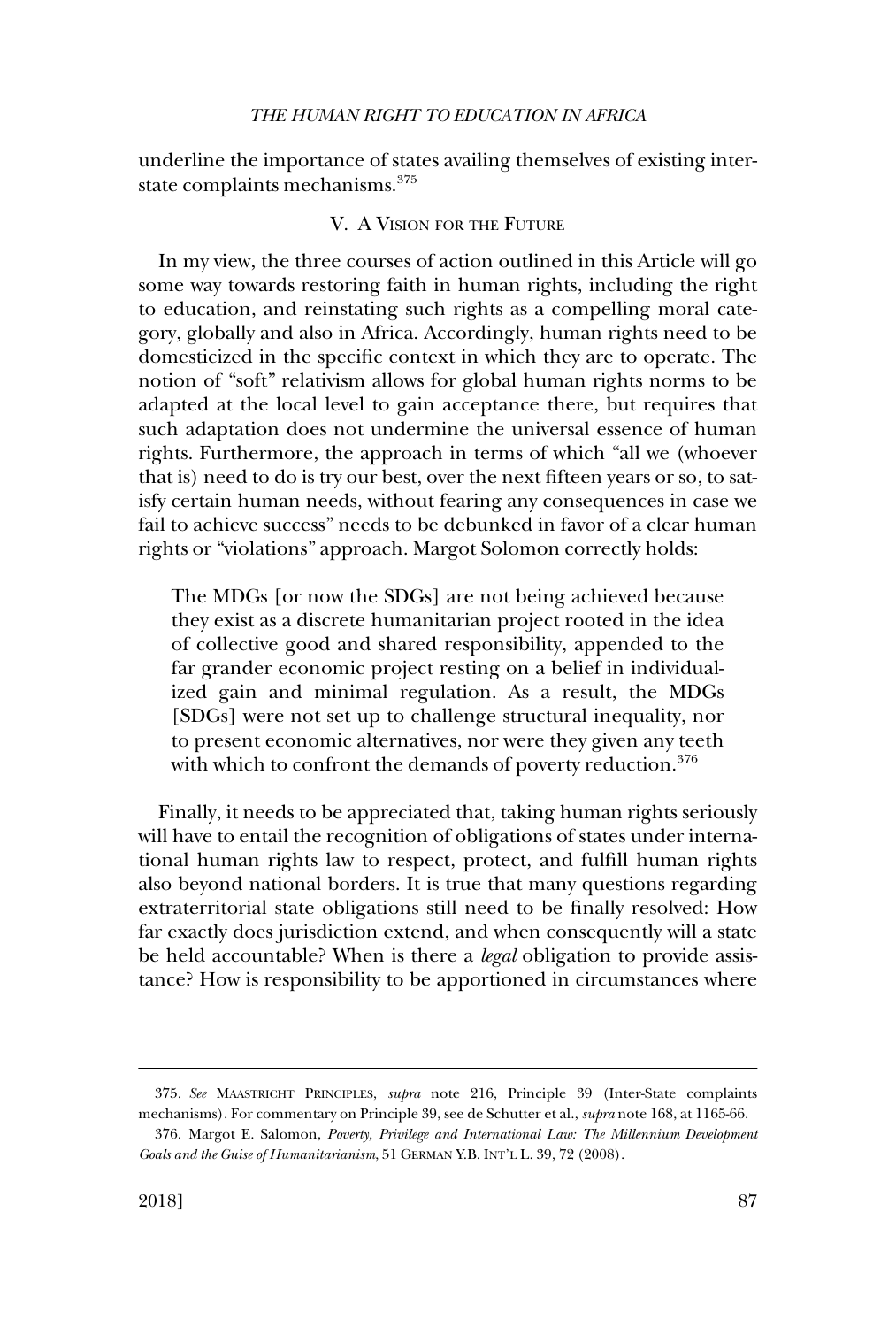underline the importance of states availing themselves of existing inter-state complaints mechanisms.[375]

## V. A Vision for the Future

In my view, the three courses of action outlined in this Article will go some way towards restoring faith in human rights, including the right to education, and reinstating such rights as a compelling moral category, globally and also in Africa. Accordingly, human rights need to be domesticized in the specific context in which they are to operate. The notion of "soft" relativism allows for global human rights norms to be adapted at the local level to gain acceptance there, but requires that such adaptation does not undermine the universal essence of human rights. Furthermore, the approach in terms of which "all we (whoever that is) need to do is try our best, over the next fifteen years or so, to satisfy certain human needs, without fearing any consequences in case we fail to achieve success" needs to be debunked in favor of a clear human rights or "violations" approach. Margot Solomon correctly holds:

> The MDGs [or now the SDGs] are not being achieved because they exist as a discrete humanitarian project rooted in the idea of collective good and shared responsibility, appended to the far grander economic project resting on a belief in individualized gain and minimal regulation. As a result, the MDGs [SDGs] were not set up to challenge structural inequality, nor to present economic alternatives, nor were they given any teeth with which to confront the demands of poverty reduction.[376]

Finally, it needs to be appreciated that, taking human rights seriously will have to entail the recognition of obligations of states under international human rights law to respect, protect, and fulfill human rights also beyond national borders. It is true that many questions regarding extraterritorial state obligations still need to be finally resolved: How far exactly does jurisdiction extend, and when consequently will a state be held accountable? When is there a *legal* obligation to provide assistance? How is responsibility to be apportioned in circumstances where

---

375. *See* Maastricht Principles, *supra* note 216, Principle 39 (Inter-State complaints mechanisms). For commentary on Principle 39, see de Schutter et al., *supra* note 168, at 1165-66.

376. Margot E. Salomon, *Poverty, Privilege and International Law: The Millennium Development Goals and the Guise of Humanitarianism*, 51 German Y.B. Int'l L. 39, 72 (2008).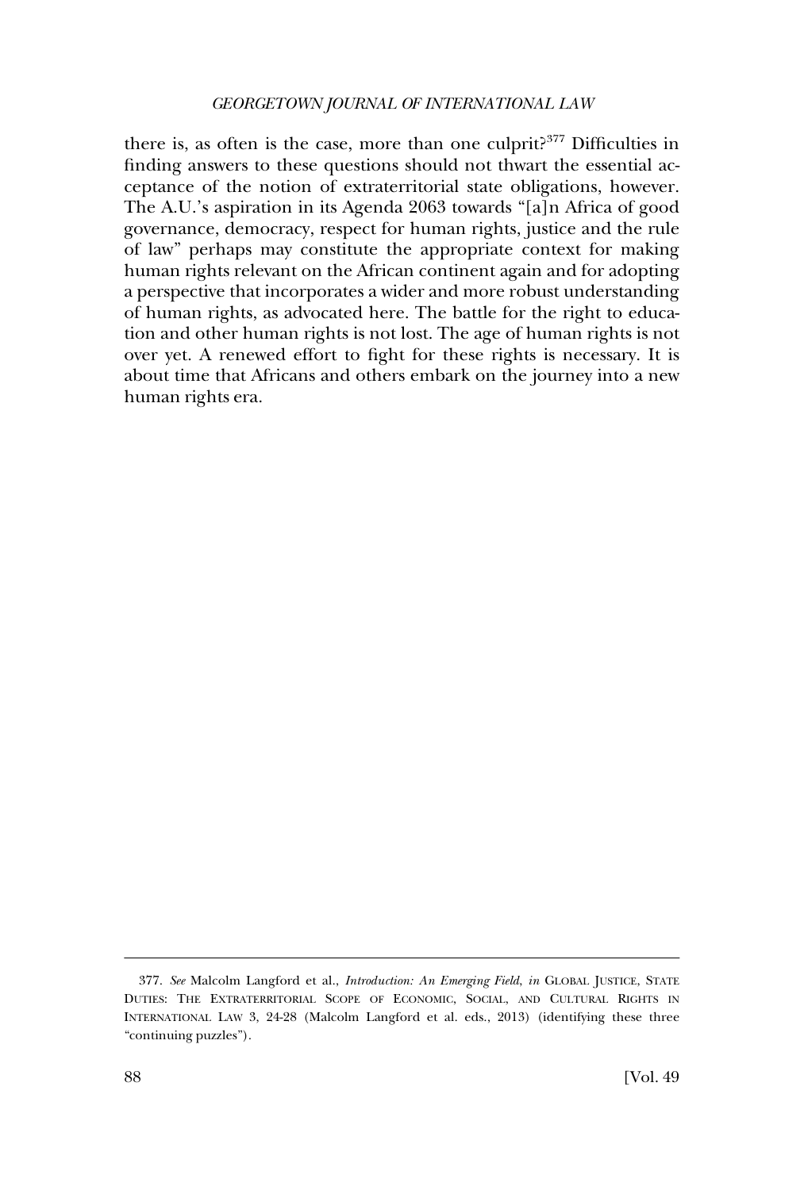there is, as often is the case, more than one culprit?[377] Difficulties in finding answers to these questions should not thwart the essential acceptance of the notion of extraterritorial state obligations, however. The A.U.'s aspiration in its Agenda 2063 towards "[a]n Africa of good governance, democracy, respect for human rights, justice and the rule of law" perhaps may constitute the appropriate context for making human rights relevant on the African continent again and for adopting a perspective that incorporates a wider and more robust understanding of human rights, as advocated here. The battle for the right to education and other human rights is not lost. The age of human rights is not over yet. A renewed effort to fight for these rights is necessary. It is about time that Africans and others embark on the journey into a new human rights era.

---

377. *See* Malcolm Langford et al., *Introduction: An Emerging Field*, *in* GLOBAL JUSTICE, STATE DUTIES: THE EXTRATERRITORIAL SCOPE OF ECONOMIC, SOCIAL, AND CULTURAL RIGHTS IN INTERNATIONAL LAW 3, 24-28 (Malcolm Langford et al. eds., 2013) (identifying these three "continuing puzzles").